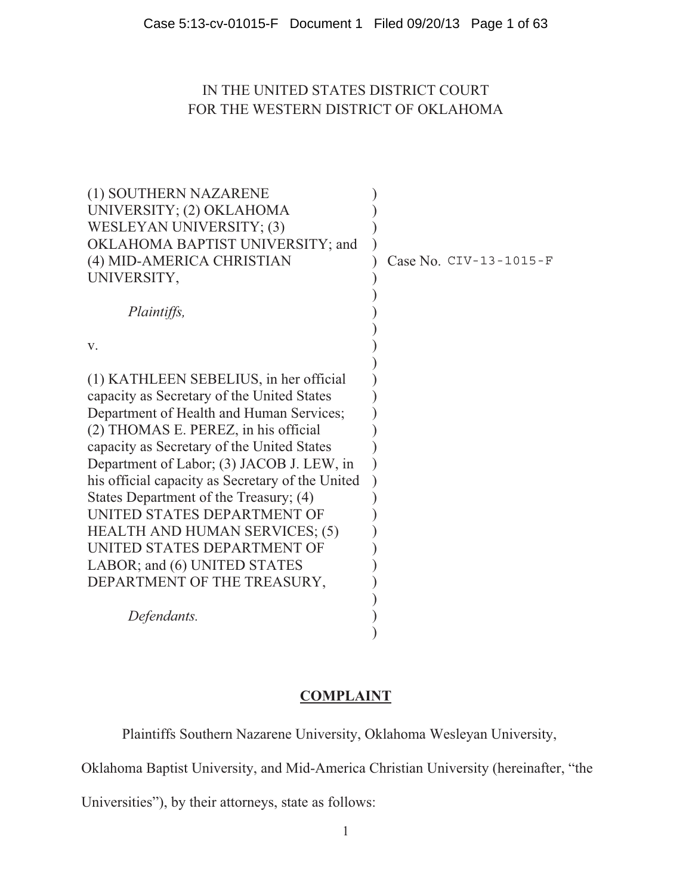IN THE UNITED STATES DISTRICT COURT
FOR THE WESTERN DISTRICT OF OKLAHOMA

| | | |
|---|---|---|
| (1) SOUTHERN NAZARENE UNIVERSITY; (2) OKLAHOMA WESLEYAN UNIVERSITY; (3) OKLAHOMA BAPTIST UNIVERSITY; and (4) MID-AMERICA CHRISTIAN UNIVERSITY,<br><br>*Plaintiffs,*<br><br>v.<br><br>(1) KATHLEEN SEBELIUS, in her official capacity as Secretary of the United States Department of Health and Human Services; (2) THOMAS E. PEREZ, in his official capacity as Secretary of the United States Department of Labor; (3) JACOB J. LEW, in his official capacity as Secretary of the United States Department of the Treasury; (4) UNITED STATES DEPARTMENT OF HEALTH AND HUMAN SERVICES; (5) UNITED STATES DEPARTMENT OF LABOR; and (6) UNITED STATES DEPARTMENT OF THE TREASURY,<br><br>*Defendants.* | ) | Case No. CIV-13-1015-F |

## <u>COMPLAINT</u>

Plaintiffs Southern Nazarene University, Oklahoma Wesleyan University, Oklahoma Baptist University, and Mid-America Christian University (hereinafter, "the Universities"), by their attorneys, state as follows: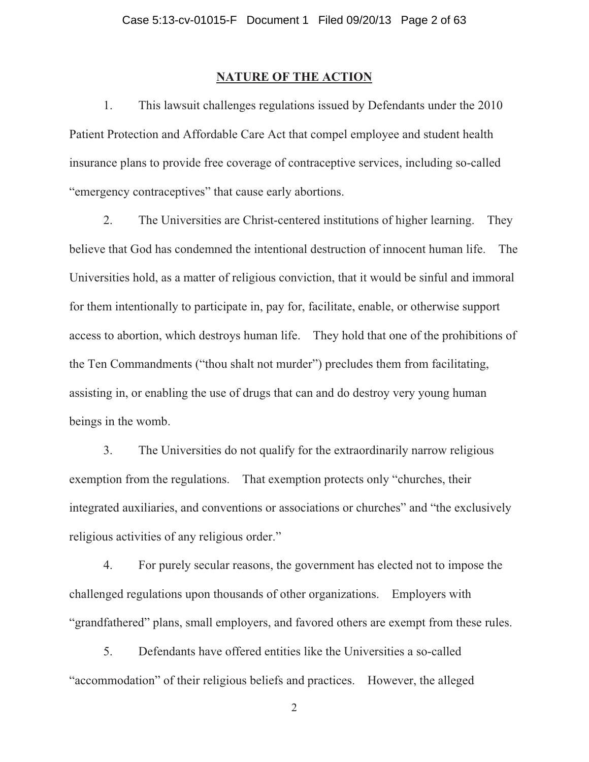## NATURE OF THE ACTION

1. This lawsuit challenges regulations issued by Defendants under the 2010 Patient Protection and Affordable Care Act that compel employee and student health insurance plans to provide free coverage of contraceptive services, including so-called "emergency contraceptives" that cause early abortions.

2. The Universities are Christ-centered institutions of higher learning. They believe that God has condemned the intentional destruction of innocent human life. The Universities hold, as a matter of religious conviction, that it would be sinful and immoral for them intentionally to participate in, pay for, facilitate, enable, or otherwise support access to abortion, which destroys human life. They hold that one of the prohibitions of the Ten Commandments ("thou shalt not murder") precludes them from facilitating, assisting in, or enabling the use of drugs that can and do destroy very young human beings in the womb.

3. The Universities do not qualify for the extraordinarily narrow religious exemption from the regulations. That exemption protects only "churches, their integrated auxiliaries, and conventions or associations or churches" and "the exclusively religious activities of any religious order."

4. For purely secular reasons, the government has elected not to impose the challenged regulations upon thousands of other organizations. Employers with "grandfathered" plans, small employers, and favored others are exempt from these rules.

5. Defendants have offered entities like the Universities a so-called "accommodation" of their religious beliefs and practices. However, the alleged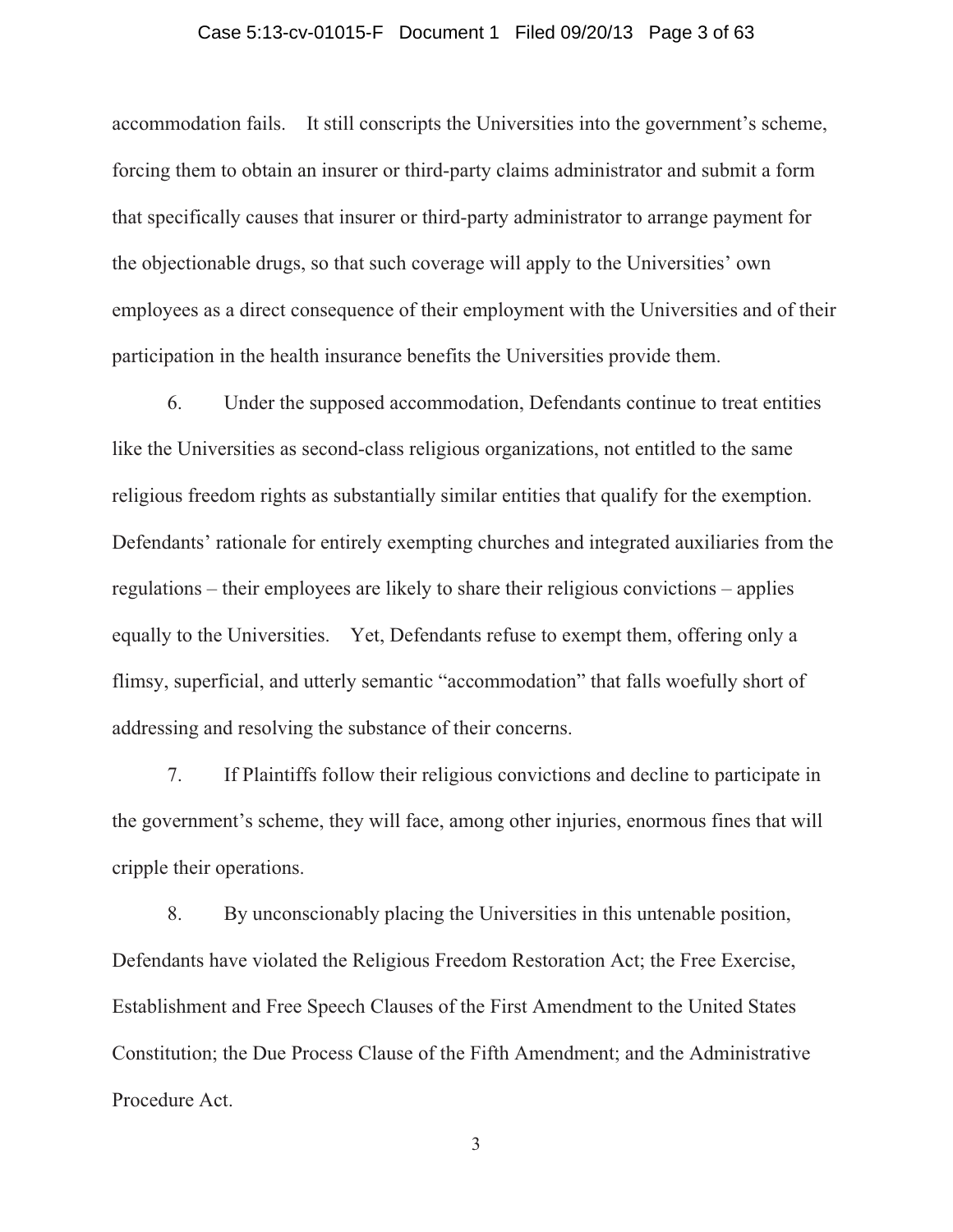accommodation fails. It still conscripts the Universities into the government's scheme, forcing them to obtain an insurer or third-party claims administrator and submit a form that specifically causes that insurer or third-party administrator to arrange payment for the objectionable drugs, so that such coverage will apply to the Universities' own employees as a direct consequence of their employment with the Universities and of their participation in the health insurance benefits the Universities provide them.

6. Under the supposed accommodation, Defendants continue to treat entities like the Universities as second-class religious organizations, not entitled to the same religious freedom rights as substantially similar entities that qualify for the exemption. Defendants' rationale for entirely exempting churches and integrated auxiliaries from the regulations – their employees are likely to share their religious convictions – applies equally to the Universities. Yet, Defendants refuse to exempt them, offering only a flimsy, superficial, and utterly semantic "accommodation" that falls woefully short of addressing and resolving the substance of their concerns.

7. If Plaintiffs follow their religious convictions and decline to participate in the government's scheme, they will face, among other injuries, enormous fines that will cripple their operations.

8. By unconscionably placing the Universities in this untenable position, Defendants have violated the Religious Freedom Restoration Act; the Free Exercise, Establishment and Free Speech Clauses of the First Amendment to the United States Constitution; the Due Process Clause of the Fifth Amendment; and the Administrative Procedure Act.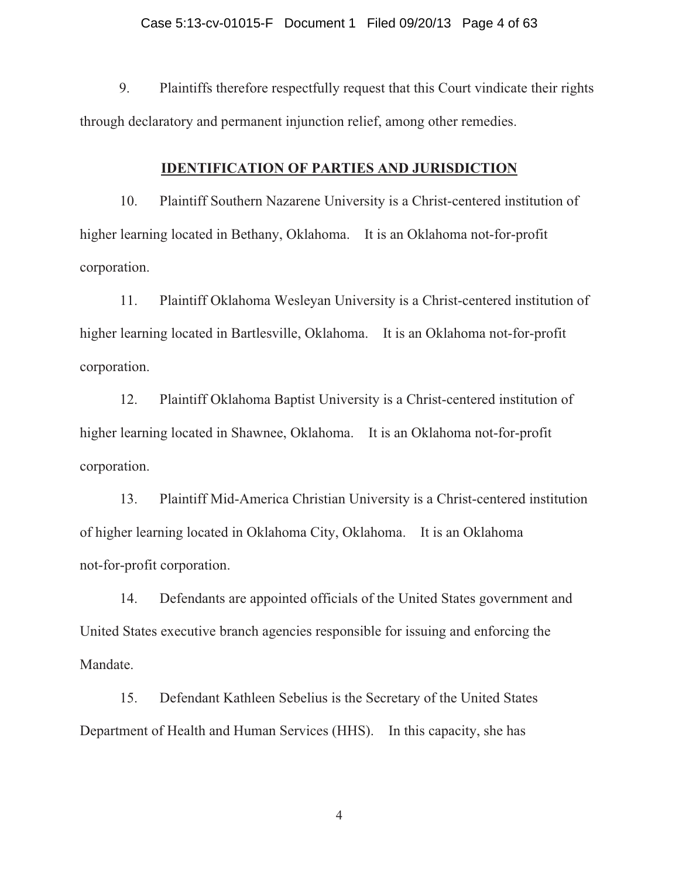9. Plaintiffs therefore respectfully request that this Court vindicate their rights through declaratory and permanent injunction relief, among other remedies.

## IDENTIFICATION OF PARTIES AND JURISDICTION

10. Plaintiff Southern Nazarene University is a Christ-centered institution of higher learning located in Bethany, Oklahoma. It is an Oklahoma not-for-profit corporation.

11. Plaintiff Oklahoma Wesleyan University is a Christ-centered institution of higher learning located in Bartlesville, Oklahoma. It is an Oklahoma not-for-profit corporation.

12. Plaintiff Oklahoma Baptist University is a Christ-centered institution of higher learning located in Shawnee, Oklahoma. It is an Oklahoma not-for-profit corporation.

13. Plaintiff Mid-America Christian University is a Christ-centered institution of higher learning located in Oklahoma City, Oklahoma. It is an Oklahoma not-for-profit corporation.

14. Defendants are appointed officials of the United States government and United States executive branch agencies responsible for issuing and enforcing the Mandate.

15. Defendant Kathleen Sebelius is the Secretary of the United States Department of Health and Human Services (HHS). In this capacity, she has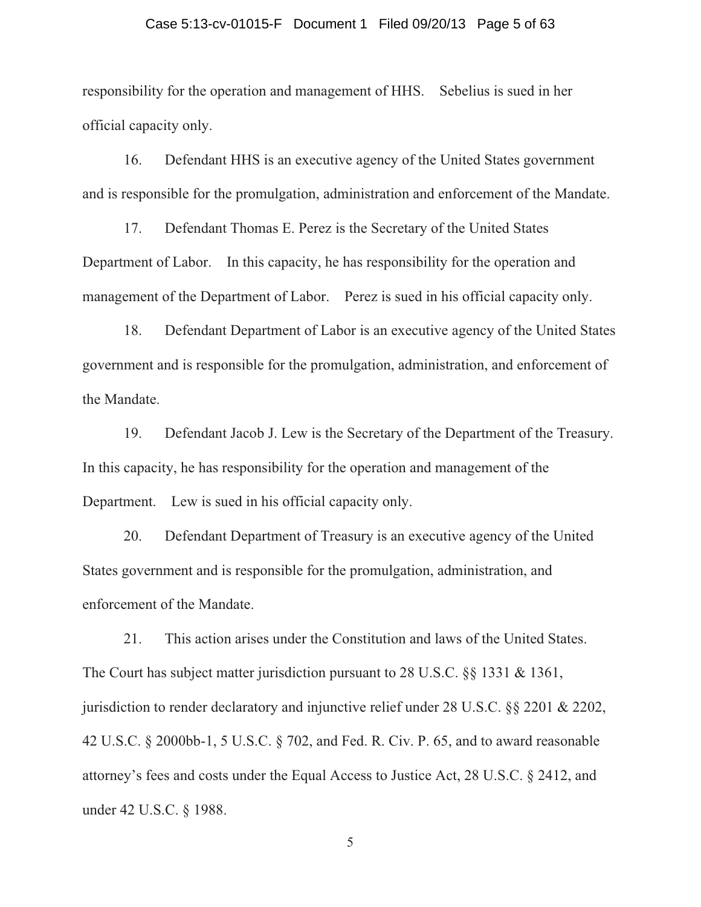responsibility for the operation and management of HHS. Sebelius is sued in her official capacity only.

16. Defendant HHS is an executive agency of the United States government and is responsible for the promulgation, administration and enforcement of the Mandate.

17. Defendant Thomas E. Perez is the Secretary of the United States Department of Labor. In this capacity, he has responsibility for the operation and management of the Department of Labor. Perez is sued in his official capacity only.

18. Defendant Department of Labor is an executive agency of the United States government and is responsible for the promulgation, administration, and enforcement of the Mandate.

19. Defendant Jacob J. Lew is the Secretary of the Department of the Treasury. In this capacity, he has responsibility for the operation and management of the Department. Lew is sued in his official capacity only.

20. Defendant Department of Treasury is an executive agency of the United States government and is responsible for the promulgation, administration, and enforcement of the Mandate.

21. This action arises under the Constitution and laws of the United States. The Court has subject matter jurisdiction pursuant to 28 U.S.C. §§ 1331 & 1361, jurisdiction to render declaratory and injunctive relief under 28 U.S.C. §§ 2201 & 2202, 42 U.S.C. § 2000bb-1, 5 U.S.C. § 702, and Fed. R. Civ. P. 65, and to award reasonable attorney's fees and costs under the Equal Access to Justice Act, 28 U.S.C. § 2412, and under 42 U.S.C. § 1988.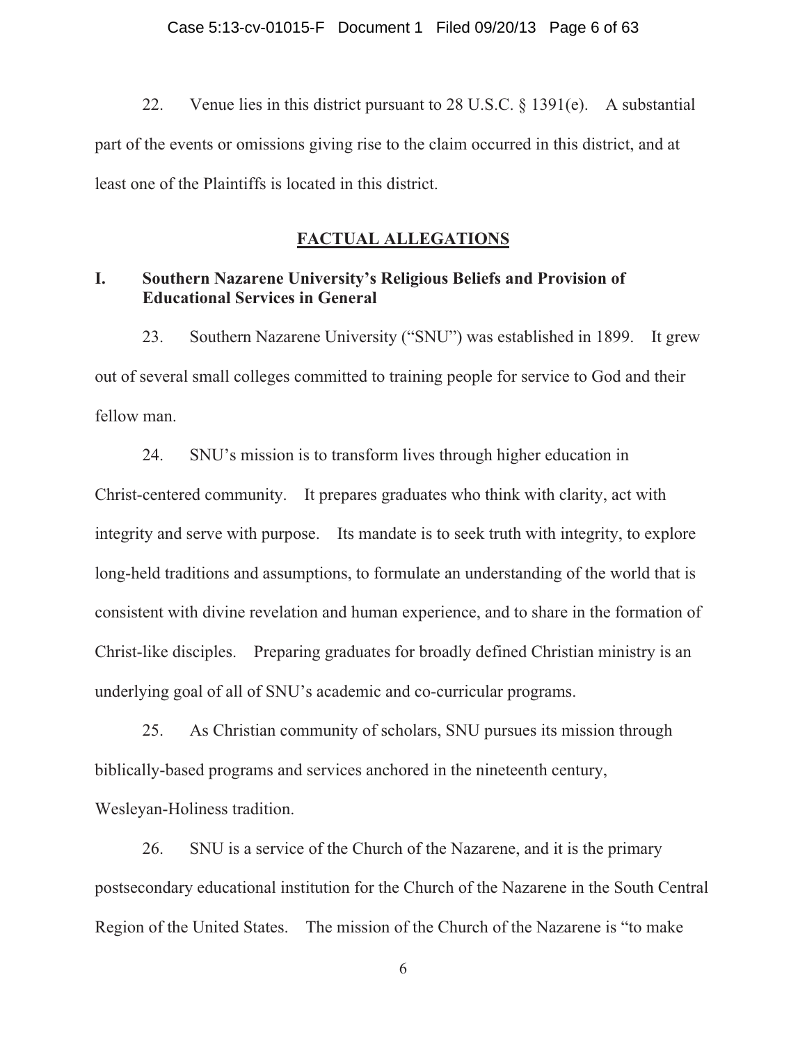22. Venue lies in this district pursuant to 28 U.S.C. § 1391(e). A substantial part of the events or omissions giving rise to the claim occurred in this district, and at least one of the Plaintiffs is located in this district.

## FACTUAL ALLEGATIONS

### I. Southern Nazarene University's Religious Beliefs and Provision of Educational Services in General

23. Southern Nazarene University ("SNU") was established in 1899. It grew out of several small colleges committed to training people for service to God and their fellow man.

24. SNU's mission is to transform lives through higher education in Christ-centered community. It prepares graduates who think with clarity, act with integrity and serve with purpose. Its mandate is to seek truth with integrity, to explore long-held traditions and assumptions, to formulate an understanding of the world that is consistent with divine revelation and human experience, and to share in the formation of Christ-like disciples. Preparing graduates for broadly defined Christian ministry is an underlying goal of all of SNU's academic and co-curricular programs.

25. As Christian community of scholars, SNU pursues its mission through biblically-based programs and services anchored in the nineteenth century, Wesleyan-Holiness tradition.

26. SNU is a service of the Church of the Nazarene, and it is the primary postsecondary educational institution for the Church of the Nazarene in the South Central Region of the United States. The mission of the Church of the Nazarene is "to make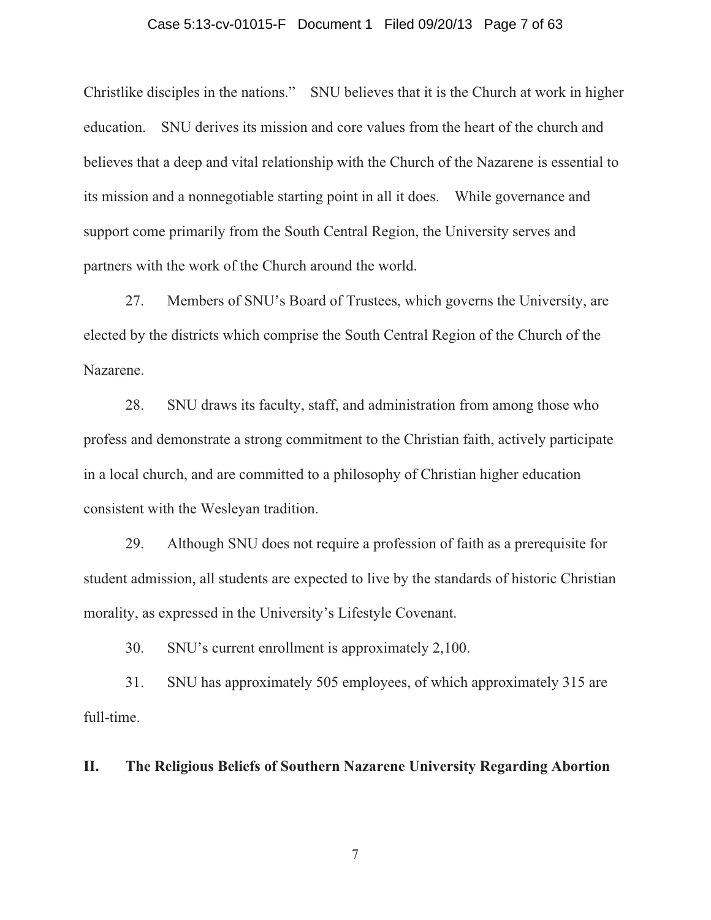Christlike disciples in the nations." SNU believes that it is the Church at work in higher education. SNU derives its mission and core values from the heart of the church and believes that a deep and vital relationship with the Church of the Nazarene is essential to its mission and a nonnegotiable starting point in all it does. While governance and support come primarily from the South Central Region, the University serves and partners with the work of the Church around the world.

27. Members of SNU's Board of Trustees, which governs the University, are elected by the districts which comprise the South Central Region of the Church of the Nazarene.

28. SNU draws its faculty, staff, and administration from among those who profess and demonstrate a strong commitment to the Christian faith, actively participate in a local church, and are committed to a philosophy of Christian higher education consistent with the Wesleyan tradition.

29. Although SNU does not require a profession of faith as a prerequisite for student admission, all students are expected to live by the standards of historic Christian morality, as expressed in the University's Lifestyle Covenant.

30. SNU's current enrollment is approximately 2,100.

31. SNU has approximately 505 employees, of which approximately 315 are full-time.

## II. The Religious Beliefs of Southern Nazarene University Regarding Abortion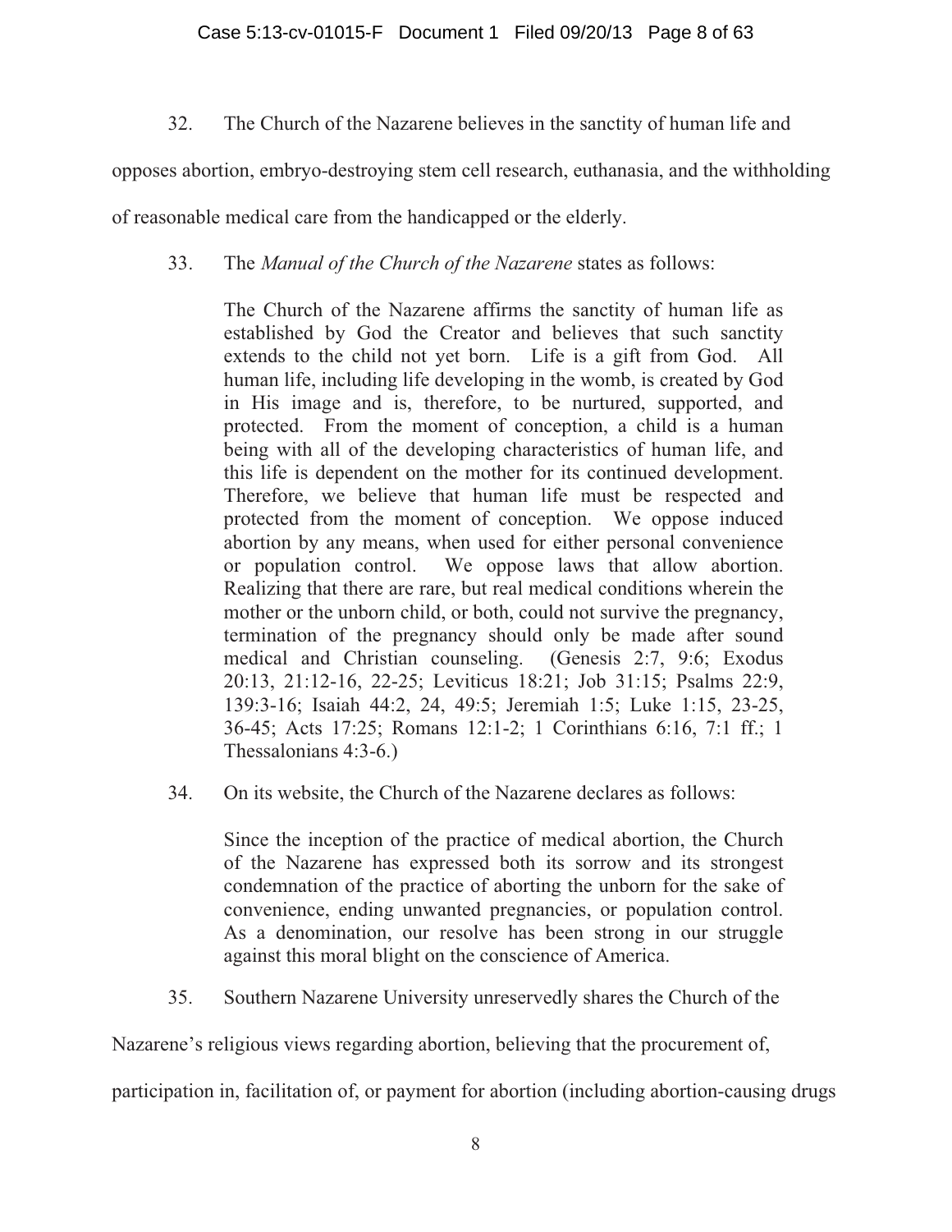32. The Church of the Nazarene believes in the sanctity of human life and opposes abortion, embryo-destroying stem cell research, euthanasia, and the withholding of reasonable medical care from the handicapped or the elderly.

33. The *Manual of the Church of the Nazarene* states as follows:

> The Church of the Nazarene affirms the sanctity of human life as established by God the Creator and believes that such sanctity extends to the child not yet born. Life is a gift from God. All human life, including life developing in the womb, is created by God in His image and is, therefore, to be nurtured, supported, and protected. From the moment of conception, a child is a human being with all of the developing characteristics of human life, and this life is dependent on the mother for its continued development. Therefore, we believe that human life must be respected and protected from the moment of conception. We oppose induced abortion by any means, when used for either personal convenience or population control. We oppose laws that allow abortion. Realizing that there are rare, but real medical conditions wherein the mother or the unborn child, or both, could not survive the pregnancy, termination of the pregnancy should only be made after sound medical and Christian counseling. (Genesis 2:7, 9:6; Exodus 20:13, 21:12-16, 22-25; Leviticus 18:21; Job 31:15; Psalms 22:9, 139:3-16; Isaiah 44:2, 24, 49:5; Jeremiah 1:5; Luke 1:15, 23-25, 36-45; Acts 17:25; Romans 12:1-2; 1 Corinthians 6:16, 7:1 ff.; 1 Thessalonians 4:3-6.)

34. On its website, the Church of the Nazarene declares as follows:

> Since the inception of the practice of medical abortion, the Church of the Nazarene has expressed both its sorrow and its strongest condemnation of the practice of aborting the unborn for the sake of convenience, ending unwanted pregnancies, or population control. As a denomination, our resolve has been strong in our struggle against this moral blight on the conscience of America.

35. Southern Nazarene University unreservedly shares the Church of the Nazarene's religious views regarding abortion, believing that the procurement of, participation in, facilitation of, or payment for abortion (including abortion-causing drugs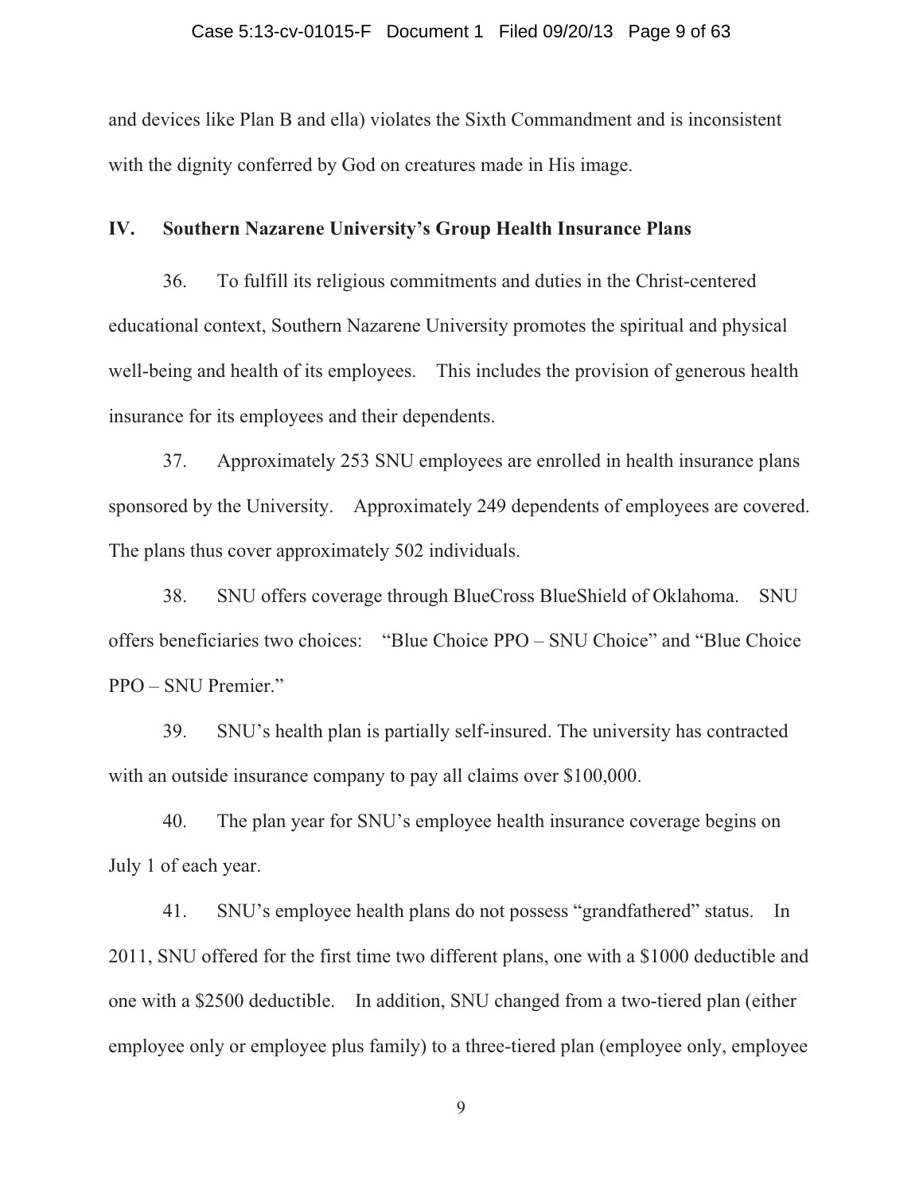and devices like Plan B and ella) violates the Sixth Commandment and is inconsistent with the dignity conferred by God on creatures made in His image.

## IV. Southern Nazarene University's Group Health Insurance Plans

36. To fulfill its religious commitments and duties in the Christ-centered educational context, Southern Nazarene University promotes the spiritual and physical well-being and health of its employees. This includes the provision of generous health insurance for its employees and their dependents.

37. Approximately 253 SNU employees are enrolled in health insurance plans sponsored by the University. Approximately 249 dependents of employees are covered. The plans thus cover approximately 502 individuals.

38. SNU offers coverage through BlueCross BlueShield of Oklahoma. SNU offers beneficiaries two choices: "Blue Choice PPO – SNU Choice" and "Blue Choice PPO – SNU Premier."

39. SNU's health plan is partially self-insured. The university has contracted with an outside insurance company to pay all claims over $100,000.

40. The plan year for SNU's employee health insurance coverage begins on July 1 of each year.

41. SNU's employee health plans do not possess "grandfathered" status. In 2011, SNU offered for the first time two different plans, one with a $1000 deductible and one with a $2500 deductible. In addition, SNU changed from a two-tiered plan (either employee only or employee plus family) to a three-tiered plan (employee only, employee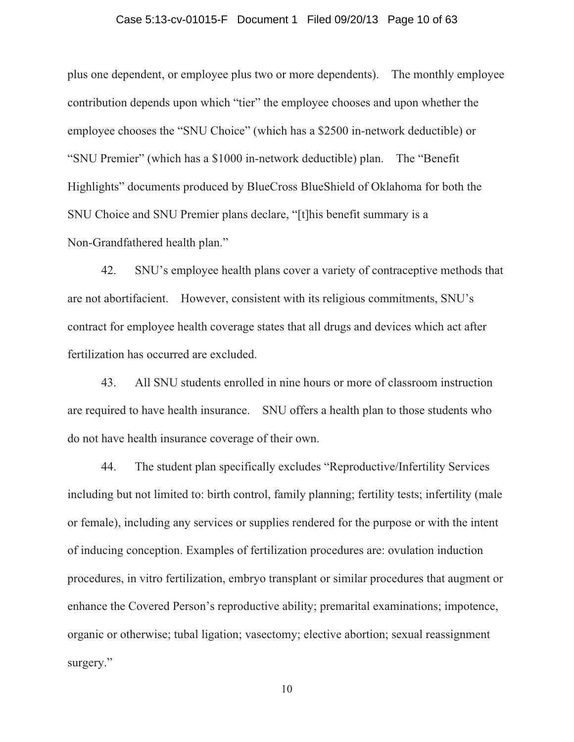plus one dependent, or employee plus two or more dependents). The monthly employee contribution depends upon which "tier" the employee chooses and upon whether the employee chooses the "SNU Choice" (which has a $2500 in-network deductible) or "SNU Premier" (which has a $1000 in-network deductible) plan. The "Benefit Highlights" documents produced by BlueCross BlueShield of Oklahoma for both the SNU Choice and SNU Premier plans declare, "[t]his benefit summary is a Non-Grandfathered health plan."

42. SNU's employee health plans cover a variety of contraceptive methods that are not abortifacient. However, consistent with its religious commitments, SNU's contract for employee health coverage states that all drugs and devices which act after fertilization has occurred are excluded.

43. All SNU students enrolled in nine hours or more of classroom instruction are required to have health insurance. SNU offers a health plan to those students who do not have health insurance coverage of their own.

44. The student plan specifically excludes "Reproductive/Infertility Services including but not limited to: birth control, family planning; fertility tests; infertility (male or female), including any services or supplies rendered for the purpose or with the intent of inducing conception. Examples of fertilization procedures are: ovulation induction procedures, in vitro fertilization, embryo transplant or similar procedures that augment or enhance the Covered Person's reproductive ability; premarital examinations; impotence, organic or otherwise; tubal ligation; vasectomy; elective abortion; sexual reassignment surgery."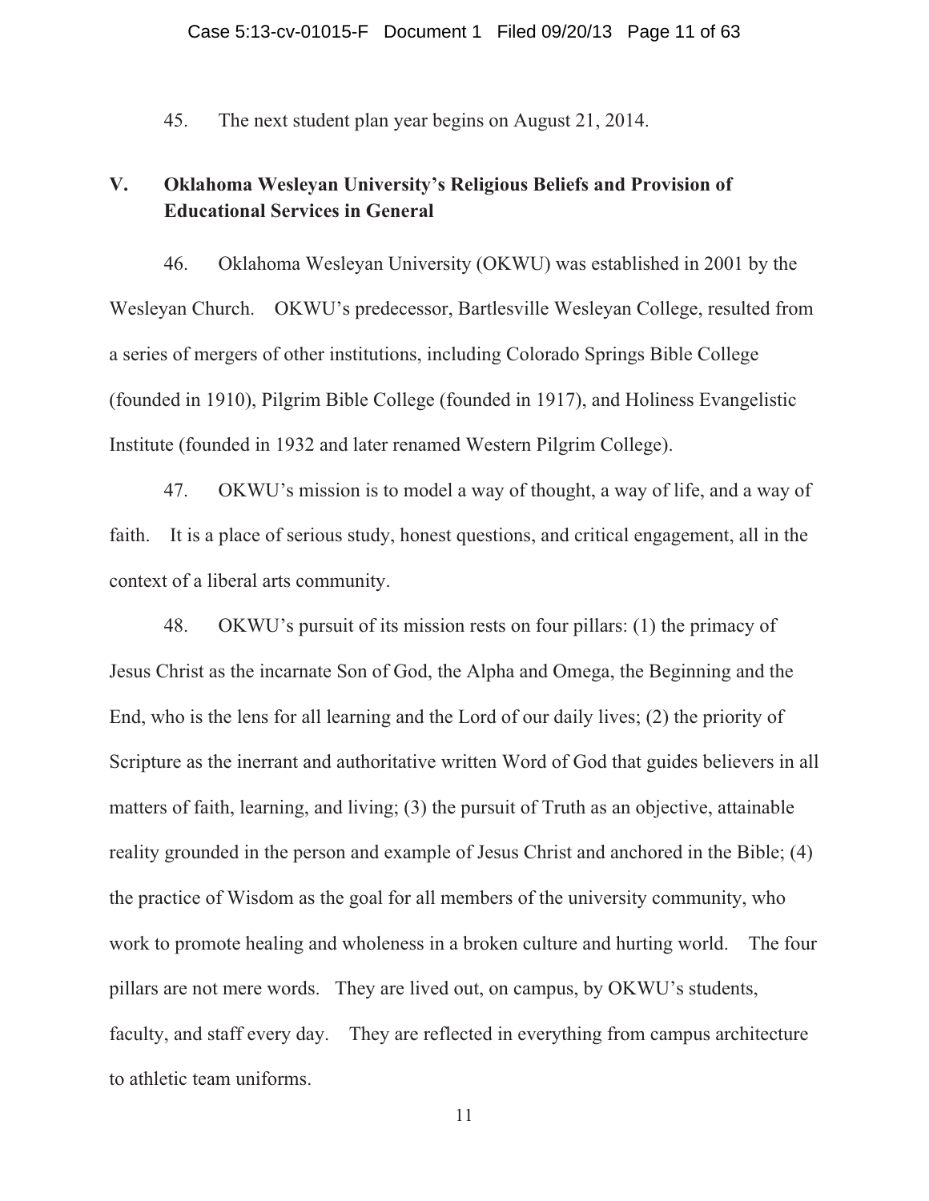45. The next student plan year begins on August 21, 2014.

## V. Oklahoma Wesleyan University's Religious Beliefs and Provision of Educational Services in General

46. Oklahoma Wesleyan University (OKWU) was established in 2001 by the Wesleyan Church. OKWU's predecessor, Bartlesville Wesleyan College, resulted from a series of mergers of other institutions, including Colorado Springs Bible College (founded in 1910), Pilgrim Bible College (founded in 1917), and Holiness Evangelistic Institute (founded in 1932 and later renamed Western Pilgrim College).

47. OKWU's mission is to model a way of thought, a way of life, and a way of faith. It is a place of serious study, honest questions, and critical engagement, all in the context of a liberal arts community.

48. OKWU's pursuit of its mission rests on four pillars: (1) the primacy of Jesus Christ as the incarnate Son of God, the Alpha and Omega, the Beginning and the End, who is the lens for all learning and the Lord of our daily lives; (2) the priority of Scripture as the inerrant and authoritative written Word of God that guides believers in all matters of faith, learning, and living; (3) the pursuit of Truth as an objective, attainable reality grounded in the person and example of Jesus Christ and anchored in the Bible; (4) the practice of Wisdom as the goal for all members of the university community, who work to promote healing and wholeness in a broken culture and hurting world. The four pillars are not mere words. They are lived out, on campus, by OKWU's students, faculty, and staff every day. They are reflected in everything from campus architecture to athletic team uniforms.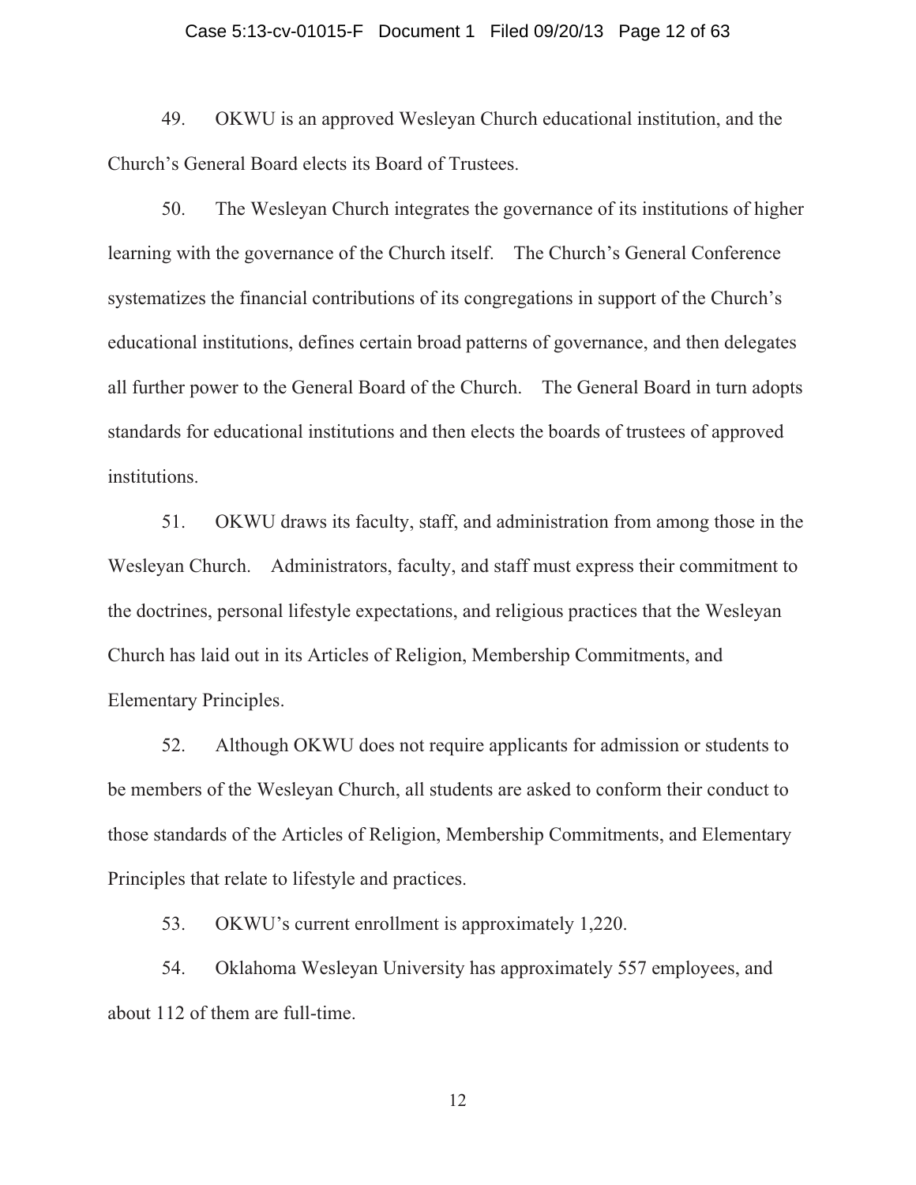49. OKWU is an approved Wesleyan Church educational institution, and the Church's General Board elects its Board of Trustees.

50. The Wesleyan Church integrates the governance of its institutions of higher learning with the governance of the Church itself. The Church's General Conference systematizes the financial contributions of its congregations in support of the Church's educational institutions, defines certain broad patterns of governance, and then delegates all further power to the General Board of the Church. The General Board in turn adopts standards for educational institutions and then elects the boards of trustees of approved institutions.

51. OKWU draws its faculty, staff, and administration from among those in the Wesleyan Church. Administrators, faculty, and staff must express their commitment to the doctrines, personal lifestyle expectations, and religious practices that the Wesleyan Church has laid out in its Articles of Religion, Membership Commitments, and Elementary Principles.

52. Although OKWU does not require applicants for admission or students to be members of the Wesleyan Church, all students are asked to conform their conduct to those standards of the Articles of Religion, Membership Commitments, and Elementary Principles that relate to lifestyle and practices.

53. OKWU's current enrollment is approximately 1,220.

54. Oklahoma Wesleyan University has approximately 557 employees, and about 112 of them are full-time.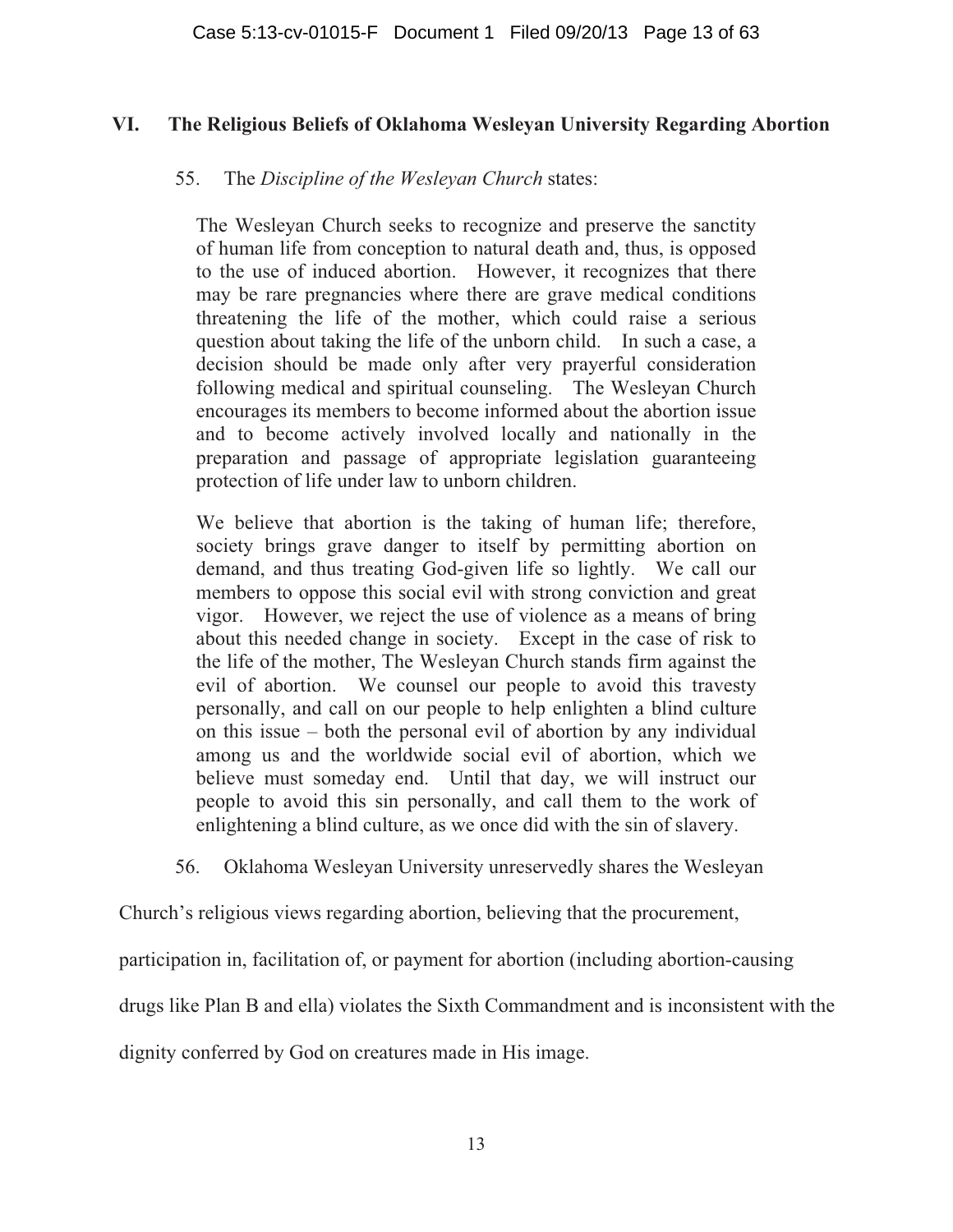## VI. The Religious Beliefs of Oklahoma Wesleyan University Regarding Abortion

55. The *Discipline of the Wesleyan Church* states:

> The Wesleyan Church seeks to recognize and preserve the sanctity of human life from conception to natural death and, thus, is opposed to the use of induced abortion. However, it recognizes that there may be rare pregnancies where there are grave medical conditions threatening the life of the mother, which could raise a serious question about taking the life of the unborn child. In such a case, a decision should be made only after very prayerful consideration following medical and spiritual counseling. The Wesleyan Church encourages its members to become informed about the abortion issue and to become actively involved locally and nationally in the preparation and passage of appropriate legislation guaranteeing protection of life under law to unborn children.
>
> We believe that abortion is the taking of human life; therefore, society brings grave danger to itself by permitting abortion on demand, and thus treating God-given life so lightly. We call our members to oppose this social evil with strong conviction and great vigor. However, we reject the use of violence as a means of bring about this needed change in society. Except in the case of risk to the life of the mother, The Wesleyan Church stands firm against the evil of abortion. We counsel our people to avoid this travesty personally, and call on our people to help enlighten a blind culture on this issue – both the personal evil of abortion by any individual among us and the worldwide social evil of abortion, which we believe must someday end. Until that day, we will instruct our people to avoid this sin personally, and call them to the work of enlightening a blind culture, as we once did with the sin of slavery.

56. Oklahoma Wesleyan University unreservedly shares the Wesleyan Church's religious views regarding abortion, believing that the procurement, participation in, facilitation of, or payment for abortion (including abortion-causing drugs like Plan B and ella) violates the Sixth Commandment and is inconsistent with the dignity conferred by God on creatures made in His image.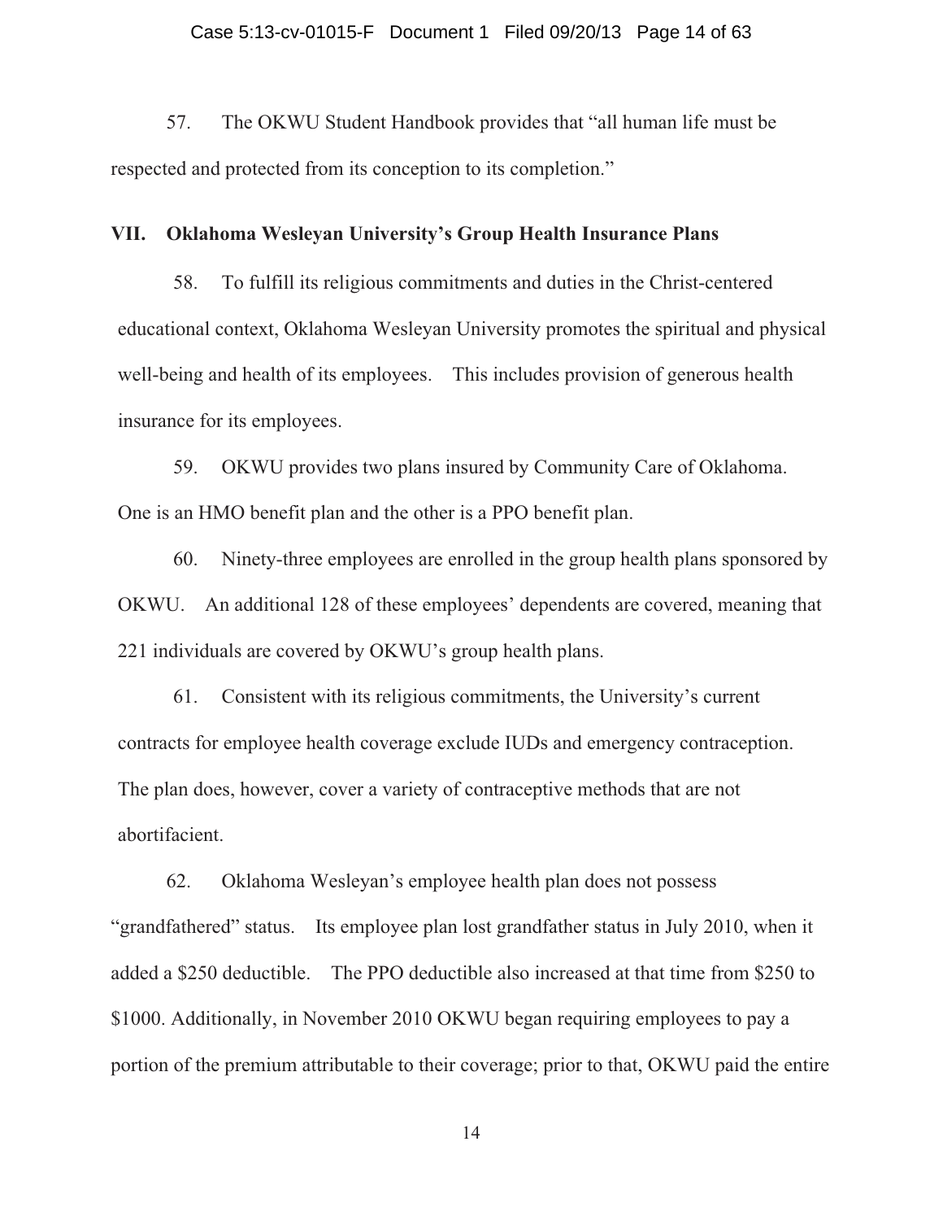57. The OKWU Student Handbook provides that "all human life must be respected and protected from its conception to its completion."

## VII. Oklahoma Wesleyan University's Group Health Insurance Plans

58. To fulfill its religious commitments and duties in the Christ-centered educational context, Oklahoma Wesleyan University promotes the spiritual and physical well-being and health of its employees. This includes provision of generous health insurance for its employees.

59. OKWU provides two plans insured by Community Care of Oklahoma. One is an HMO benefit plan and the other is a PPO benefit plan.

60. Ninety-three employees are enrolled in the group health plans sponsored by OKWU. An additional 128 of these employees' dependents are covered, meaning that 221 individuals are covered by OKWU's group health plans.

61. Consistent with its religious commitments, the University's current contracts for employee health coverage exclude IUDs and emergency contraception. The plan does, however, cover a variety of contraceptive methods that are not abortifacient.

62. Oklahoma Wesleyan's employee health plan does not possess "grandfathered" status. Its employee plan lost grandfather status in July 2010, when it added a $250 deductible. The PPO deductible also increased at that time from $250 to $1000. Additionally, in November 2010 OKWU began requiring employees to pay a portion of the premium attributable to their coverage; prior to that, OKWU paid the entire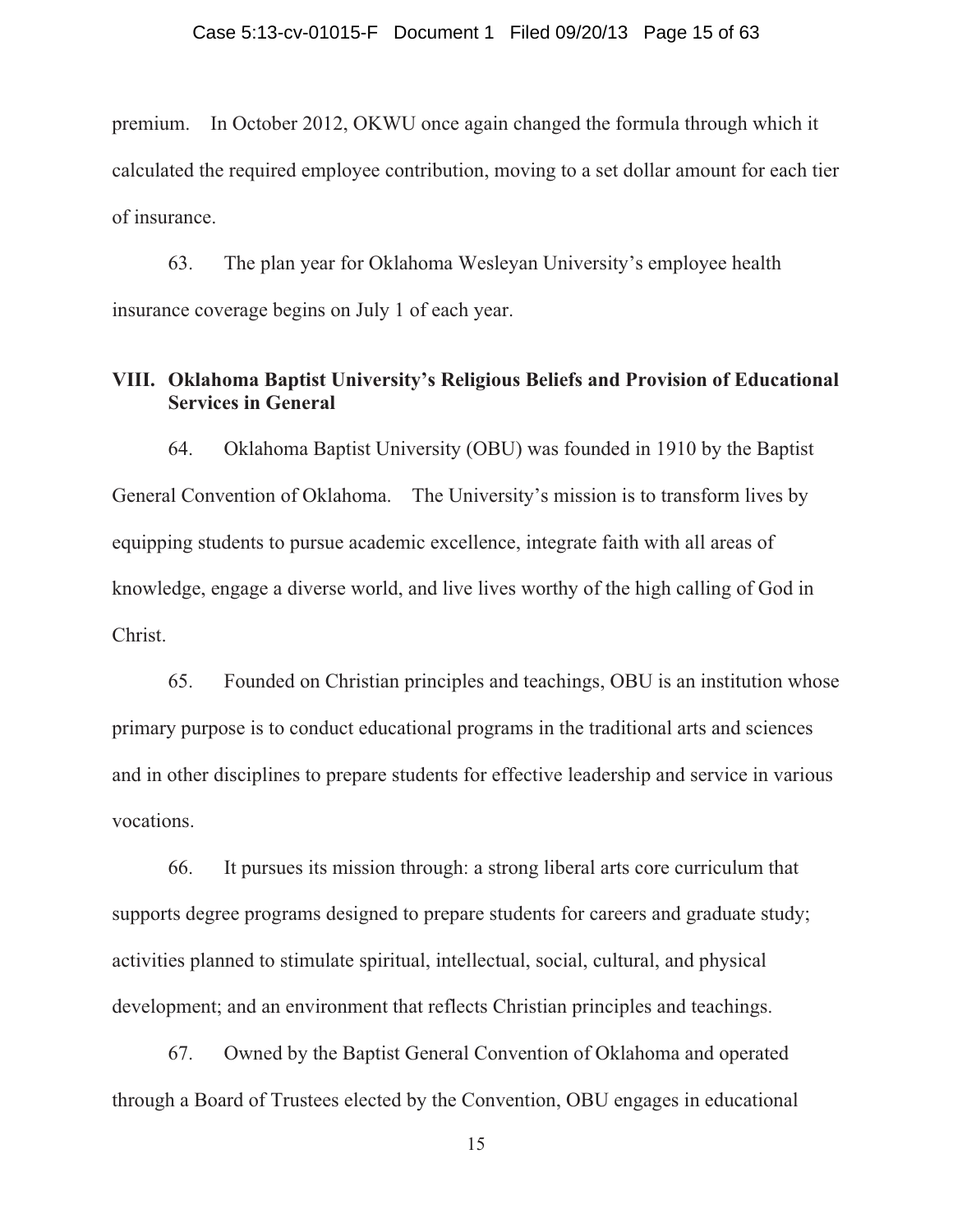premium. In October 2012, OKWU once again changed the formula through which it calculated the required employee contribution, moving to a set dollar amount for each tier of insurance.

63. The plan year for Oklahoma Wesleyan University's employee health insurance coverage begins on July 1 of each year.

## VIII. Oklahoma Baptist University's Religious Beliefs and Provision of Educational Services in General

64. Oklahoma Baptist University (OBU) was founded in 1910 by the Baptist General Convention of Oklahoma. The University's mission is to transform lives by equipping students to pursue academic excellence, integrate faith with all areas of knowledge, engage a diverse world, and live lives worthy of the high calling of God in Christ.

65. Founded on Christian principles and teachings, OBU is an institution whose primary purpose is to conduct educational programs in the traditional arts and sciences and in other disciplines to prepare students for effective leadership and service in various vocations.

66. It pursues its mission through: a strong liberal arts core curriculum that supports degree programs designed to prepare students for careers and graduate study; activities planned to stimulate spiritual, intellectual, social, cultural, and physical development; and an environment that reflects Christian principles and teachings.

67. Owned by the Baptist General Convention of Oklahoma and operated through a Board of Trustees elected by the Convention, OBU engages in educational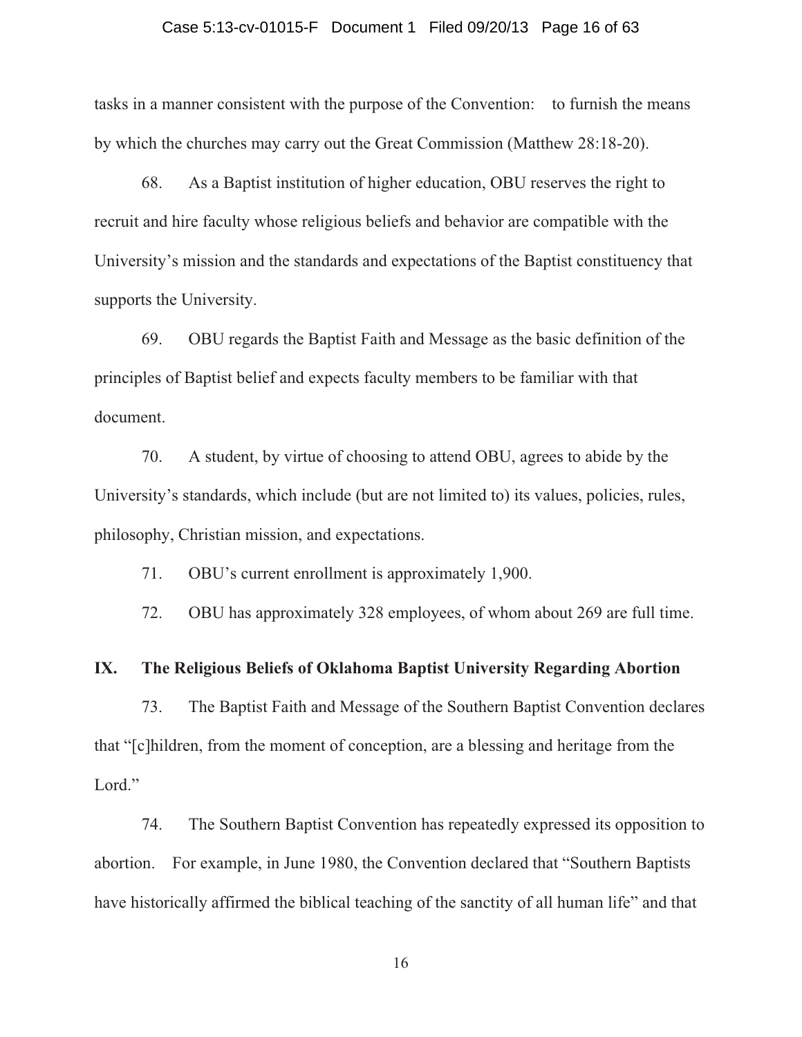tasks in a manner consistent with the purpose of the Convention: to furnish the means by which the churches may carry out the Great Commission (Matthew 28:18-20).

68. As a Baptist institution of higher education, OBU reserves the right to recruit and hire faculty whose religious beliefs and behavior are compatible with the University's mission and the standards and expectations of the Baptist constituency that supports the University.

69. OBU regards the Baptist Faith and Message as the basic definition of the principles of Baptist belief and expects faculty members to be familiar with that document.

70. A student, by virtue of choosing to attend OBU, agrees to abide by the University's standards, which include (but are not limited to) its values, policies, rules, philosophy, Christian mission, and expectations.

71. OBU's current enrollment is approximately 1,900.

72. OBU has approximately 328 employees, of whom about 269 are full time.

## IX. The Religious Beliefs of Oklahoma Baptist University Regarding Abortion

73. The Baptist Faith and Message of the Southern Baptist Convention declares that "[c]hildren, from the moment of conception, are a blessing and heritage from the Lord."

74. The Southern Baptist Convention has repeatedly expressed its opposition to abortion. For example, in June 1980, the Convention declared that "Southern Baptists have historically affirmed the biblical teaching of the sanctity of all human life" and that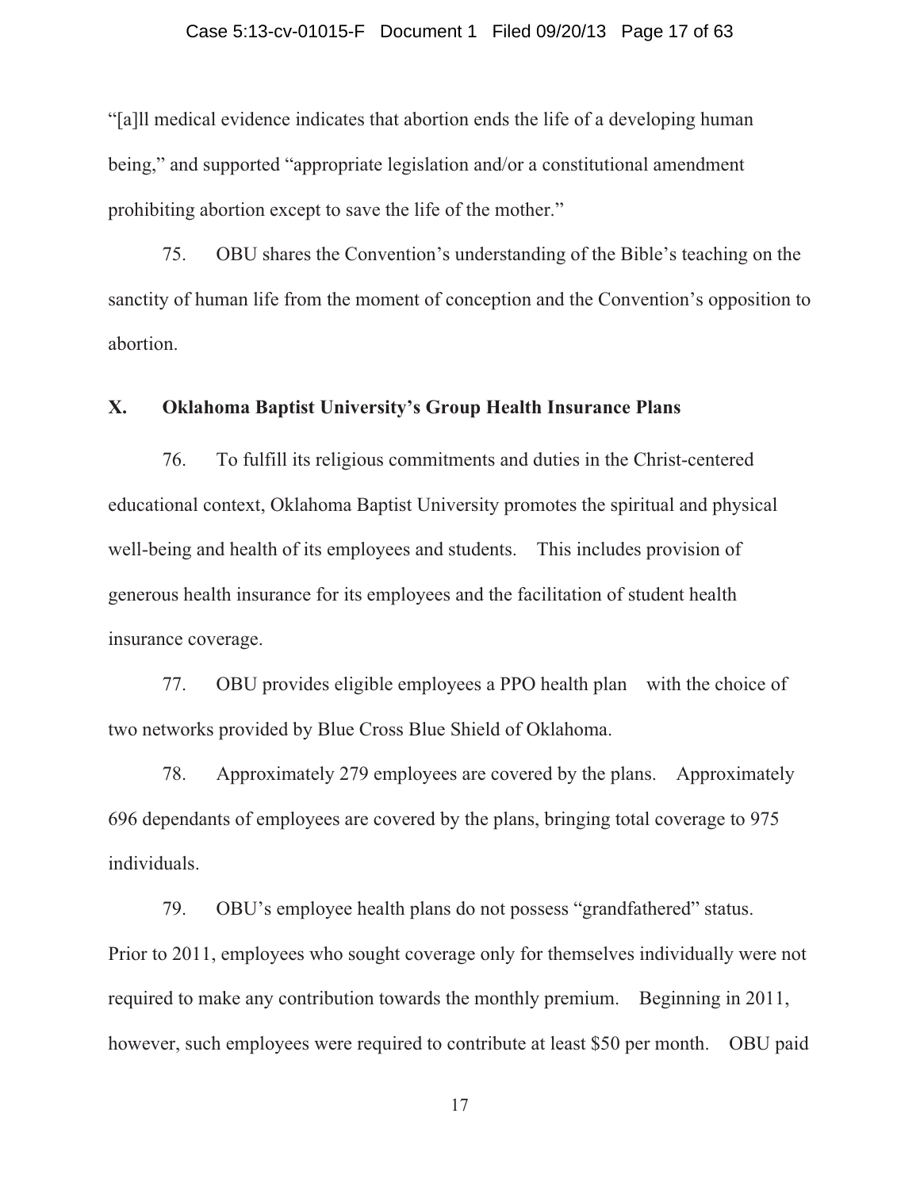"[a]ll medical evidence indicates that abortion ends the life of a developing human being," and supported "appropriate legislation and/or a constitutional amendment prohibiting abortion except to save the life of the mother."

75. OBU shares the Convention's understanding of the Bible's teaching on the sanctity of human life from the moment of conception and the Convention's opposition to abortion.

## X. Oklahoma Baptist University's Group Health Insurance Plans

76. To fulfill its religious commitments and duties in the Christ-centered educational context, Oklahoma Baptist University promotes the spiritual and physical well-being and health of its employees and students. This includes provision of generous health insurance for its employees and the facilitation of student health insurance coverage.

77. OBU provides eligible employees a PPO health plan with the choice of two networks provided by Blue Cross Blue Shield of Oklahoma.

78. Approximately 279 employees are covered by the plans. Approximately 696 dependants of employees are covered by the plans, bringing total coverage to 975 individuals.

79. OBU's employee health plans do not possess "grandfathered" status. Prior to 2011, employees who sought coverage only for themselves individually were not required to make any contribution towards the monthly premium. Beginning in 2011, however, such employees were required to contribute at least $50 per month. OBU paid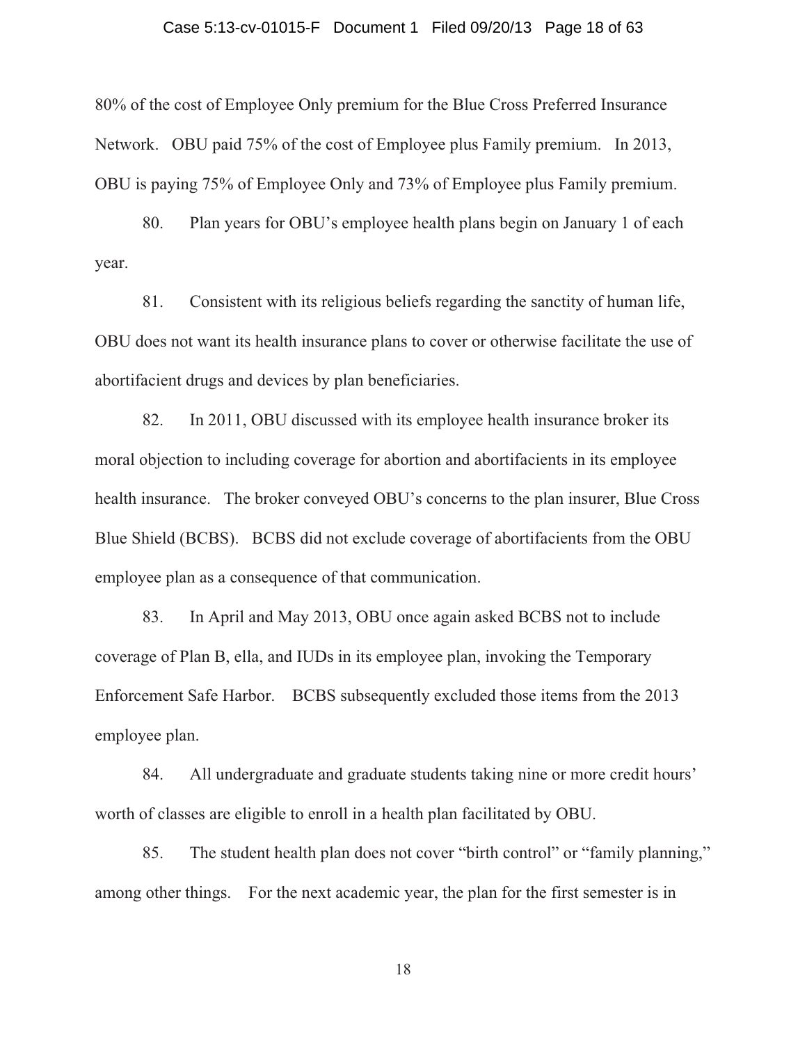80% of the cost of Employee Only premium for the Blue Cross Preferred Insurance Network. OBU paid 75% of the cost of Employee plus Family premium. In 2013, OBU is paying 75% of Employee Only and 73% of Employee plus Family premium.

80. Plan years for OBU's employee health plans begin on January 1 of each year.

81. Consistent with its religious beliefs regarding the sanctity of human life, OBU does not want its health insurance plans to cover or otherwise facilitate the use of abortifacient drugs and devices by plan beneficiaries.

82. In 2011, OBU discussed with its employee health insurance broker its moral objection to including coverage for abortion and abortifacients in its employee health insurance. The broker conveyed OBU's concerns to the plan insurer, Blue Cross Blue Shield (BCBS). BCBS did not exclude coverage of abortifacients from the OBU employee plan as a consequence of that communication.

83. In April and May 2013, OBU once again asked BCBS not to include coverage of Plan B, ella, and IUDs in its employee plan, invoking the Temporary Enforcement Safe Harbor. BCBS subsequently excluded those items from the 2013 employee plan.

84. All undergraduate and graduate students taking nine or more credit hours' worth of classes are eligible to enroll in a health plan facilitated by OBU.

85. The student health plan does not cover "birth control" or "family planning," among other things. For the next academic year, the plan for the first semester is in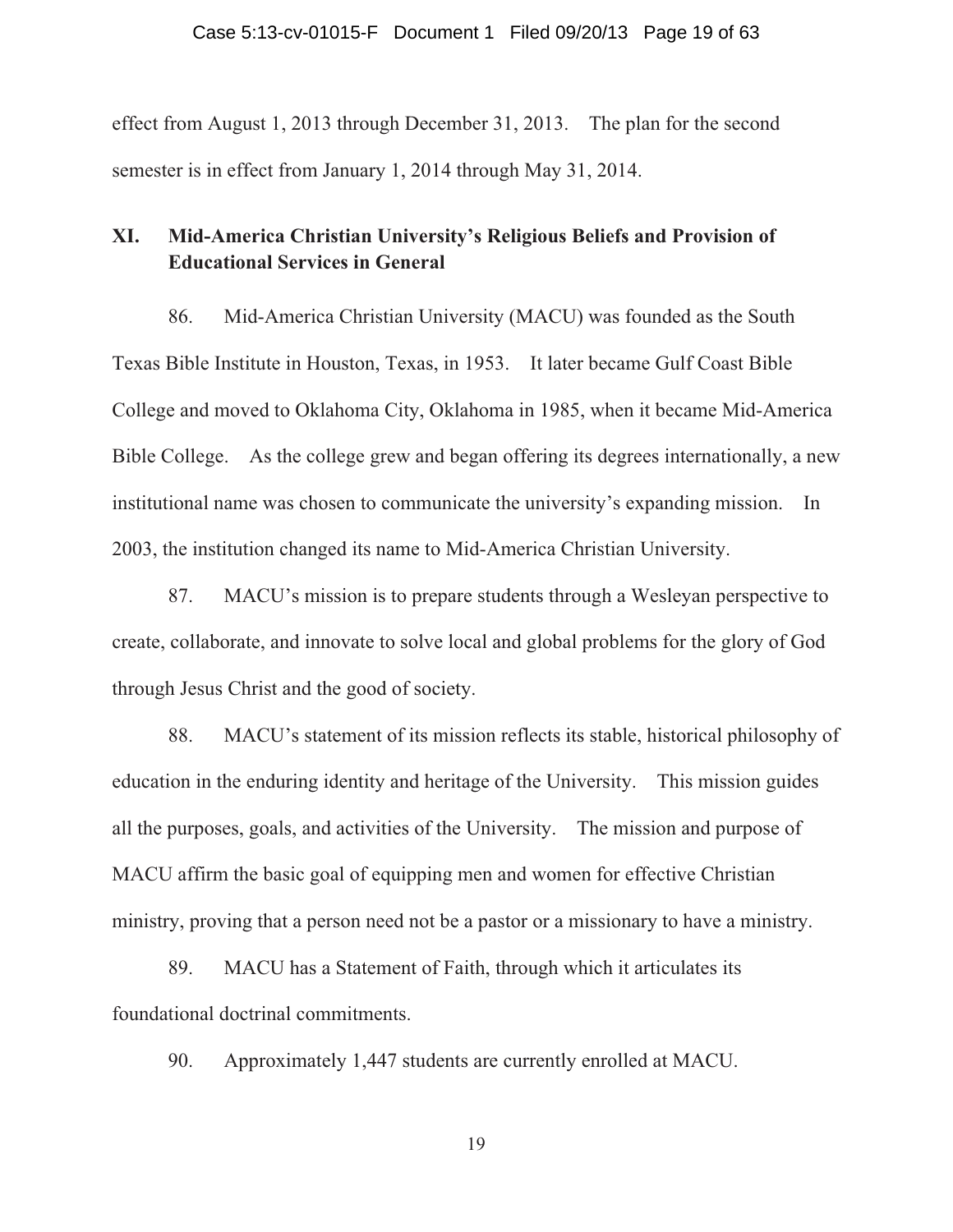effect from August 1, 2013 through December 31, 2013. The plan for the second semester is in effect from January 1, 2014 through May 31, 2014.

## XI. Mid-America Christian University's Religious Beliefs and Provision of Educational Services in General

86. Mid-America Christian University (MACU) was founded as the South Texas Bible Institute in Houston, Texas, in 1953. It later became Gulf Coast Bible College and moved to Oklahoma City, Oklahoma in 1985, when it became Mid-America Bible College. As the college grew and began offering its degrees internationally, a new institutional name was chosen to communicate the university's expanding mission. In 2003, the institution changed its name to Mid-America Christian University.

87. MACU's mission is to prepare students through a Wesleyan perspective to create, collaborate, and innovate to solve local and global problems for the glory of God through Jesus Christ and the good of society.

88. MACU's statement of its mission reflects its stable, historical philosophy of education in the enduring identity and heritage of the University. This mission guides all the purposes, goals, and activities of the University. The mission and purpose of MACU affirm the basic goal of equipping men and women for effective Christian ministry, proving that a person need not be a pastor or a missionary to have a ministry.

89. MACU has a Statement of Faith, through which it articulates its foundational doctrinal commitments.

90. Approximately 1,447 students are currently enrolled at MACU.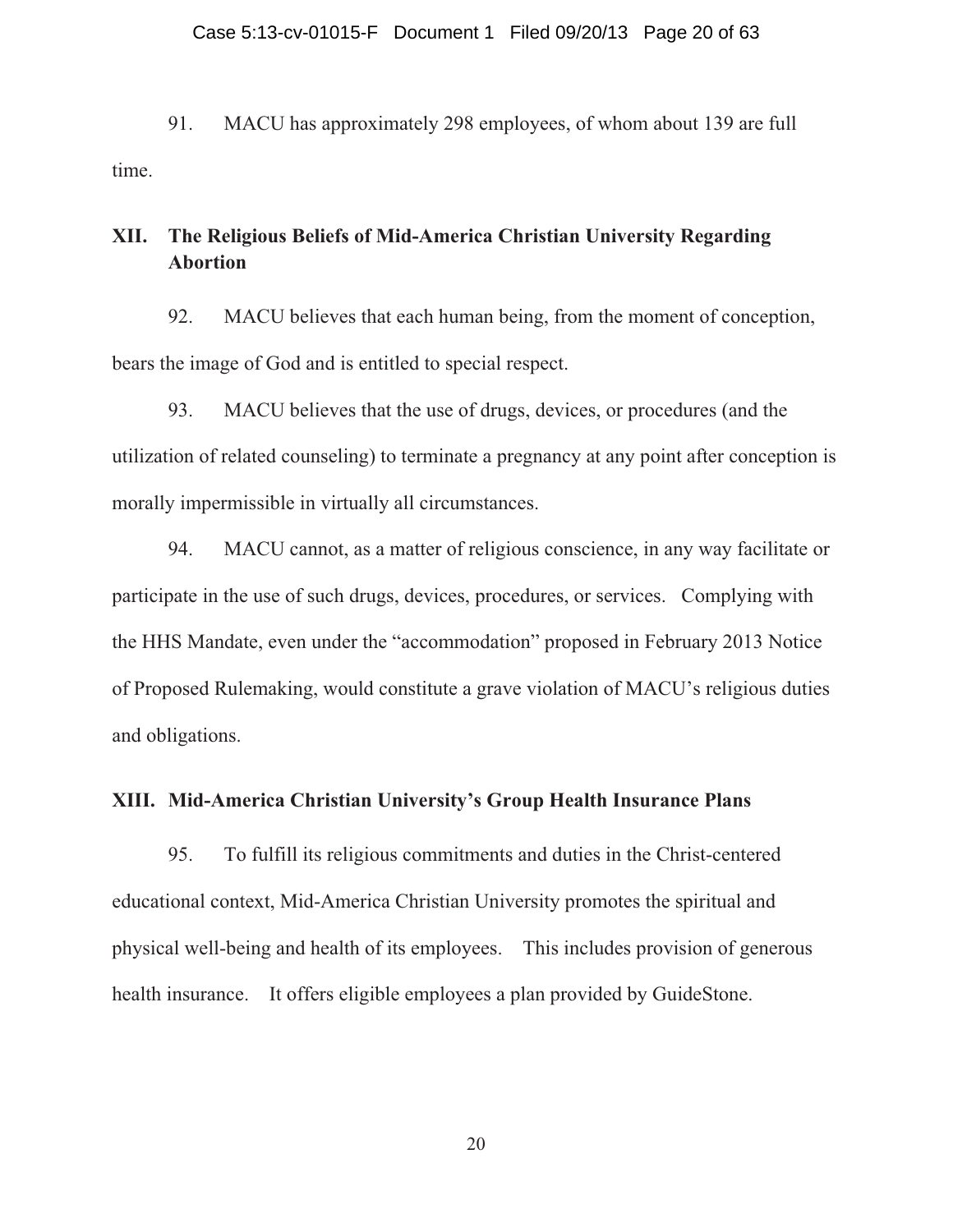91. MACU has approximately 298 employees, of whom about 139 are full time.

## XII. The Religious Beliefs of Mid-America Christian University Regarding Abortion

92. MACU believes that each human being, from the moment of conception, bears the image of God and is entitled to special respect.

93. MACU believes that the use of drugs, devices, or procedures (and the utilization of related counseling) to terminate a pregnancy at any point after conception is morally impermissible in virtually all circumstances.

94. MACU cannot, as a matter of religious conscience, in any way facilitate or participate in the use of such drugs, devices, procedures, or services. Complying with the HHS Mandate, even under the "accommodation" proposed in February 2013 Notice of Proposed Rulemaking, would constitute a grave violation of MACU's religious duties and obligations.

## XIII. Mid-America Christian University's Group Health Insurance Plans

95. To fulfill its religious commitments and duties in the Christ-centered educational context, Mid-America Christian University promotes the spiritual and physical well-being and health of its employees. This includes provision of generous health insurance. It offers eligible employees a plan provided by GuideStone.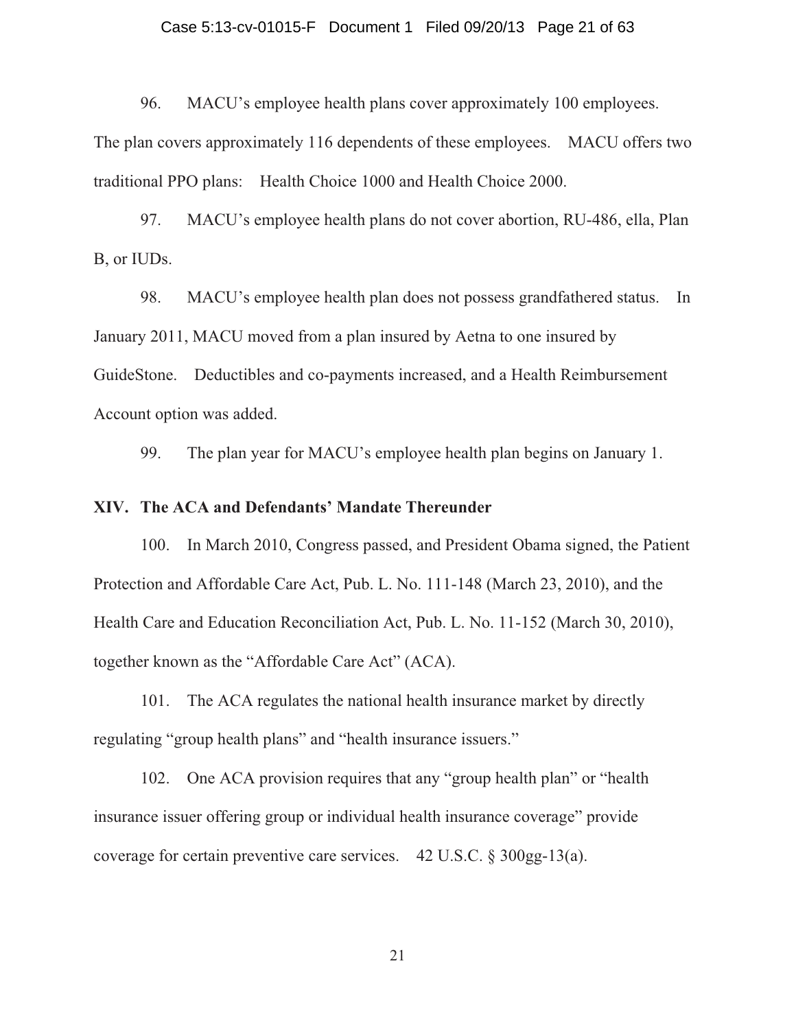96. MACU's employee health plans cover approximately 100 employees. The plan covers approximately 116 dependents of these employees. MACU offers two traditional PPO plans: Health Choice 1000 and Health Choice 2000.

97. MACU's employee health plans do not cover abortion, RU-486, ella, Plan B, or IUDs.

98. MACU's employee health plan does not possess grandfathered status. In January 2011, MACU moved from a plan insured by Aetna to one insured by GuideStone. Deductibles and co-payments increased, and a Health Reimbursement Account option was added.

99. The plan year for MACU's employee health plan begins on January 1.

## XIV. The ACA and Defendants' Mandate Thereunder

100. In March 2010, Congress passed, and President Obama signed, the Patient Protection and Affordable Care Act, Pub. L. No. 111-148 (March 23, 2010), and the Health Care and Education Reconciliation Act, Pub. L. No. 11-152 (March 30, 2010), together known as the "Affordable Care Act" (ACA).

101. The ACA regulates the national health insurance market by directly regulating "group health plans" and "health insurance issuers."

102. One ACA provision requires that any "group health plan" or "health insurance issuer offering group or individual health insurance coverage" provide coverage for certain preventive care services. 42 U.S.C. § 300gg-13(a).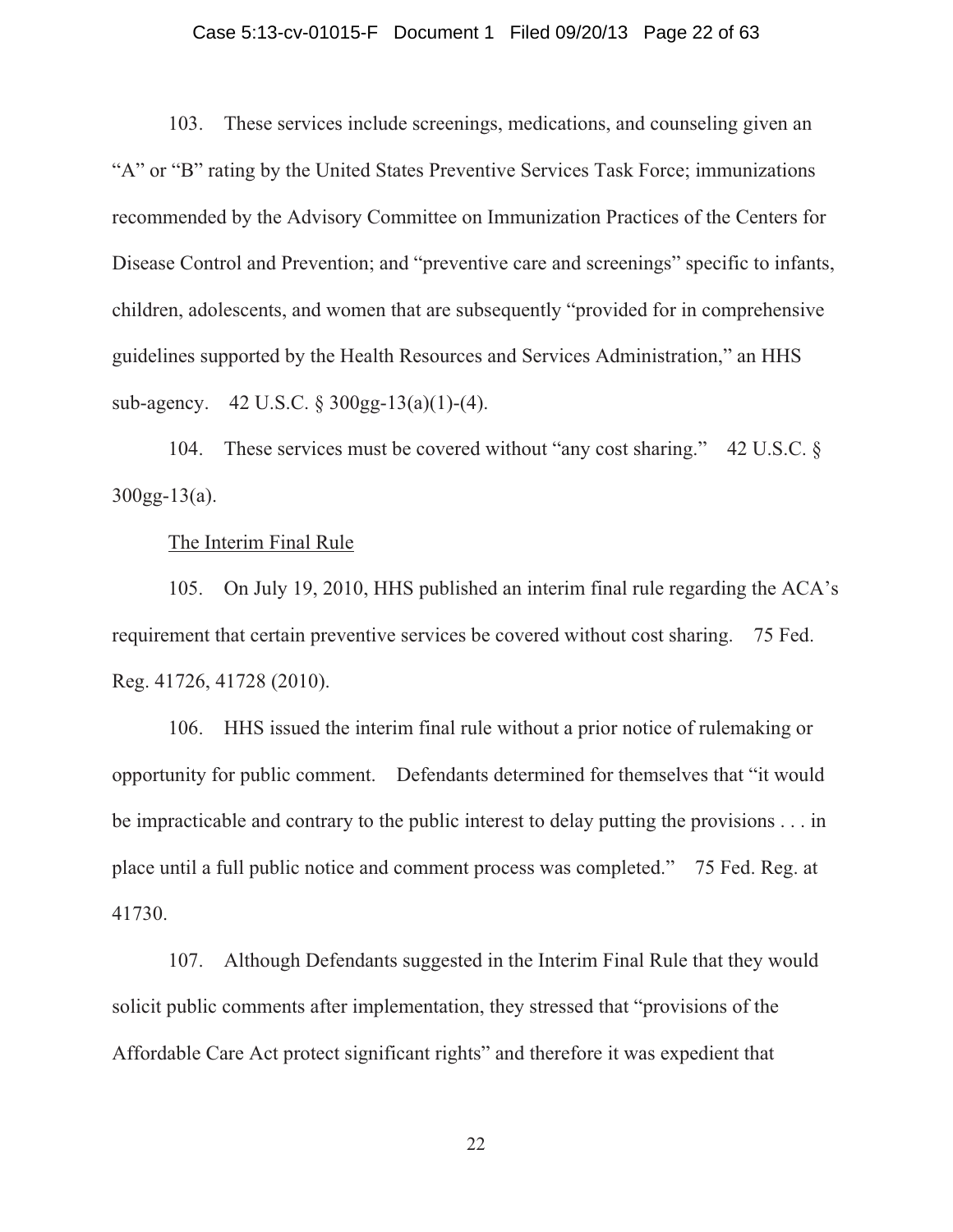103. These services include screenings, medications, and counseling given an "A" or "B" rating by the United States Preventive Services Task Force; immunizations recommended by the Advisory Committee on Immunization Practices of the Centers for Disease Control and Prevention; and "preventive care and screenings" specific to infants, children, adolescents, and women that are subsequently "provided for in comprehensive guidelines supported by the Health Resources and Services Administration," an HHS sub-agency. 42 U.S.C. § 300gg-13(a)(1)-(4).

104. These services must be covered without "any cost sharing." 42 U.S.C. § 300gg-13(a).

<u>The Interim Final Rule</u>

105. On July 19, 2010, HHS published an interim final rule regarding the ACA's requirement that certain preventive services be covered without cost sharing. 75 Fed. Reg. 41726, 41728 (2010).

106. HHS issued the interim final rule without a prior notice of rulemaking or opportunity for public comment. Defendants determined for themselves that "it would be impracticable and contrary to the public interest to delay putting the provisions . . . in place until a full public notice and comment process was completed." 75 Fed. Reg. at 41730.

107. Although Defendants suggested in the Interim Final Rule that they would solicit public comments after implementation, they stressed that "provisions of the Affordable Care Act protect significant rights" and therefore it was expedient that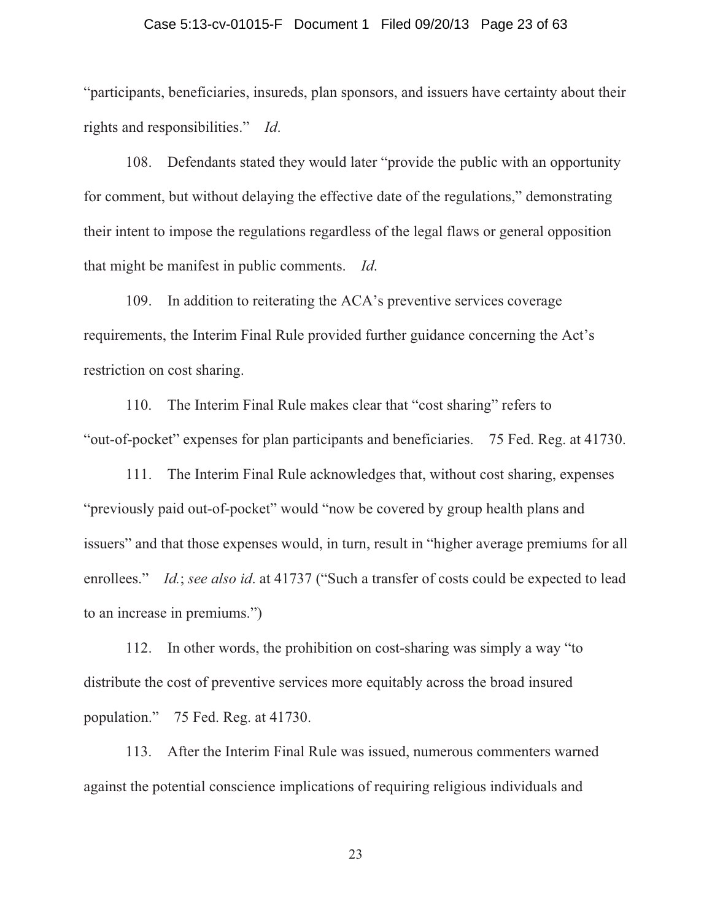"participants, beneficiaries, insureds, plan sponsors, and issuers have certainty about their rights and responsibilities." *Id.*

108. Defendants stated they would later "provide the public with an opportunity for comment, but without delaying the effective date of the regulations," demonstrating their intent to impose the regulations regardless of the legal flaws or general opposition that might be manifest in public comments. *Id.*

109. In addition to reiterating the ACA's preventive services coverage requirements, the Interim Final Rule provided further guidance concerning the Act's restriction on cost sharing.

110. The Interim Final Rule makes clear that "cost sharing" refers to "out-of-pocket" expenses for plan participants and beneficiaries. 75 Fed. Reg. at 41730.

111. The Interim Final Rule acknowledges that, without cost sharing, expenses "previously paid out-of-pocket" would "now be covered by group health plans and issuers" and that those expenses would, in turn, result in "higher average premiums for all enrollees." *Id.*; *see also id.* at 41737 ("Such a transfer of costs could be expected to lead to an increase in premiums.")

112. In other words, the prohibition on cost-sharing was simply a way "to distribute the cost of preventive services more equitably across the broad insured population." 75 Fed. Reg. at 41730.

113. After the Interim Final Rule was issued, numerous commenters warned against the potential conscience implications of requiring religious individuals and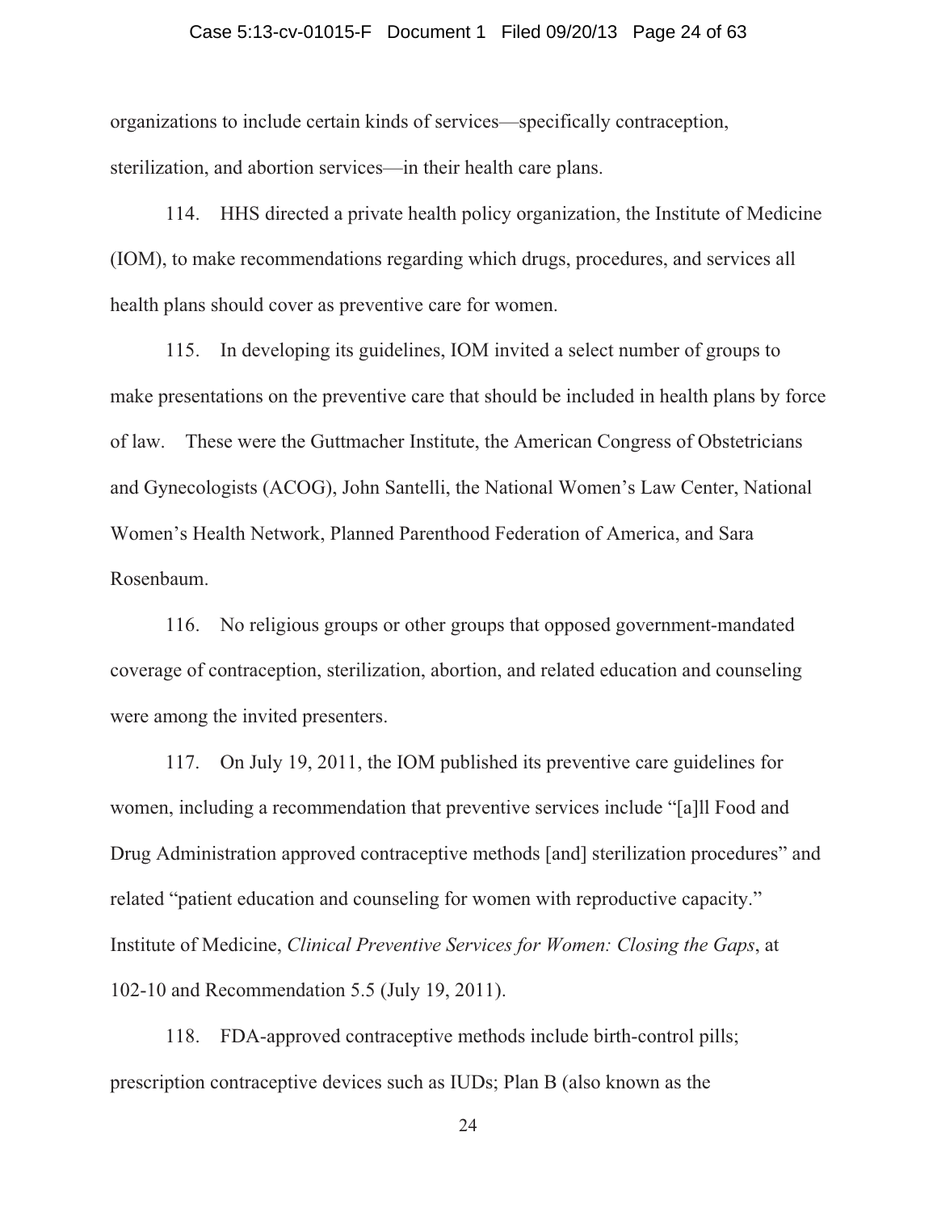organizations to include certain kinds of services—specifically contraception, sterilization, and abortion services—in their health care plans.

114. HHS directed a private health policy organization, the Institute of Medicine (IOM), to make recommendations regarding which drugs, procedures, and services all health plans should cover as preventive care for women.

115. In developing its guidelines, IOM invited a select number of groups to make presentations on the preventive care that should be included in health plans by force of law. These were the Guttmacher Institute, the American Congress of Obstetricians and Gynecologists (ACOG), John Santelli, the National Women's Law Center, National Women's Health Network, Planned Parenthood Federation of America, and Sara Rosenbaum.

116. No religious groups or other groups that opposed government-mandated coverage of contraception, sterilization, abortion, and related education and counseling were among the invited presenters.

117. On July 19, 2011, the IOM published its preventive care guidelines for women, including a recommendation that preventive services include "[a]ll Food and Drug Administration approved contraceptive methods [and] sterilization procedures" and related "patient education and counseling for women with reproductive capacity." Institute of Medicine, *Clinical Preventive Services for Women: Closing the Gaps*, at 102-10 and Recommendation 5.5 (July 19, 2011).

118. FDA-approved contraceptive methods include birth-control pills; prescription contraceptive devices such as IUDs; Plan B (also known as the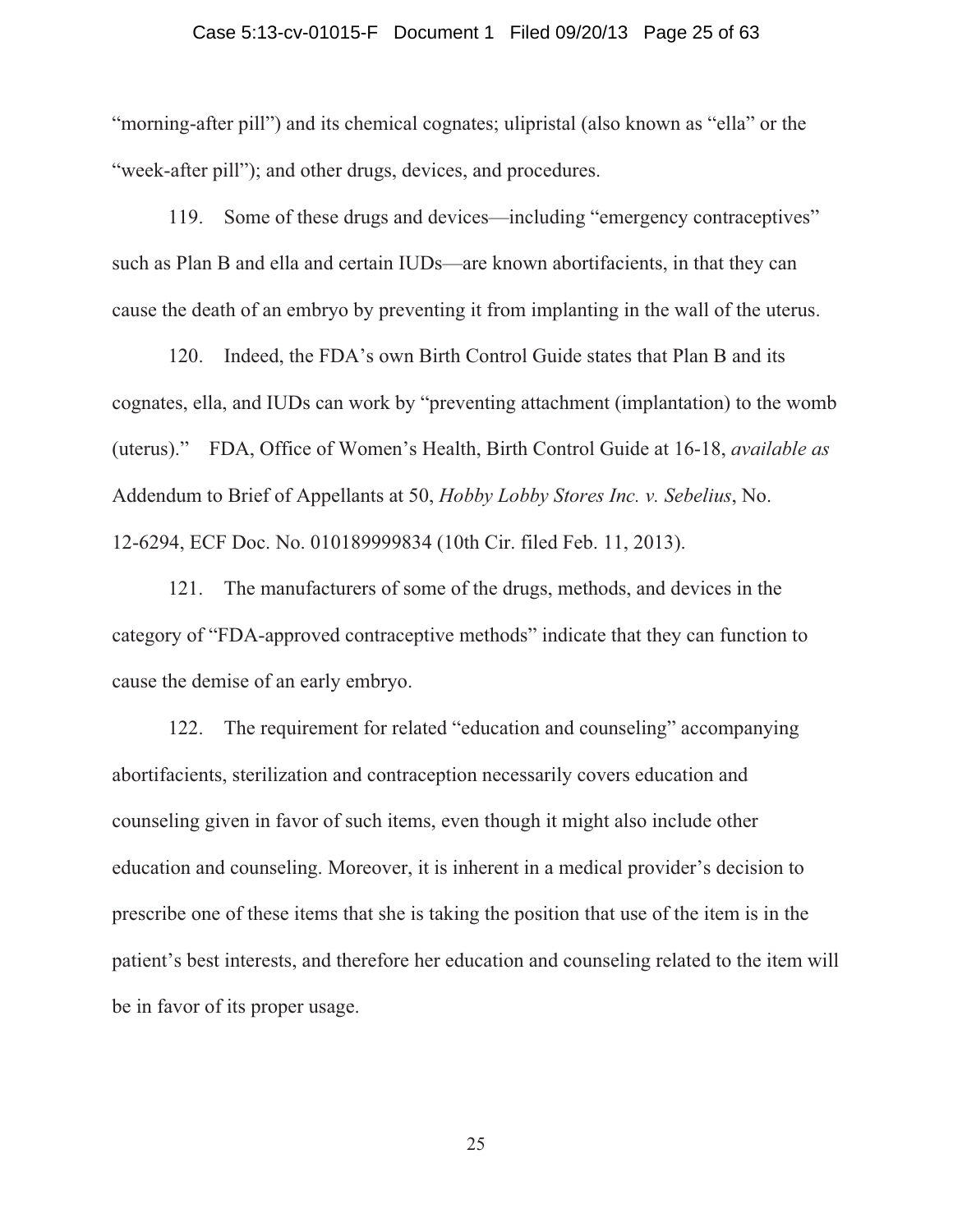"morning-after pill") and its chemical cognates; ulipristal (also known as "ella" or the "week-after pill"); and other drugs, devices, and procedures.

119. Some of these drugs and devices—including "emergency contraceptives" such as Plan B and ella and certain IUDs—are known abortifacients, in that they can cause the death of an embryo by preventing it from implanting in the wall of the uterus.

120. Indeed, the FDA's own Birth Control Guide states that Plan B and its cognates, ella, and IUDs can work by "preventing attachment (implantation) to the womb (uterus)." FDA, Office of Women's Health, Birth Control Guide at 16-18, *available as* Addendum to Brief of Appellants at 50, *Hobby Lobby Stores Inc. v. Sebelius*, No. 12-6294, ECF Doc. No. 010189999834 (10th Cir. filed Feb. 11, 2013).

121. The manufacturers of some of the drugs, methods, and devices in the category of "FDA-approved contraceptive methods" indicate that they can function to cause the demise of an early embryo.

122. The requirement for related "education and counseling" accompanying abortifacients, sterilization and contraception necessarily covers education and counseling given in favor of such items, even though it might also include other education and counseling. Moreover, it is inherent in a medical provider's decision to prescribe one of these items that she is taking the position that use of the item is in the patient's best interests, and therefore her education and counseling related to the item will be in favor of its proper usage.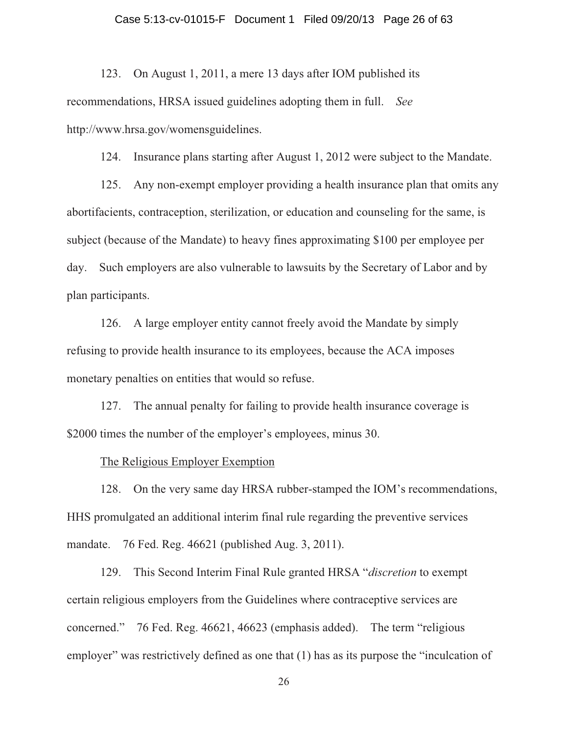123. On August 1, 2011, a mere 13 days after IOM published its recommendations, HRSA issued guidelines adopting them in full. *See* http://www.hrsa.gov/womensguidelines.

124. Insurance plans starting after August 1, 2012 were subject to the Mandate.

125. Any non-exempt employer providing a health insurance plan that omits any abortifacients, contraception, sterilization, or education and counseling for the same, is subject (because of the Mandate) to heavy fines approximating $100 per employee per day. Such employers are also vulnerable to lawsuits by the Secretary of Labor and by plan participants.

126. A large employer entity cannot freely avoid the Mandate by simply refusing to provide health insurance to its employees, because the ACA imposes monetary penalties on entities that would so refuse.

127. The annual penalty for failing to provide health insurance coverage is $2000 times the number of the employer's employees, minus 30.

<u>The Religious Employer Exemption</u>

128. On the very same day HRSA rubber-stamped the IOM's recommendations, HHS promulgated an additional interim final rule regarding the preventive services mandate. 76 Fed. Reg. 46621 (published Aug. 3, 2011).

129. This Second Interim Final Rule granted HRSA "*discretion* to exempt certain religious employers from the Guidelines where contraceptive services are concerned." 76 Fed. Reg. 46621, 46623 (emphasis added). The term "religious employer" was restrictively defined as one that (1) has as its purpose the "inculcation of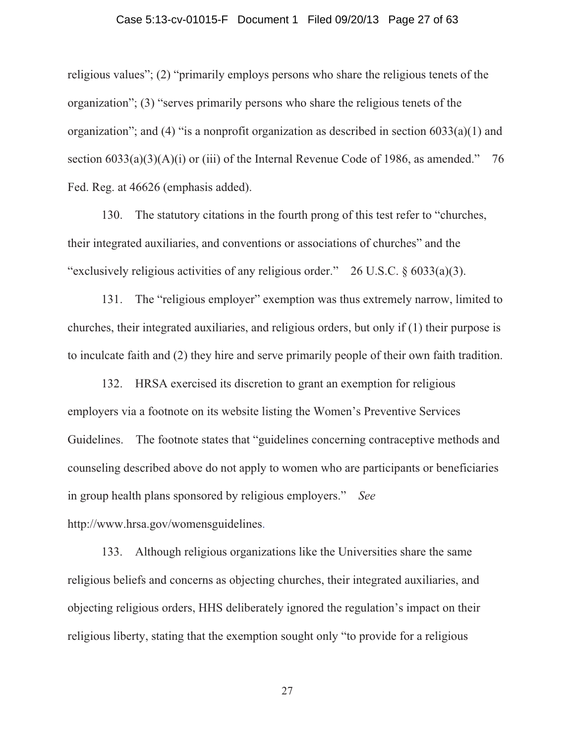religious values"; (2) "primarily employs persons who share the religious tenets of the organization"; (3) "serves primarily persons who share the religious tenets of the organization"; and (4) "is a nonprofit organization as described in section 6033(a)(1) and section 6033(a)(3)(A)(i) or (iii) of the Internal Revenue Code of 1986, as amended." 76 Fed. Reg. at 46626 (emphasis added).

130. The statutory citations in the fourth prong of this test refer to "churches, their integrated auxiliaries, and conventions or associations of churches" and the "exclusively religious activities of any religious order." 26 U.S.C. § 6033(a)(3).

131. The "religious employer" exemption was thus extremely narrow, limited to churches, their integrated auxiliaries, and religious orders, but only if (1) their purpose is to inculcate faith and (2) they hire and serve primarily people of their own faith tradition.

132. HRSA exercised its discretion to grant an exemption for religious employers via a footnote on its website listing the Women's Preventive Services Guidelines. The footnote states that "guidelines concerning contraceptive methods and counseling described above do not apply to women who are participants or beneficiaries in group health plans sponsored by religious employers." *See* http://www.hrsa.gov/womensguidelines.

133. Although religious organizations like the Universities share the same religious beliefs and concerns as objecting churches, their integrated auxiliaries, and objecting religious orders, HHS deliberately ignored the regulation's impact on their religious liberty, stating that the exemption sought only "to provide for a religious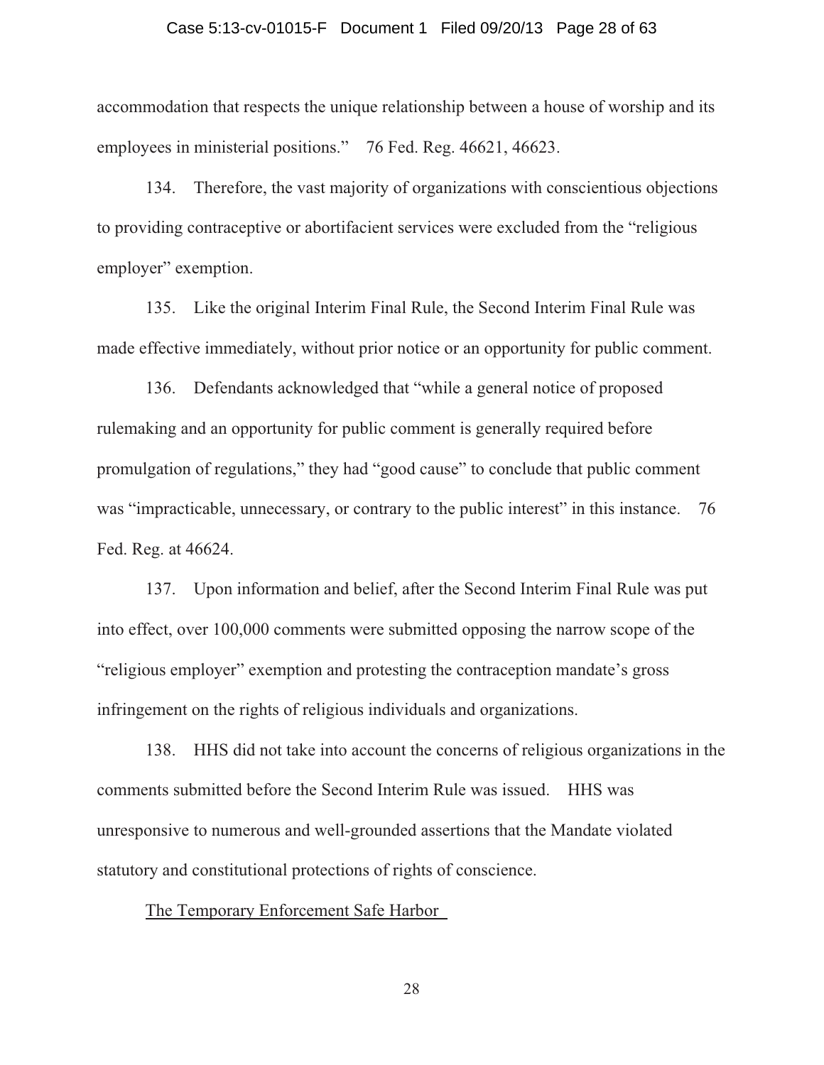accommodation that respects the unique relationship between a house of worship and its employees in ministerial positions." 76 Fed. Reg. 46621, 46623.

134. Therefore, the vast majority of organizations with conscientious objections to providing contraceptive or abortifacient services were excluded from the "religious employer" exemption.

135. Like the original Interim Final Rule, the Second Interim Final Rule was made effective immediately, without prior notice or an opportunity for public comment.

136. Defendants acknowledged that "while a general notice of proposed rulemaking and an opportunity for public comment is generally required before promulgation of regulations," they had "good cause" to conclude that public comment was "impracticable, unnecessary, or contrary to the public interest" in this instance. 76 Fed. Reg. at 46624.

137. Upon information and belief, after the Second Interim Final Rule was put into effect, over 100,000 comments were submitted opposing the narrow scope of the "religious employer" exemption and protesting the contraception mandate's gross infringement on the rights of religious individuals and organizations.

138. HHS did not take into account the concerns of religious organizations in the comments submitted before the Second Interim Rule was issued. HHS was unresponsive to numerous and well-grounded assertions that the Mandate violated statutory and constitutional protections of rights of conscience.

<u>The Temporary Enforcement Safe Harbor</u>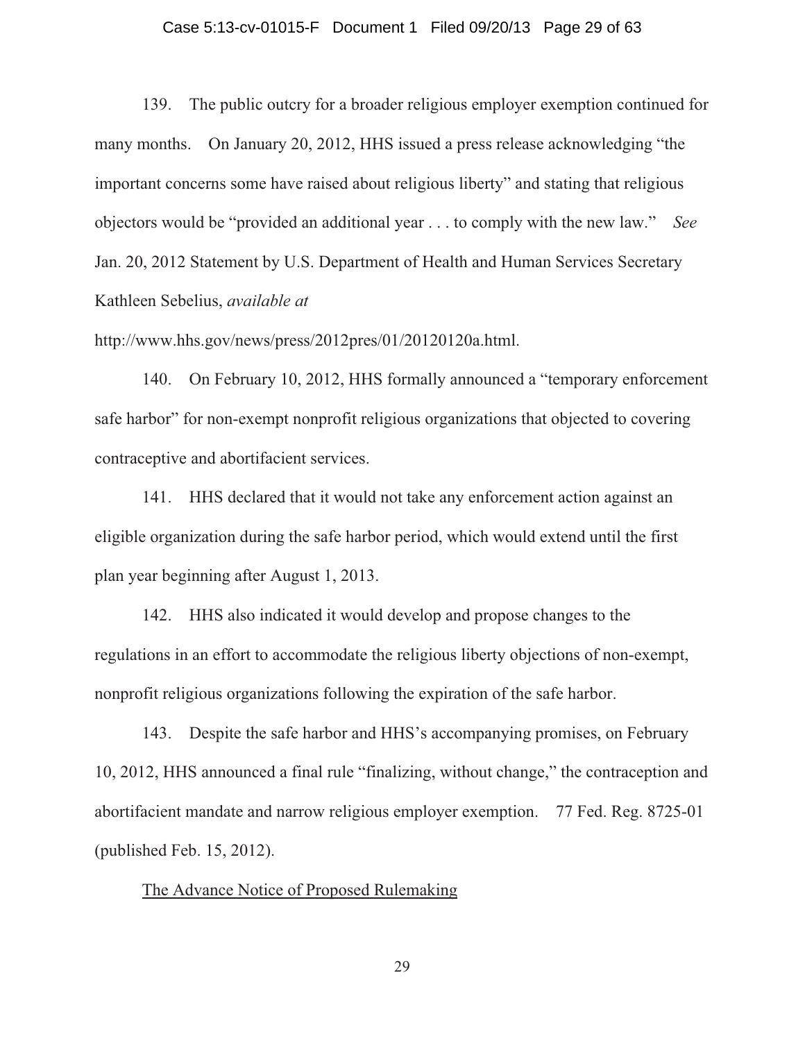139. The public outcry for a broader religious employer exemption continued for many months. On January 20, 2012, HHS issued a press release acknowledging "the important concerns some have raised about religious liberty" and stating that religious objectors would be "provided an additional year . . . to comply with the new law." *See* Jan. 20, 2012 Statement by U.S. Department of Health and Human Services Secretary Kathleen Sebelius, *available at* http://www.hhs.gov/news/press/2012pres/01/20120120a.html.

140. On February 10, 2012, HHS formally announced a "temporary enforcement safe harbor" for non-exempt nonprofit religious organizations that objected to covering contraceptive and abortifacient services.

141. HHS declared that it would not take any enforcement action against an eligible organization during the safe harbor period, which would extend until the first plan year beginning after August 1, 2013.

142. HHS also indicated it would develop and propose changes to the regulations in an effort to accommodate the religious liberty objections of non-exempt, nonprofit religious organizations following the expiration of the safe harbor.

143. Despite the safe harbor and HHS's accompanying promises, on February 10, 2012, HHS announced a final rule "finalizing, without change," the contraception and abortifacient mandate and narrow religious employer exemption. 77 Fed. Reg. 8725-01 (published Feb. 15, 2012).

<u>The Advance Notice of Proposed Rulemaking</u>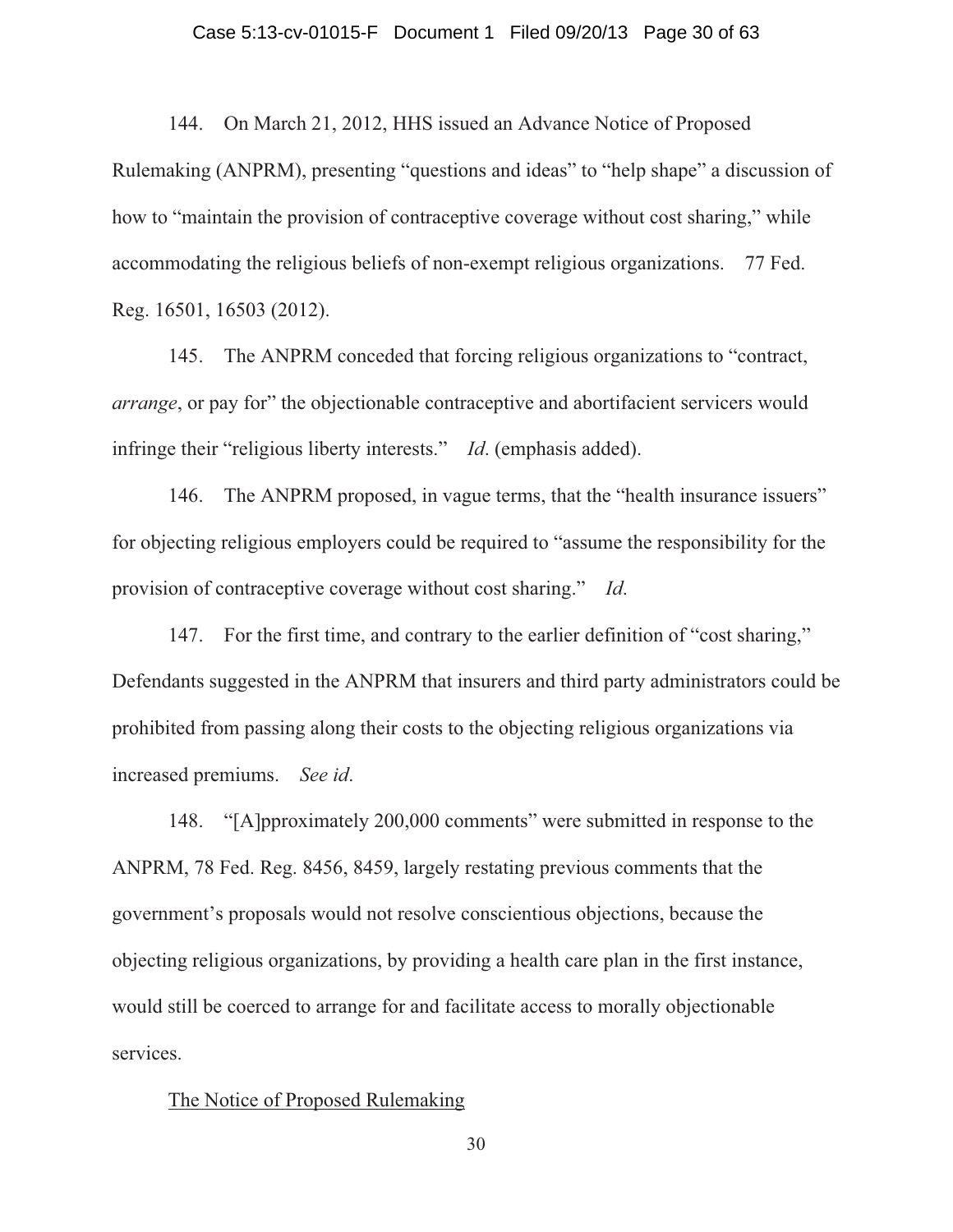144. On March 21, 2012, HHS issued an Advance Notice of Proposed Rulemaking (ANPRM), presenting "questions and ideas" to "help shape" a discussion of how to "maintain the provision of contraceptive coverage without cost sharing," while accommodating the religious beliefs of non-exempt religious organizations. 77 Fed. Reg. 16501, 16503 (2012).

145. The ANPRM conceded that forcing religious organizations to "contract, *arrange*, or pay for" the objectionable contraceptive and abortifacient servicers would infringe their "religious liberty interests." *Id.* (emphasis added).

146. The ANPRM proposed, in vague terms, that the "health insurance issuers" for objecting religious employers could be required to "assume the responsibility for the provision of contraceptive coverage without cost sharing." *Id.*

147. For the first time, and contrary to the earlier definition of "cost sharing," Defendants suggested in the ANPRM that insurers and third party administrators could be prohibited from passing along their costs to the objecting religious organizations via increased premiums. *See id.*

148. "[A]pproximately 200,000 comments" were submitted in response to the ANPRM, 78 Fed. Reg. 8456, 8459, largely restating previous comments that the government's proposals would not resolve conscientious objections, because the objecting religious organizations, by providing a health care plan in the first instance, would still be coerced to arrange for and facilitate access to morally objectionable services.

<u>The Notice of Proposed Rulemaking</u>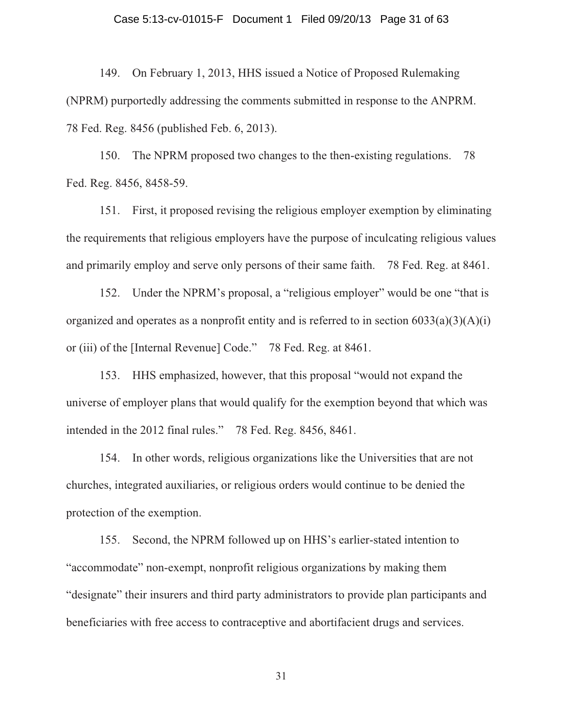149. On February 1, 2013, HHS issued a Notice of Proposed Rulemaking (NPRM) purportedly addressing the comments submitted in response to the ANPRM. 78 Fed. Reg. 8456 (published Feb. 6, 2013).

150. The NPRM proposed two changes to the then-existing regulations. 78 Fed. Reg. 8456, 8458-59.

151. First, it proposed revising the religious employer exemption by eliminating the requirements that religious employers have the purpose of inculcating religious values and primarily employ and serve only persons of their same faith. 78 Fed. Reg. at 8461.

152. Under the NPRM's proposal, a "religious employer" would be one "that is organized and operates as a nonprofit entity and is referred to in section 6033(a)(3)(A)(i) or (iii) of the [Internal Revenue] Code." 78 Fed. Reg. at 8461.

153. HHS emphasized, however, that this proposal "would not expand the universe of employer plans that would qualify for the exemption beyond that which was intended in the 2012 final rules." 78 Fed. Reg. 8456, 8461.

154. In other words, religious organizations like the Universities that are not churches, integrated auxiliaries, or religious orders would continue to be denied the protection of the exemption.

155. Second, the NPRM followed up on HHS's earlier-stated intention to "accommodate" non-exempt, nonprofit religious organizations by making them "designate" their insurers and third party administrators to provide plan participants and beneficiaries with free access to contraceptive and abortifacient drugs and services.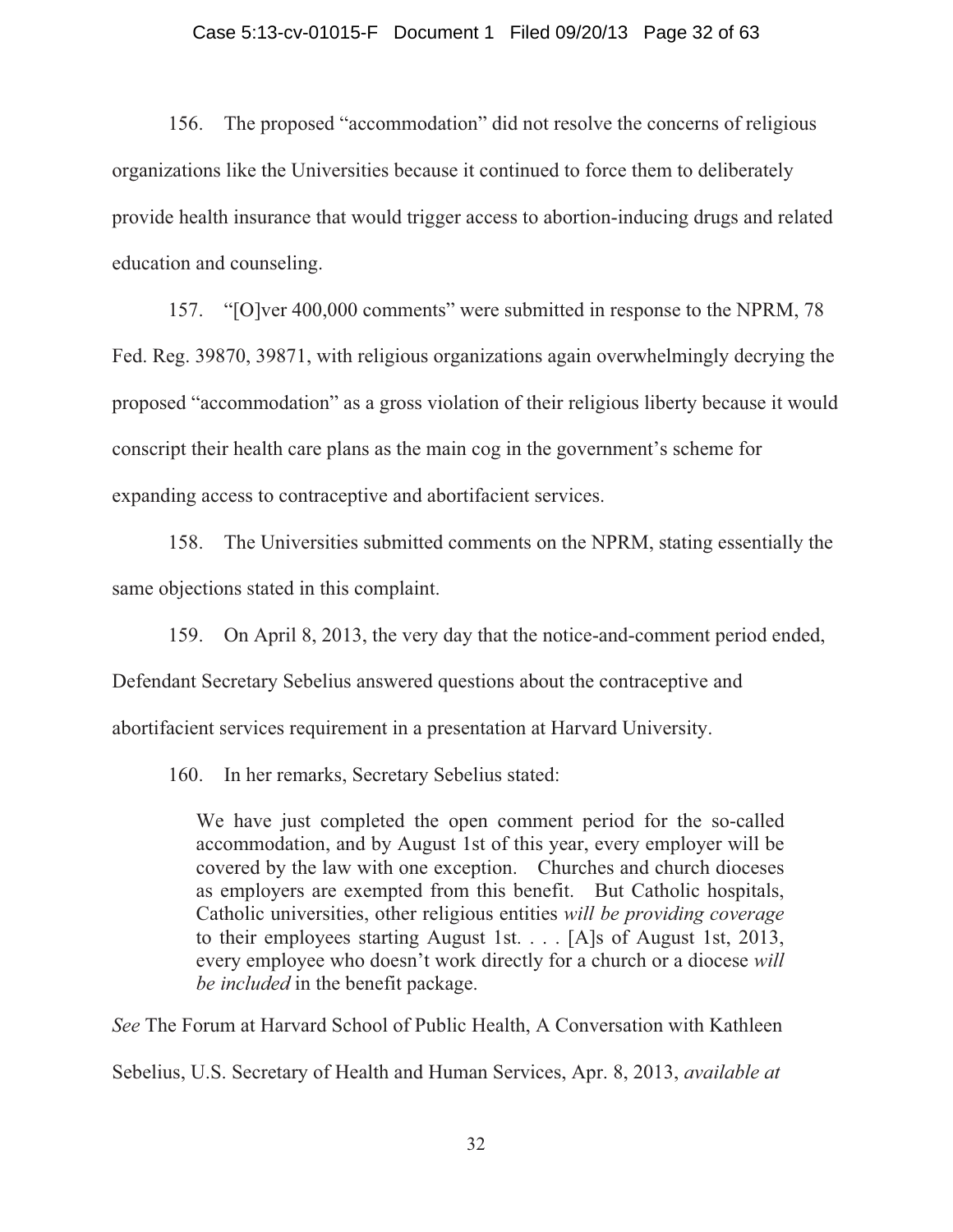156. The proposed "accommodation" did not resolve the concerns of religious organizations like the Universities because it continued to force them to deliberately provide health insurance that would trigger access to abortion-inducing drugs and related education and counseling.

157. "[O]ver 400,000 comments" were submitted in response to the NPRM, 78 Fed. Reg. 39870, 39871, with religious organizations again overwhelmingly decrying the proposed "accommodation" as a gross violation of their religious liberty because it would conscript their health care plans as the main cog in the government's scheme for expanding access to contraceptive and abortifacient services.

158. The Universities submitted comments on the NPRM, stating essentially the same objections stated in this complaint.

159. On April 8, 2013, the very day that the notice-and-comment period ended, Defendant Secretary Sebelius answered questions about the contraceptive and abortifacient services requirement in a presentation at Harvard University.

160. In her remarks, Secretary Sebelius stated:

> We have just completed the open comment period for the so-called accommodation, and by August 1st of this year, every employer will be covered by the law with one exception. Churches and church dioceses as employers are exempted from this benefit. But Catholic hospitals, Catholic universities, other religious entities *will be providing coverage* to their employees starting August 1st. . . . [A]s of August 1st, 2013, every employee who doesn't work directly for a church or a diocese *will be included* in the benefit package.

*See* The Forum at Harvard School of Public Health, A Conversation with Kathleen Sebelius, U.S. Secretary of Health and Human Services, Apr. 8, 2013, *available at*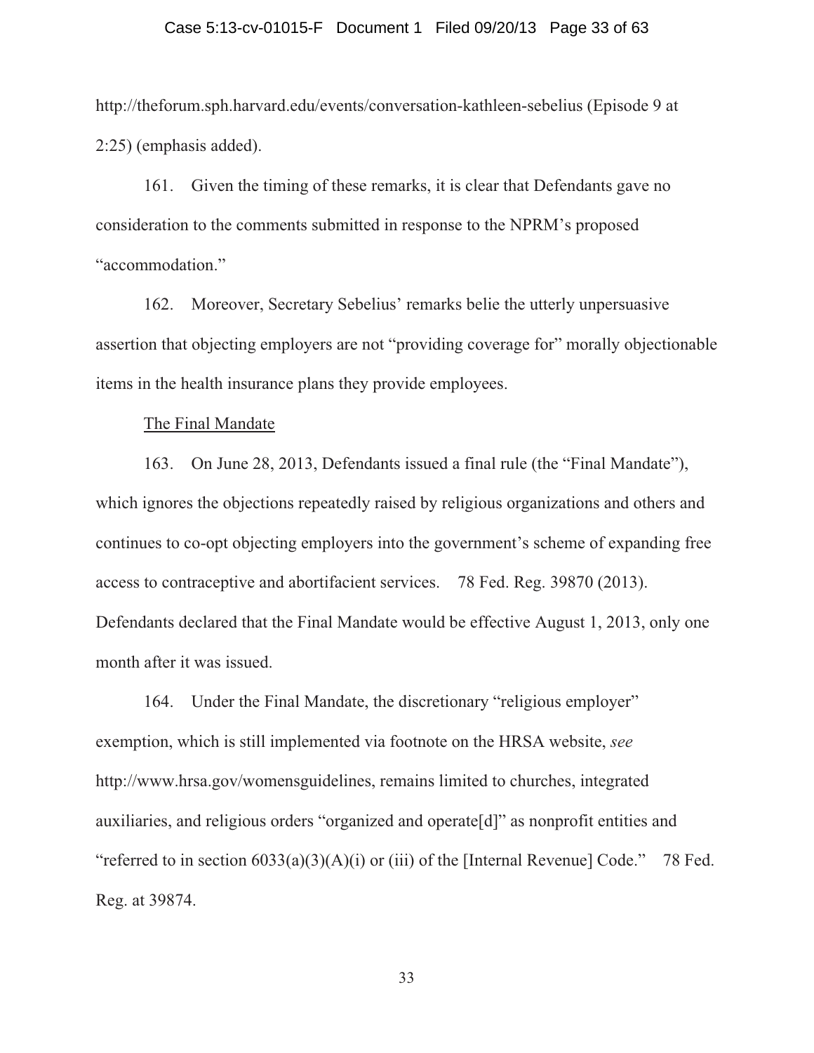http://theforum.sph.harvard.edu/events/conversation-kathleen-sebelius (Episode 9 at 2:25) (emphasis added).

161. Given the timing of these remarks, it is clear that Defendants gave no consideration to the comments submitted in response to the NPRM's proposed "accommodation."

162. Moreover, Secretary Sebelius' remarks belie the utterly unpersuasive assertion that objecting employers are not "providing coverage for" morally objectionable items in the health insurance plans they provide employees.

<u>The Final Mandate</u>

163. On June 28, 2013, Defendants issued a final rule (the "Final Mandate"), which ignores the objections repeatedly raised by religious organizations and others and continues to co-opt objecting employers into the government's scheme of expanding free access to contraceptive and abortifacient services. 78 Fed. Reg. 39870 (2013). Defendants declared that the Final Mandate would be effective August 1, 2013, only one month after it was issued.

164. Under the Final Mandate, the discretionary "religious employer" exemption, which is still implemented via footnote on the HRSA website, *see* http://www.hrsa.gov/womensguidelines, remains limited to churches, integrated auxiliaries, and religious orders "organized and operate[d]" as nonprofit entities and "referred to in section 6033(a)(3)(A)(i) or (iii) of the [Internal Revenue] Code." 78 Fed. Reg. at 39874.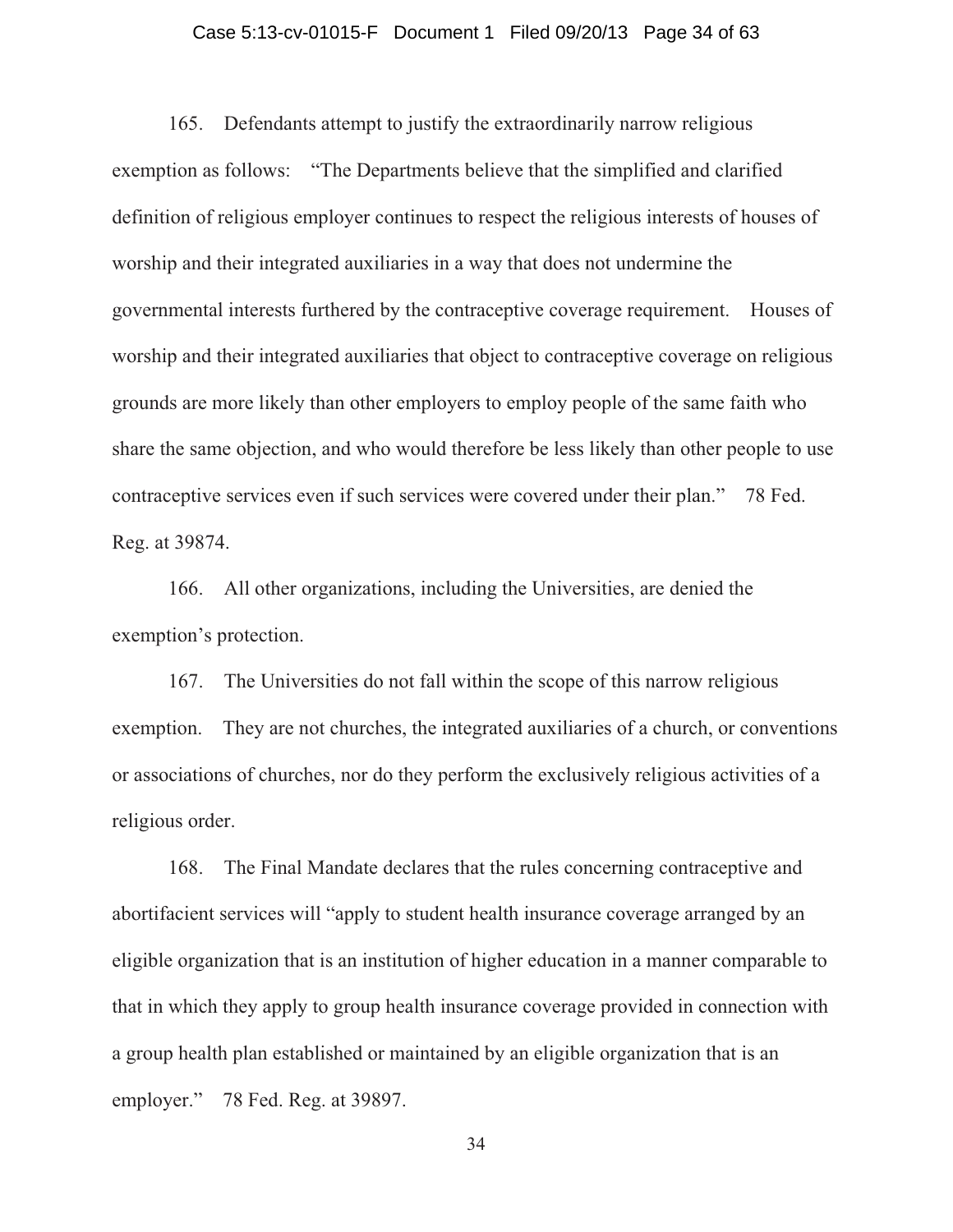165. Defendants attempt to justify the extraordinarily narrow religious exemption as follows: "The Departments believe that the simplified and clarified definition of religious employer continues to respect the religious interests of houses of worship and their integrated auxiliaries in a way that does not undermine the governmental interests furthered by the contraceptive coverage requirement. Houses of worship and their integrated auxiliaries that object to contraceptive coverage on religious grounds are more likely than other employers to employ people of the same faith who share the same objection, and who would therefore be less likely than other people to use contraceptive services even if such services were covered under their plan." 78 Fed. Reg. at 39874.

166. All other organizations, including the Universities, are denied the exemption's protection.

167. The Universities do not fall within the scope of this narrow religious exemption. They are not churches, the integrated auxiliaries of a church, or conventions or associations of churches, nor do they perform the exclusively religious activities of a religious order.

168. The Final Mandate declares that the rules concerning contraceptive and abortifacient services will "apply to student health insurance coverage arranged by an eligible organization that is an institution of higher education in a manner comparable to that in which they apply to group health insurance coverage provided in connection with a group health plan established or maintained by an eligible organization that is an employer." 78 Fed. Reg. at 39897.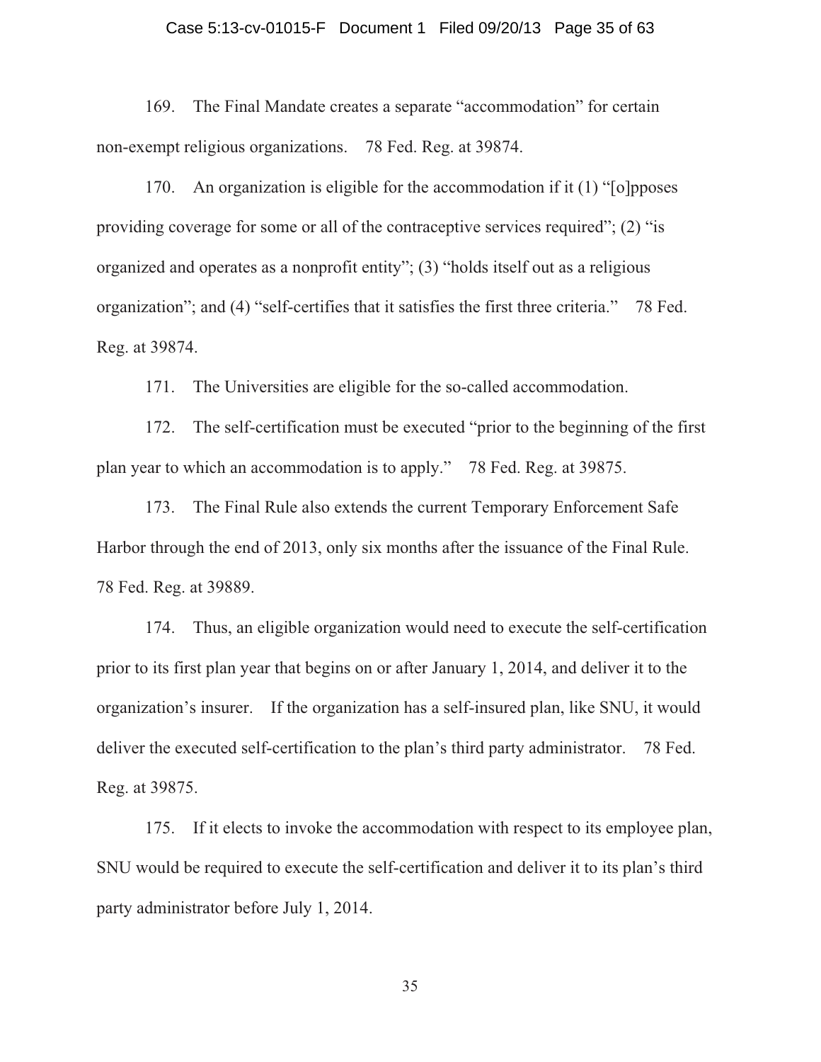169. The Final Mandate creates a separate "accommodation" for certain non-exempt religious organizations. 78 Fed. Reg. at 39874.

170. An organization is eligible for the accommodation if it (1) "[o]pposes providing coverage for some or all of the contraceptive services required"; (2) "is organized and operates as a nonprofit entity"; (3) "holds itself out as a religious organization"; and (4) "self-certifies that it satisfies the first three criteria." 78 Fed. Reg. at 39874.

171. The Universities are eligible for the so-called accommodation.

172. The self-certification must be executed "prior to the beginning of the first plan year to which an accommodation is to apply." 78 Fed. Reg. at 39875.

173. The Final Rule also extends the current Temporary Enforcement Safe Harbor through the end of 2013, only six months after the issuance of the Final Rule. 78 Fed. Reg. at 39889.

174. Thus, an eligible organization would need to execute the self-certification prior to its first plan year that begins on or after January 1, 2014, and deliver it to the organization's insurer. If the organization has a self-insured plan, like SNU, it would deliver the executed self-certification to the plan's third party administrator. 78 Fed. Reg. at 39875.

175. If it elects to invoke the accommodation with respect to its employee plan, SNU would be required to execute the self-certification and deliver it to its plan's third party administrator before July 1, 2014.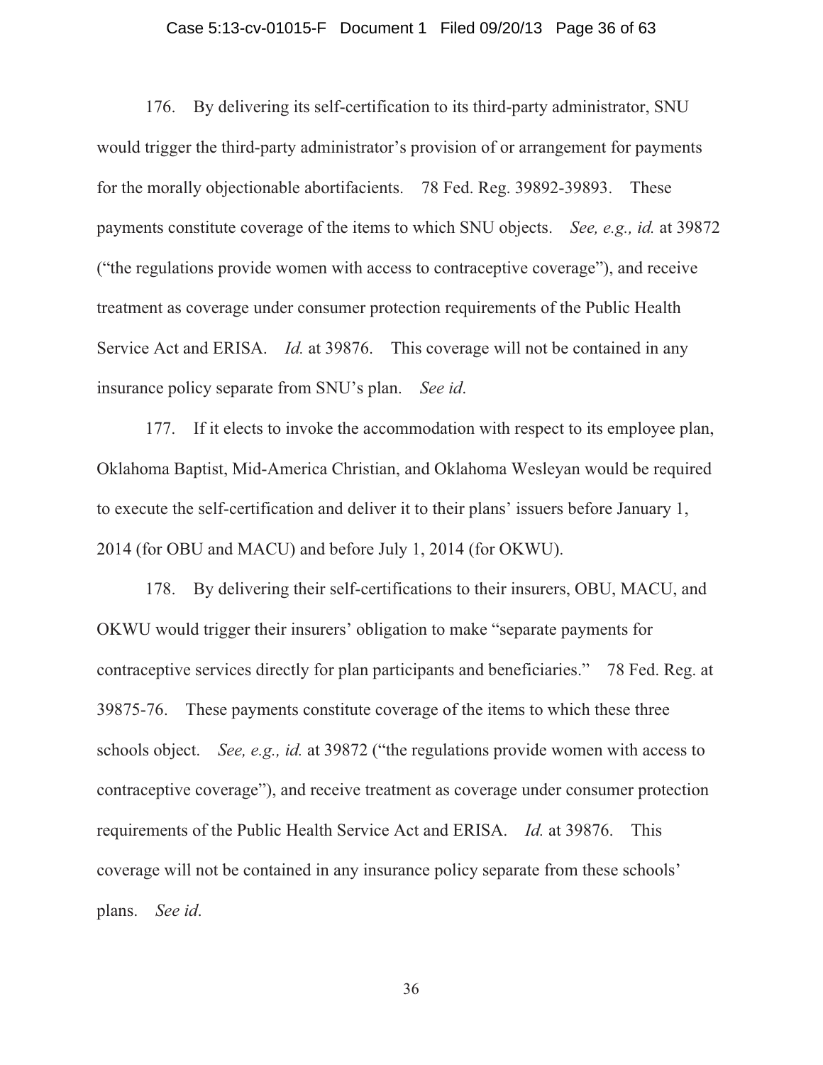176. By delivering its self-certification to its third-party administrator, SNU would trigger the third-party administrator's provision of or arrangement for payments for the morally objectionable abortifacients. 78 Fed. Reg. 39892-39893. These payments constitute coverage of the items to which SNU objects. *See, e.g., id.* at 39872 ("the regulations provide women with access to contraceptive coverage"), and receive treatment as coverage under consumer protection requirements of the Public Health Service Act and ERISA. *Id.* at 39876. This coverage will not be contained in any insurance policy separate from SNU's plan. *See id.*

177. If it elects to invoke the accommodation with respect to its employee plan, Oklahoma Baptist, Mid-America Christian, and Oklahoma Wesleyan would be required to execute the self-certification and deliver it to their plans' issuers before January 1, 2014 (for OBU and MACU) and before July 1, 2014 (for OKWU).

178. By delivering their self-certifications to their insurers, OBU, MACU, and OKWU would trigger their insurers' obligation to make "separate payments for contraceptive services directly for plan participants and beneficiaries." 78 Fed. Reg. at 39875-76. These payments constitute coverage of the items to which these three schools object. *See, e.g., id.* at 39872 ("the regulations provide women with access to contraceptive coverage"), and receive treatment as coverage under consumer protection requirements of the Public Health Service Act and ERISA. *Id.* at 39876. This coverage will not be contained in any insurance policy separate from these schools' plans. *See id.*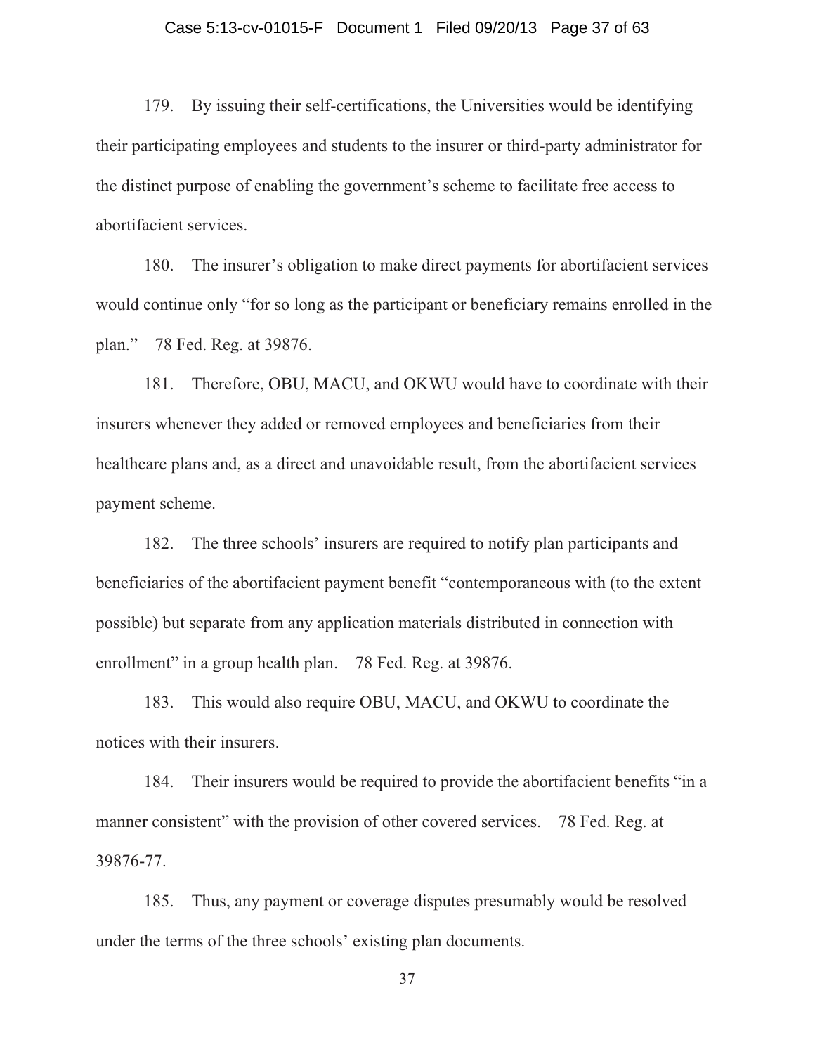179. By issuing their self-certifications, the Universities would be identifying their participating employees and students to the insurer or third-party administrator for the distinct purpose of enabling the government's scheme to facilitate free access to abortifacient services.

180. The insurer's obligation to make direct payments for abortifacient services would continue only "for so long as the participant or beneficiary remains enrolled in the plan." 78 Fed. Reg. at 39876.

181. Therefore, OBU, MACU, and OKWU would have to coordinate with their insurers whenever they added or removed employees and beneficiaries from their healthcare plans and, as a direct and unavoidable result, from the abortifacient services payment scheme.

182. The three schools' insurers are required to notify plan participants and beneficiaries of the abortifacient payment benefit "contemporaneous with (to the extent possible) but separate from any application materials distributed in connection with enrollment" in a group health plan. 78 Fed. Reg. at 39876.

183. This would also require OBU, MACU, and OKWU to coordinate the notices with their insurers.

184. Their insurers would be required to provide the abortifacient benefits "in a manner consistent" with the provision of other covered services. 78 Fed. Reg. at 39876-77.

185. Thus, any payment or coverage disputes presumably would be resolved under the terms of the three schools' existing plan documents.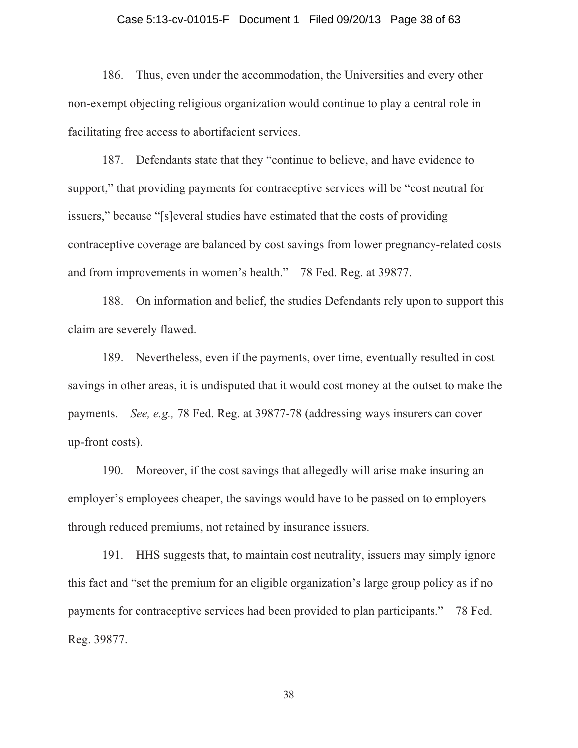186. Thus, even under the accommodation, the Universities and every other non-exempt objecting religious organization would continue to play a central role in facilitating free access to abortifacient services.

187. Defendants state that they "continue to believe, and have evidence to support," that providing payments for contraceptive services will be "cost neutral for issuers," because "[s]everal studies have estimated that the costs of providing contraceptive coverage are balanced by cost savings from lower pregnancy-related costs and from improvements in women's health." 78 Fed. Reg. at 39877.

188. On information and belief, the studies Defendants rely upon to support this claim are severely flawed.

189. Nevertheless, even if the payments, over time, eventually resulted in cost savings in other areas, it is undisputed that it would cost money at the outset to make the payments. *See, e.g.,* 78 Fed. Reg. at 39877-78 (addressing ways insurers can cover up-front costs).

190. Moreover, if the cost savings that allegedly will arise make insuring an employer's employees cheaper, the savings would have to be passed on to employers through reduced premiums, not retained by insurance issuers.

191. HHS suggests that, to maintain cost neutrality, issuers may simply ignore this fact and "set the premium for an eligible organization's large group policy as if no payments for contraceptive services had been provided to plan participants." 78 Fed. Reg. 39877.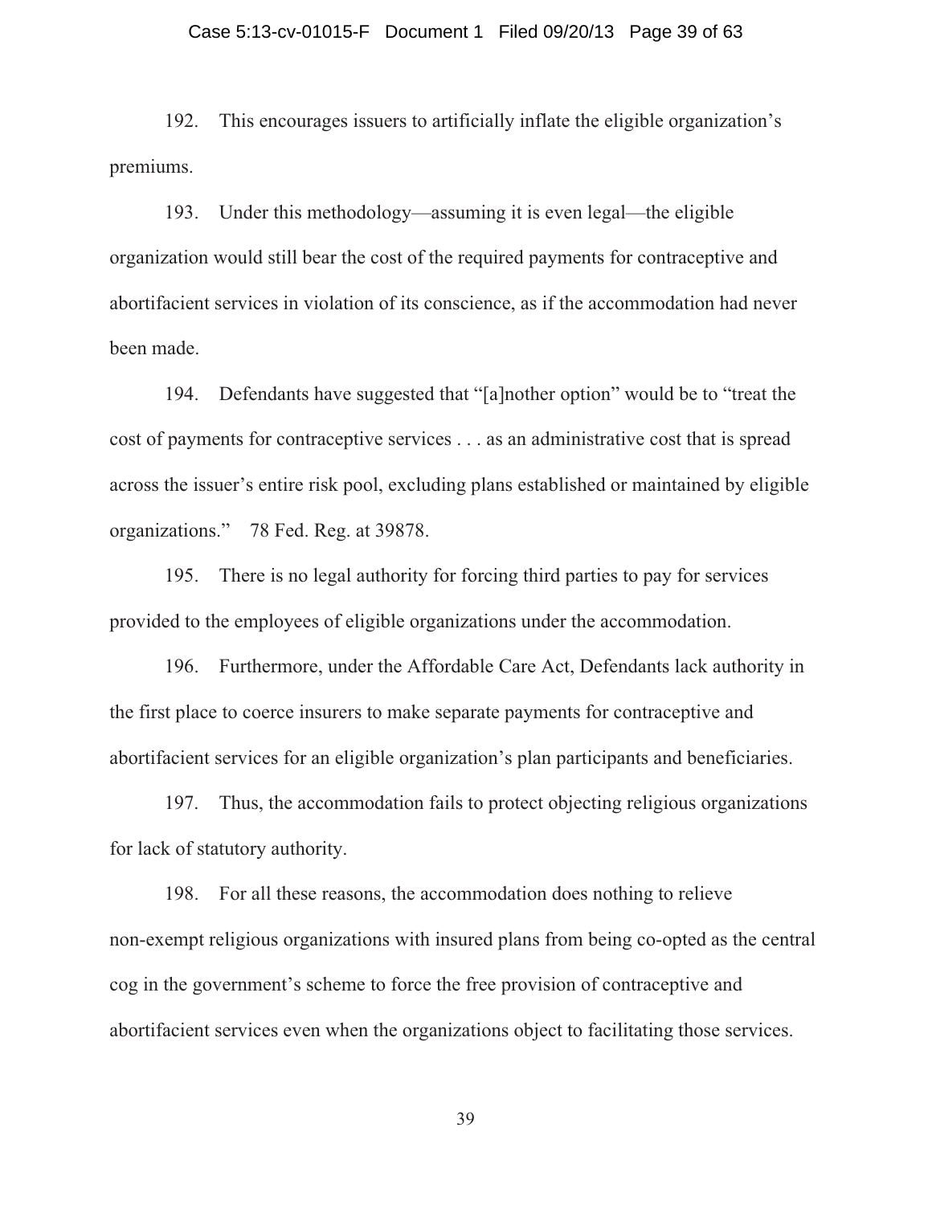192. This encourages issuers to artificially inflate the eligible organization's premiums.

193. Under this methodology—assuming it is even legal—the eligible organization would still bear the cost of the required payments for contraceptive and abortifacient services in violation of its conscience, as if the accommodation had never been made.

194. Defendants have suggested that "[a]nother option" would be to "treat the cost of payments for contraceptive services . . . as an administrative cost that is spread across the issuer's entire risk pool, excluding plans established or maintained by eligible organizations." 78 Fed. Reg. at 39878.

195. There is no legal authority for forcing third parties to pay for services provided to the employees of eligible organizations under the accommodation.

196. Furthermore, under the Affordable Care Act, Defendants lack authority in the first place to coerce insurers to make separate payments for contraceptive and abortifacient services for an eligible organization's plan participants and beneficiaries.

197. Thus, the accommodation fails to protect objecting religious organizations for lack of statutory authority.

198. For all these reasons, the accommodation does nothing to relieve non-exempt religious organizations with insured plans from being co-opted as the central cog in the government's scheme to force the free provision of contraceptive and abortifacient services even when the organizations object to facilitating those services.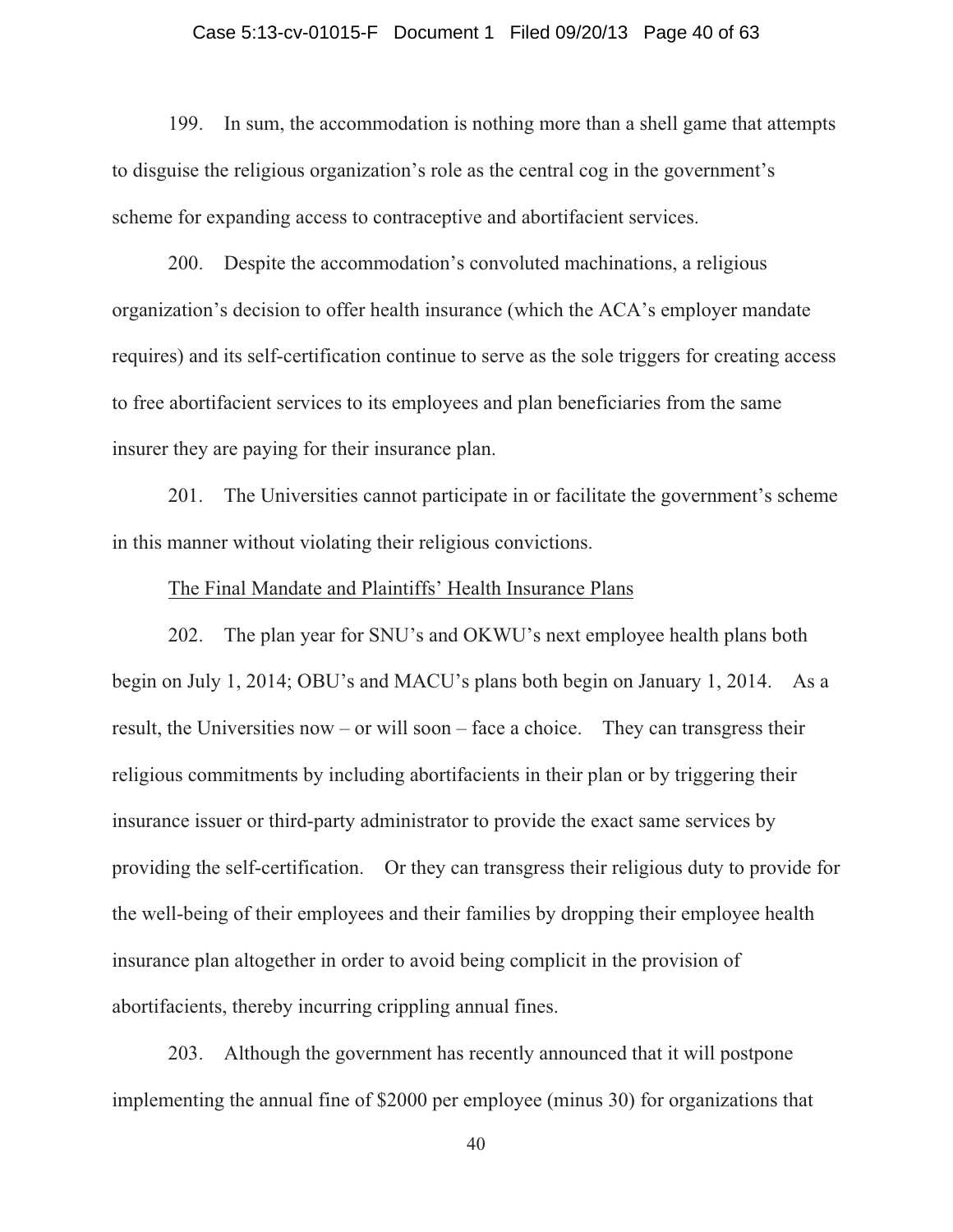199. In sum, the accommodation is nothing more than a shell game that attempts to disguise the religious organization's role as the central cog in the government's scheme for expanding access to contraceptive and abortifacient services.

200. Despite the accommodation's convoluted machinations, a religious organization's decision to offer health insurance (which the ACA's employer mandate requires) and its self-certification continue to serve as the sole triggers for creating access to free abortifacient services to its employees and plan beneficiaries from the same insurer they are paying for their insurance plan.

201. The Universities cannot participate in or facilitate the government's scheme in this manner without violating their religious convictions.

<u>The Final Mandate and Plaintiffs' Health Insurance Plans</u>

202. The plan year for SNU's and OKWU's next employee health plans both begin on July 1, 2014; OBU's and MACU's plans both begin on January 1, 2014. As a result, the Universities now – or will soon – face a choice. They can transgress their religious commitments by including abortifacients in their plan or by triggering their insurance issuer or third-party administrator to provide the exact same services by providing the self-certification. Or they can transgress their religious duty to provide for the well-being of their employees and their families by dropping their employee health insurance plan altogether in order to avoid being complicit in the provision of abortifacients, thereby incurring crippling annual fines.

203. Although the government has recently announced that it will postpone implementing the annual fine of $2000 per employee (minus 30) for organizations that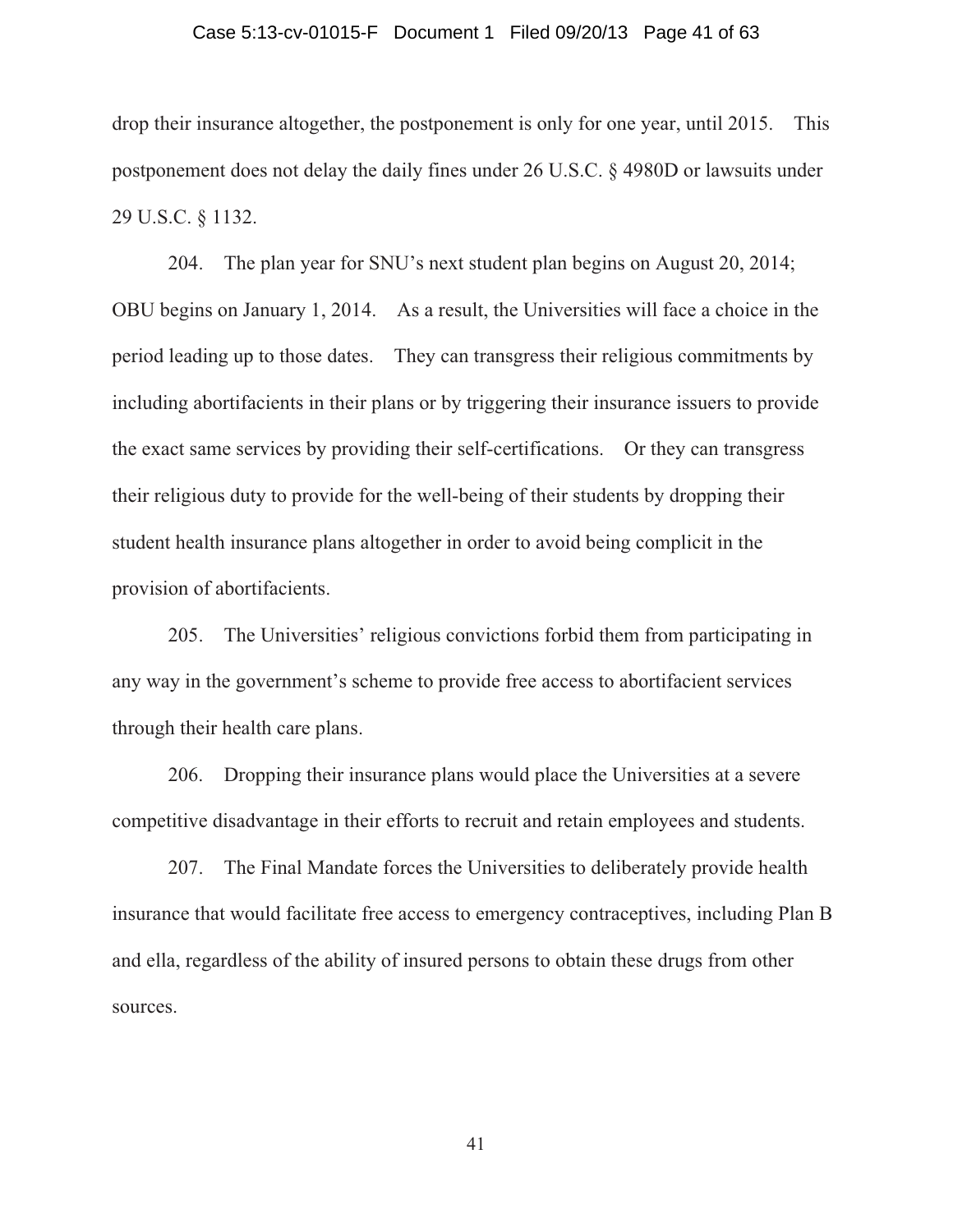drop their insurance altogether, the postponement is only for one year, until 2015. This postponement does not delay the daily fines under 26 U.S.C. § 4980D or lawsuits under 29 U.S.C. § 1132.

204. The plan year for SNU's next student plan begins on August 20, 2014; OBU begins on January 1, 2014. As a result, the Universities will face a choice in the period leading up to those dates. They can transgress their religious commitments by including abortifacients in their plans or by triggering their insurance issuers to provide the exact same services by providing their self-certifications. Or they can transgress their religious duty to provide for the well-being of their students by dropping their student health insurance plans altogether in order to avoid being complicit in the provision of abortifacients.

205. The Universities' religious convictions forbid them from participating in any way in the government's scheme to provide free access to abortifacient services through their health care plans.

206. Dropping their insurance plans would place the Universities at a severe competitive disadvantage in their efforts to recruit and retain employees and students.

207. The Final Mandate forces the Universities to deliberately provide health insurance that would facilitate free access to emergency contraceptives, including Plan B and ella, regardless of the ability of insured persons to obtain these drugs from other sources.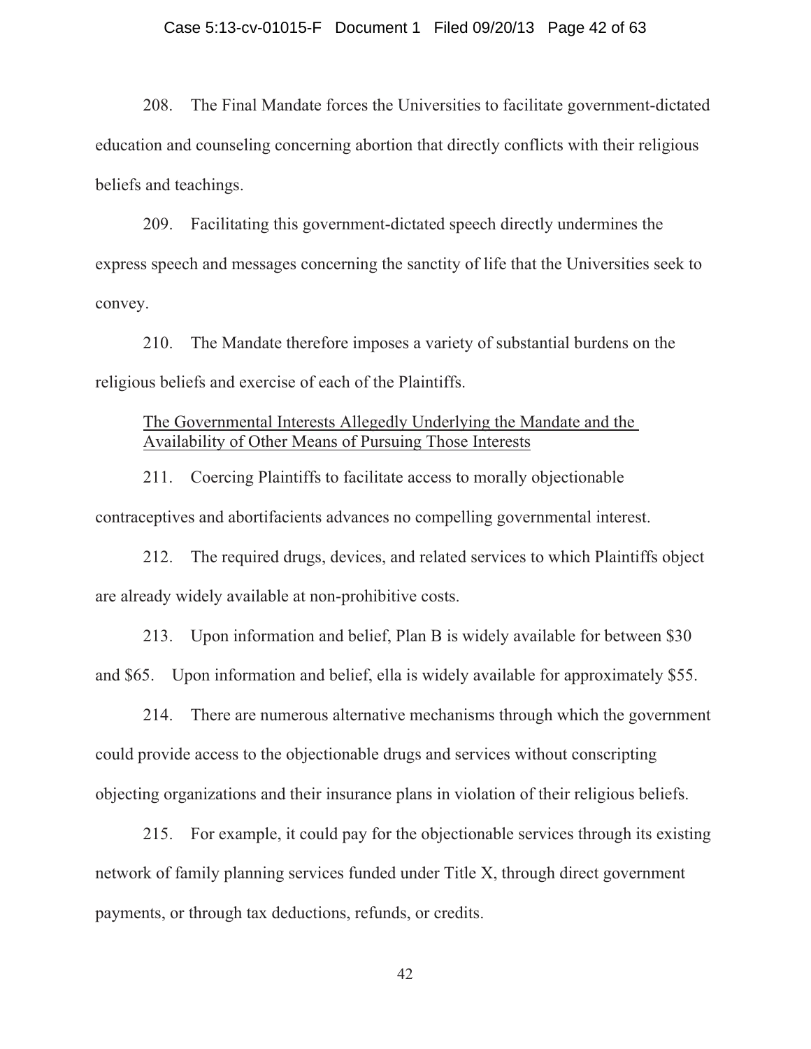208. The Final Mandate forces the Universities to facilitate government-dictated education and counseling concerning abortion that directly conflicts with their religious beliefs and teachings.

209. Facilitating this government-dictated speech directly undermines the express speech and messages concerning the sanctity of life that the Universities seek to convey.

210. The Mandate therefore imposes a variety of substantial burdens on the religious beliefs and exercise of each of the Plaintiffs.

<u>The Governmental Interests Allegedly Underlying the Mandate and the Availability of Other Means of Pursuing Those Interests</u>

211. Coercing Plaintiffs to facilitate access to morally objectionable contraceptives and abortifacients advances no compelling governmental interest.

212. The required drugs, devices, and related services to which Plaintiffs object are already widely available at non-prohibitive costs.

213. Upon information and belief, Plan B is widely available for between $30 and $65. Upon information and belief, ella is widely available for approximately $55.

214. There are numerous alternative mechanisms through which the government could provide access to the objectionable drugs and services without conscripting objecting organizations and their insurance plans in violation of their religious beliefs.

215. For example, it could pay for the objectionable services through its existing network of family planning services funded under Title X, through direct government payments, or through tax deductions, refunds, or credits.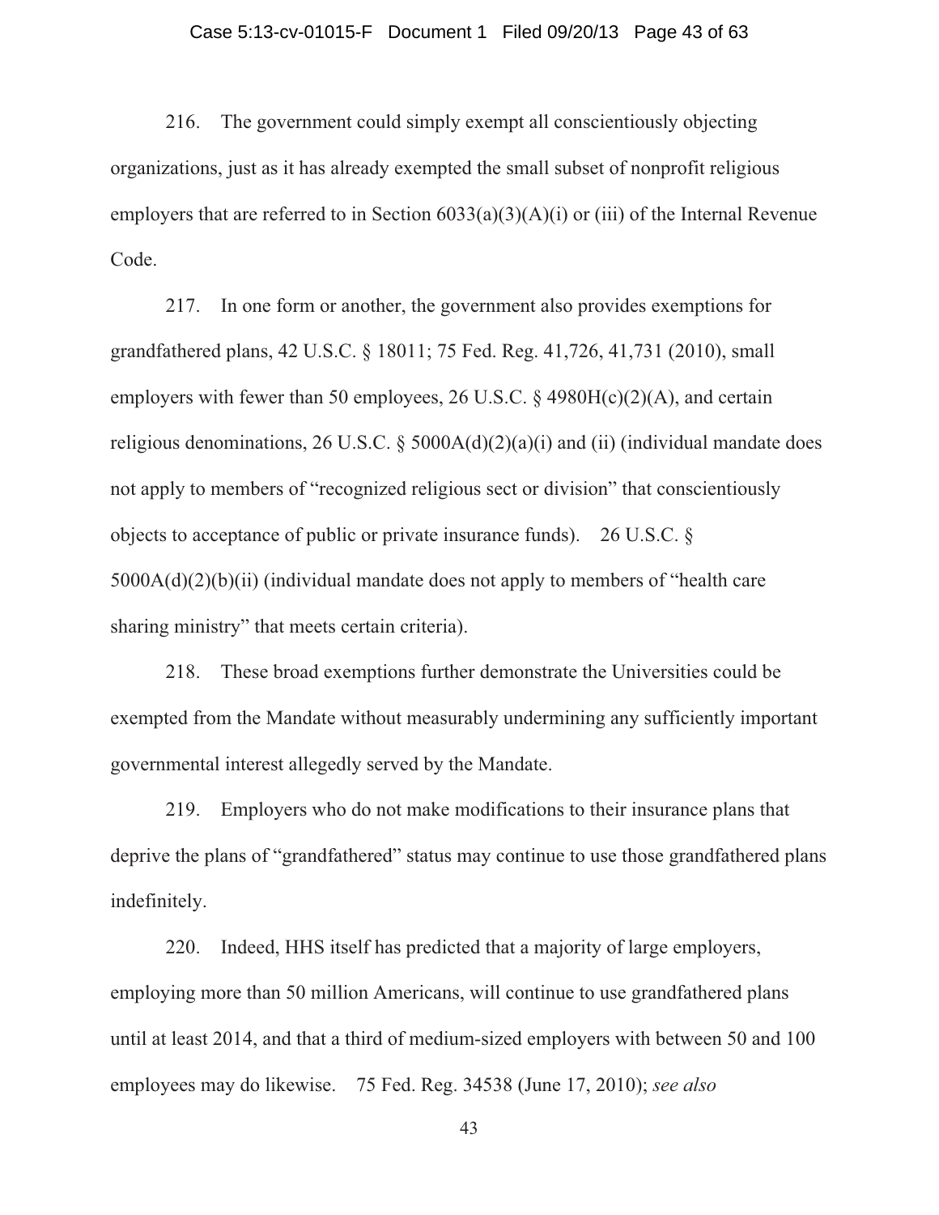216. The government could simply exempt all conscientiously objecting organizations, just as it has already exempted the small subset of nonprofit religious employers that are referred to in Section 6033(a)(3)(A)(i) or (iii) of the Internal Revenue Code.

217. In one form or another, the government also provides exemptions for grandfathered plans, 42 U.S.C. § 18011; 75 Fed. Reg. 41,726, 41,731 (2010), small employers with fewer than 50 employees, 26 U.S.C. § 4980H(c)(2)(A), and certain religious denominations, 26 U.S.C. § 5000A(d)(2)(a)(i) and (ii) (individual mandate does not apply to members of "recognized religious sect or division" that conscientiously objects to acceptance of public or private insurance funds). 26 U.S.C. § 5000A(d)(2)(b)(ii) (individual mandate does not apply to members of "health care sharing ministry" that meets certain criteria).

218. These broad exemptions further demonstrate the Universities could be exempted from the Mandate without measurably undermining any sufficiently important governmental interest allegedly served by the Mandate.

219. Employers who do not make modifications to their insurance plans that deprive the plans of "grandfathered" status may continue to use those grandfathered plans indefinitely.

220. Indeed, HHS itself has predicted that a majority of large employers, employing more than 50 million Americans, will continue to use grandfathered plans until at least 2014, and that a third of medium-sized employers with between 50 and 100 employees may do likewise. 75 Fed. Reg. 34538 (June 17, 2010); *see also*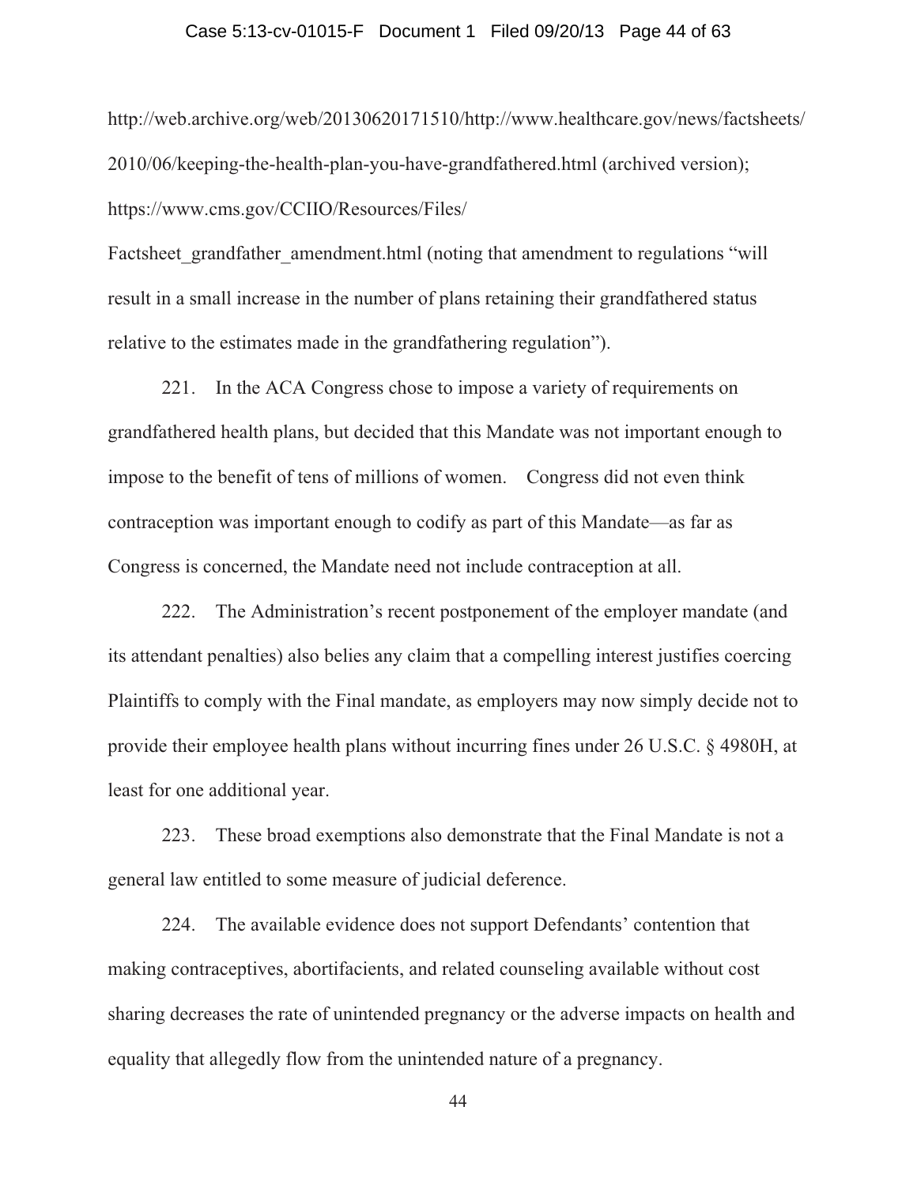http://web.archive.org/web/20130620171510/http://www.healthcare.gov/news/factsheets/2010/06/keeping-the-health-plan-you-have-grandfathered.html (archived version); https://www.cms.gov/CCIIO/Resources/Files/Factsheet_grandfather_amendment.html (noting that amendment to regulations "will result in a small increase in the number of plans retaining their grandfathered status relative to the estimates made in the grandfathering regulation").

221. In the ACA Congress chose to impose a variety of requirements on grandfathered health plans, but decided that this Mandate was not important enough to impose to the benefit of tens of millions of women. Congress did not even think contraception was important enough to codify as part of this Mandate—as far as Congress is concerned, the Mandate need not include contraception at all.

222. The Administration's recent postponement of the employer mandate (and its attendant penalties) also belies any claim that a compelling interest justifies coercing Plaintiffs to comply with the Final mandate, as employers may now simply decide not to provide their employee health plans without incurring fines under 26 U.S.C. § 4980H, at least for one additional year.

223. These broad exemptions also demonstrate that the Final Mandate is not a general law entitled to some measure of judicial deference.

224. The available evidence does not support Defendants' contention that making contraceptives, abortifacients, and related counseling available without cost sharing decreases the rate of unintended pregnancy or the adverse impacts on health and equality that allegedly flow from the unintended nature of a pregnancy.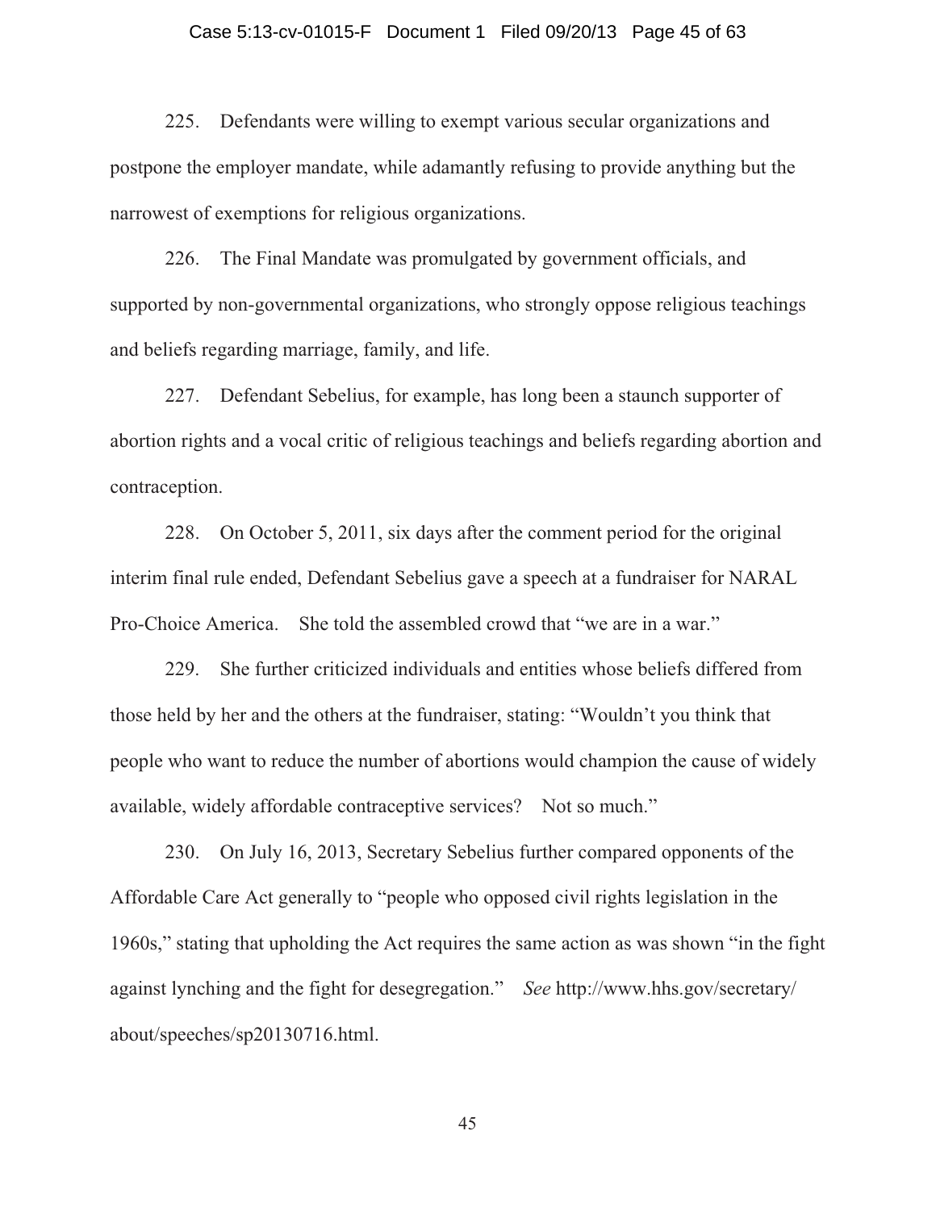225. Defendants were willing to exempt various secular organizations and postpone the employer mandate, while adamantly refusing to provide anything but the narrowest of exemptions for religious organizations.

226. The Final Mandate was promulgated by government officials, and supported by non-governmental organizations, who strongly oppose religious teachings and beliefs regarding marriage, family, and life.

227. Defendant Sebelius, for example, has long been a staunch supporter of abortion rights and a vocal critic of religious teachings and beliefs regarding abortion and contraception.

228. On October 5, 2011, six days after the comment period for the original interim final rule ended, Defendant Sebelius gave a speech at a fundraiser for NARAL Pro-Choice America. She told the assembled crowd that "we are in a war."

229. She further criticized individuals and entities whose beliefs differed from those held by her and the others at the fundraiser, stating: "Wouldn't you think that people who want to reduce the number of abortions would champion the cause of widely available, widely affordable contraceptive services? Not so much."

230. On July 16, 2013, Secretary Sebelius further compared opponents of the Affordable Care Act generally to "people who opposed civil rights legislation in the 1960s," stating that upholding the Act requires the same action as was shown "in the fight against lynching and the fight for desegregation." *See* http://www.hhs.gov/secretary/about/speeches/sp20130716.html.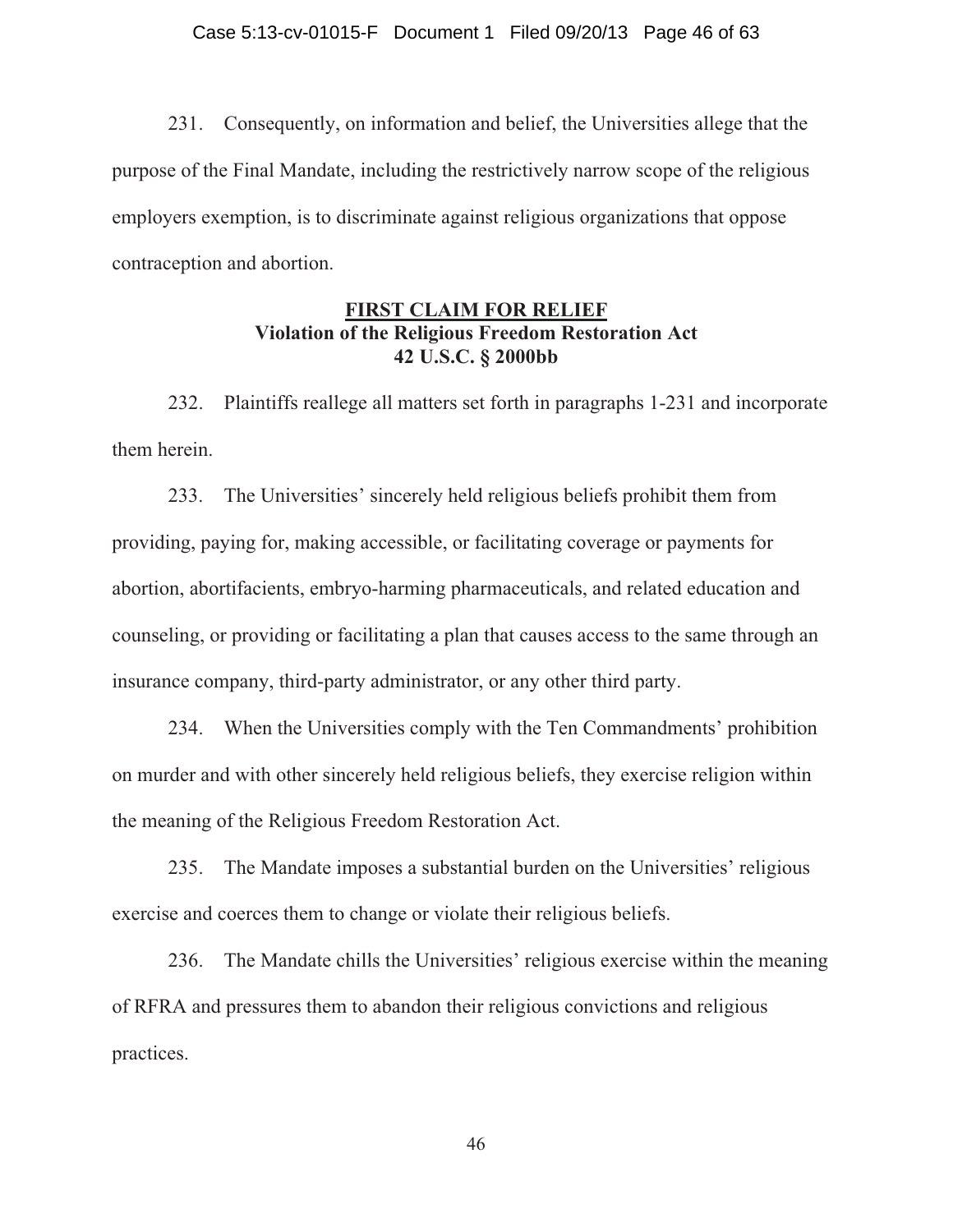231. Consequently, on information and belief, the Universities allege that the purpose of the Final Mandate, including the restrictively narrow scope of the religious employers exemption, is to discriminate against religious organizations that oppose contraception and abortion.

## FIRST CLAIM FOR RELIEF
### Violation of the Religious Freedom Restoration Act
### 42 U.S.C. § 2000bb

232. Plaintiffs reallege all matters set forth in paragraphs 1-231 and incorporate them herein.

233. The Universities' sincerely held religious beliefs prohibit them from providing, paying for, making accessible, or facilitating coverage or payments for abortion, abortifacients, embryo-harming pharmaceuticals, and related education and counseling, or providing or facilitating a plan that causes access to the same through an insurance company, third-party administrator, or any other third party.

234. When the Universities comply with the Ten Commandments' prohibition on murder and with other sincerely held religious beliefs, they exercise religion within the meaning of the Religious Freedom Restoration Act.

235. The Mandate imposes a substantial burden on the Universities' religious exercise and coerces them to change or violate their religious beliefs.

236. The Mandate chills the Universities' religious exercise within the meaning of RFRA and pressures them to abandon their religious convictions and religious practices.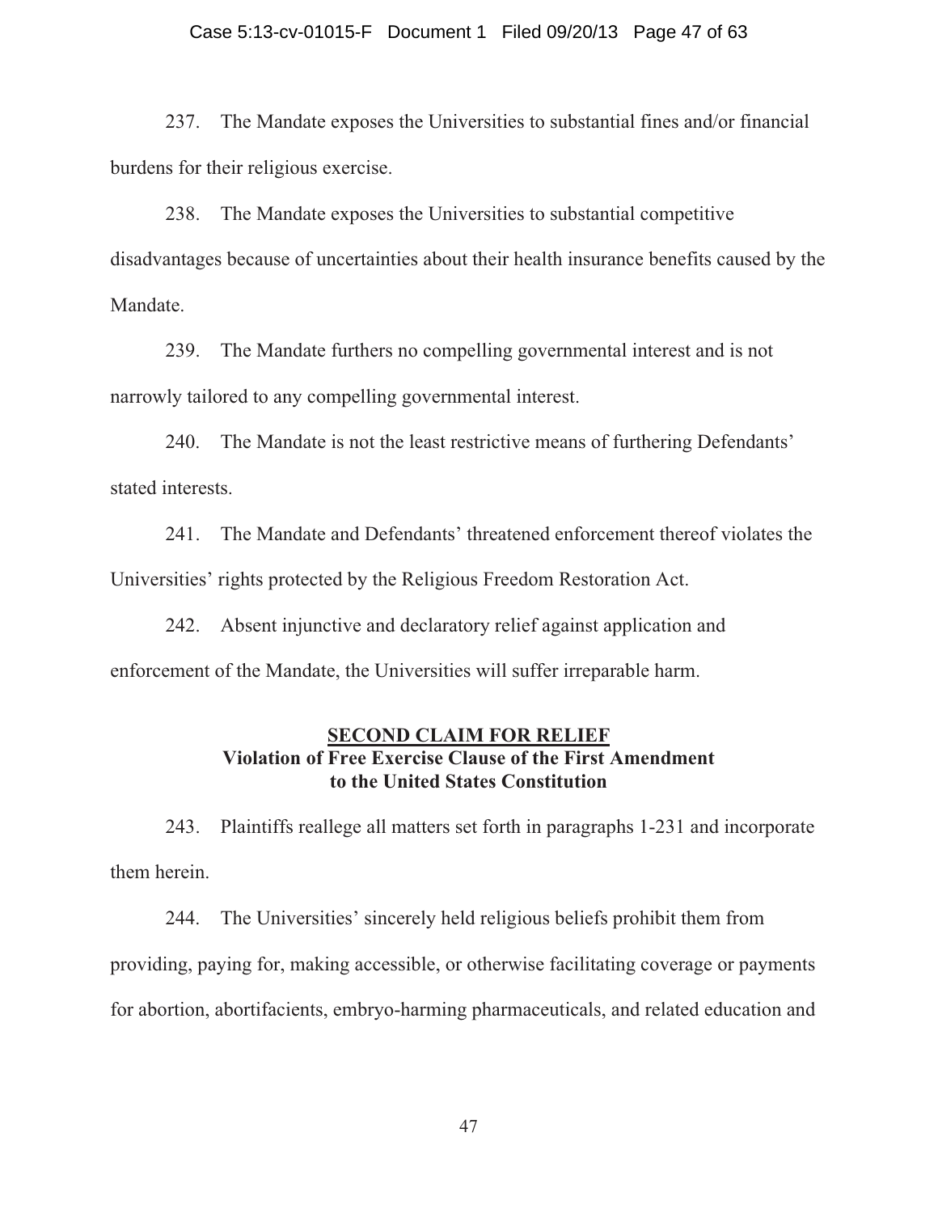237. The Mandate exposes the Universities to substantial fines and/or financial burdens for their religious exercise.

238. The Mandate exposes the Universities to substantial competitive disadvantages because of uncertainties about their health insurance benefits caused by the Mandate.

239. The Mandate furthers no compelling governmental interest and is not narrowly tailored to any compelling governmental interest.

240. The Mandate is not the least restrictive means of furthering Defendants' stated interests.

241. The Mandate and Defendants' threatened enforcement thereof violates the Universities' rights protected by the Religious Freedom Restoration Act.

242. Absent injunctive and declaratory relief against application and enforcement of the Mandate, the Universities will suffer irreparable harm.

## SECOND CLAIM FOR RELIEF
### Violation of Free Exercise Clause of the First Amendment to the United States Constitution

243. Plaintiffs reallege all matters set forth in paragraphs 1-231 and incorporate them herein.

244. The Universities' sincerely held religious beliefs prohibit them from providing, paying for, making accessible, or otherwise facilitating coverage or payments for abortion, abortifacients, embryo-harming pharmaceuticals, and related education and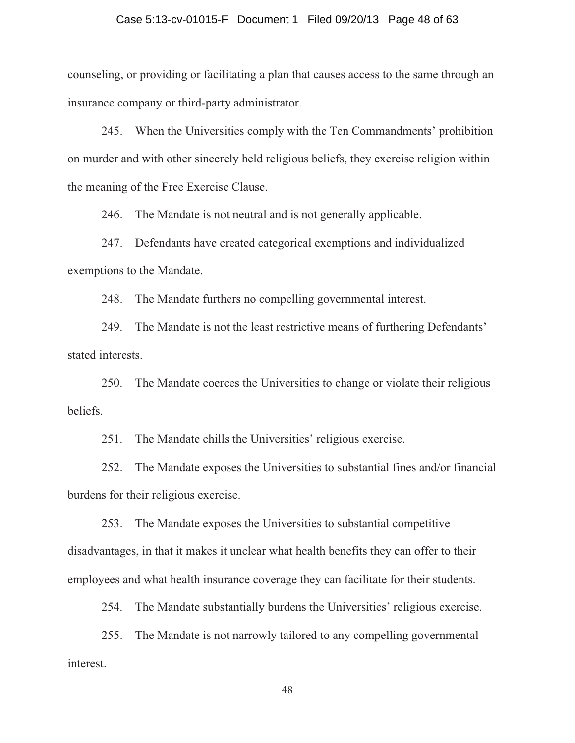counseling, or providing or facilitating a plan that causes access to the same through an insurance company or third-party administrator.

245. When the Universities comply with the Ten Commandments' prohibition on murder and with other sincerely held religious beliefs, they exercise religion within the meaning of the Free Exercise Clause.

246. The Mandate is not neutral and is not generally applicable.

247. Defendants have created categorical exemptions and individualized exemptions to the Mandate.

248. The Mandate furthers no compelling governmental interest.

249. The Mandate is not the least restrictive means of furthering Defendants' stated interests.

250. The Mandate coerces the Universities to change or violate their religious beliefs.

251. The Mandate chills the Universities' religious exercise.

252. The Mandate exposes the Universities to substantial fines and/or financial burdens for their religious exercise.

253. The Mandate exposes the Universities to substantial competitive disadvantages, in that it makes it unclear what health benefits they can offer to their employees and what health insurance coverage they can facilitate for their students.

254. The Mandate substantially burdens the Universities' religious exercise.

255. The Mandate is not narrowly tailored to any compelling governmental interest.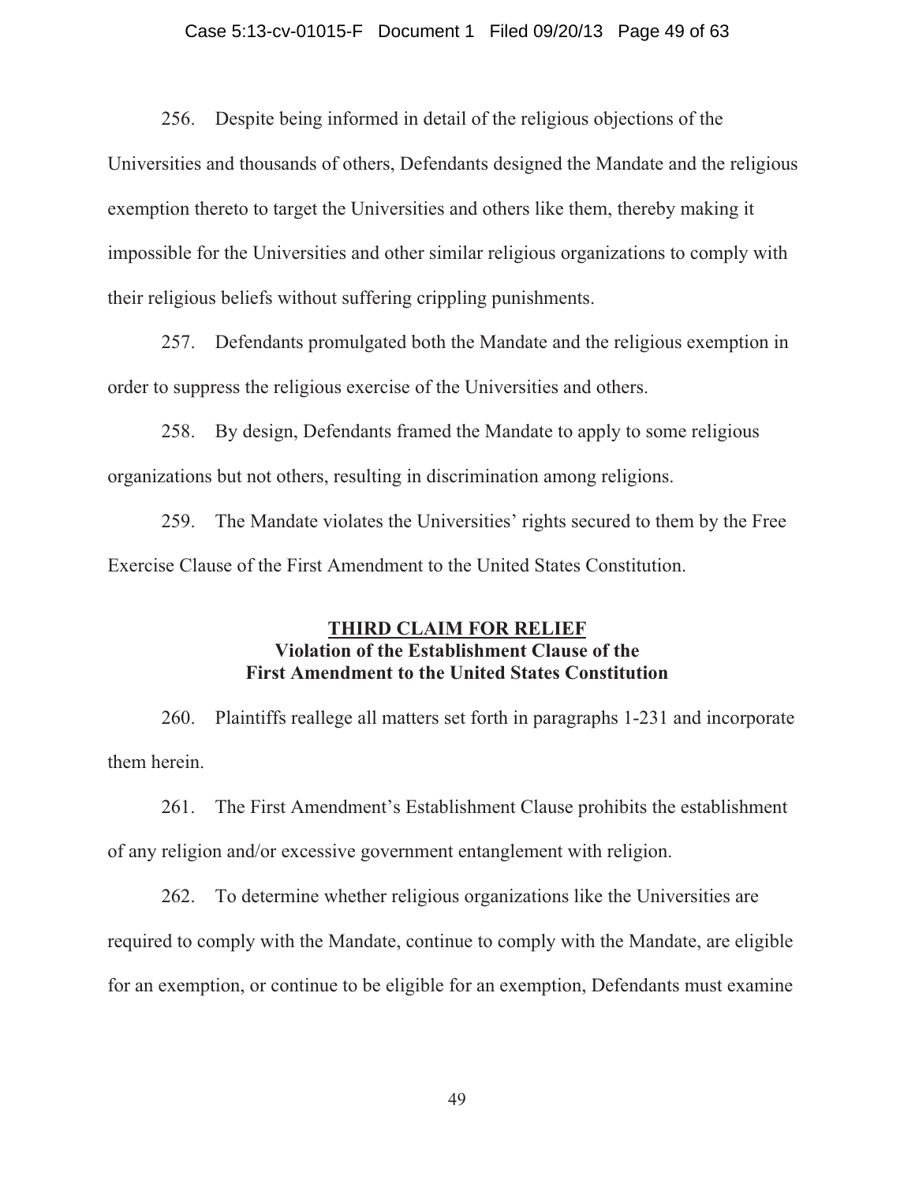256. Despite being informed in detail of the religious objections of the Universities and thousands of others, Defendants designed the Mandate and the religious exemption thereto to target the Universities and others like them, thereby making it impossible for the Universities and other similar religious organizations to comply with their religious beliefs without suffering crippling punishments.

257. Defendants promulgated both the Mandate and the religious exemption in order to suppress the religious exercise of the Universities and others.

258. By design, Defendants framed the Mandate to apply to some religious organizations but not others, resulting in discrimination among religions.

259. The Mandate violates the Universities' rights secured to them by the Free Exercise Clause of the First Amendment to the United States Constitution.

## <u>THIRD CLAIM FOR RELIEF</u>
### Violation of the Establishment Clause of the First Amendment to the United States Constitution

260. Plaintiffs reallege all matters set forth in paragraphs 1-231 and incorporate them herein.

261. The First Amendment's Establishment Clause prohibits the establishment of any religion and/or excessive government entanglement with religion.

262. To determine whether religious organizations like the Universities are required to comply with the Mandate, continue to comply with the Mandate, are eligible for an exemption, or continue to be eligible for an exemption, Defendants must examine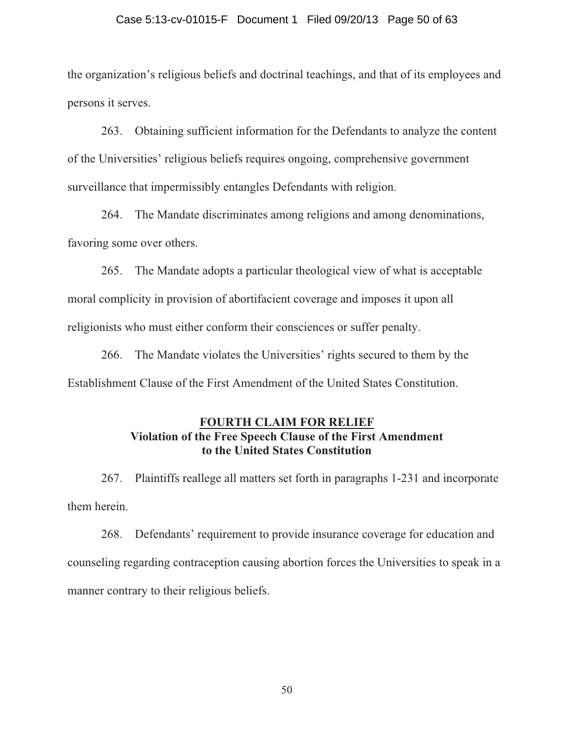the organization's religious beliefs and doctrinal teachings, and that of its employees and persons it serves.

263. Obtaining sufficient information for the Defendants to analyze the content of the Universities' religious beliefs requires ongoing, comprehensive government surveillance that impermissibly entangles Defendants with religion.

264. The Mandate discriminates among religions and among denominations, favoring some over others.

265. The Mandate adopts a particular theological view of what is acceptable moral complicity in provision of abortifacient coverage and imposes it upon all religionists who must either conform their consciences or suffer penalty.

266. The Mandate violates the Universities' rights secured to them by the Establishment Clause of the First Amendment of the United States Constitution.

## FOURTH CLAIM FOR RELIEF
### Violation of the Free Speech Clause of the First Amendment to the United States Constitution

267. Plaintiffs reallege all matters set forth in paragraphs 1-231 and incorporate them herein.

268. Defendants' requirement to provide insurance coverage for education and counseling regarding contraception causing abortion forces the Universities to speak in a manner contrary to their religious beliefs.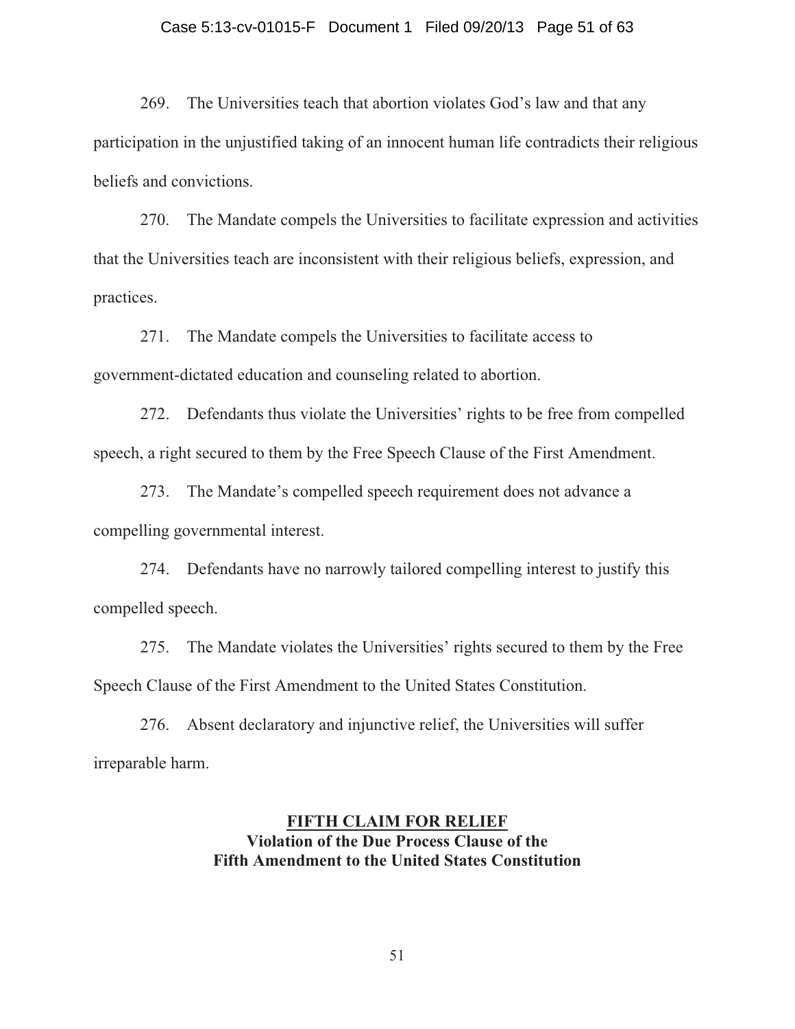269. The Universities teach that abortion violates God's law and that any participation in the unjustified taking of an innocent human life contradicts their religious beliefs and convictions.

270. The Mandate compels the Universities to facilitate expression and activities that the Universities teach are inconsistent with their religious beliefs, expression, and practices.

271. The Mandate compels the Universities to facilitate access to government-dictated education and counseling related to abortion.

272. Defendants thus violate the Universities' rights to be free from compelled speech, a right secured to them by the Free Speech Clause of the First Amendment.

273. The Mandate's compelled speech requirement does not advance a compelling governmental interest.

274. Defendants have no narrowly tailored compelling interest to justify this compelled speech.

275. The Mandate violates the Universities' rights secured to them by the Free Speech Clause of the First Amendment to the United States Constitution.

276. Absent declaratory and injunctive relief, the Universities will suffer irreparable harm.

## FIFTH CLAIM FOR RELIEF

### Violation of the Due Process Clause of the Fifth Amendment to the United States Constitution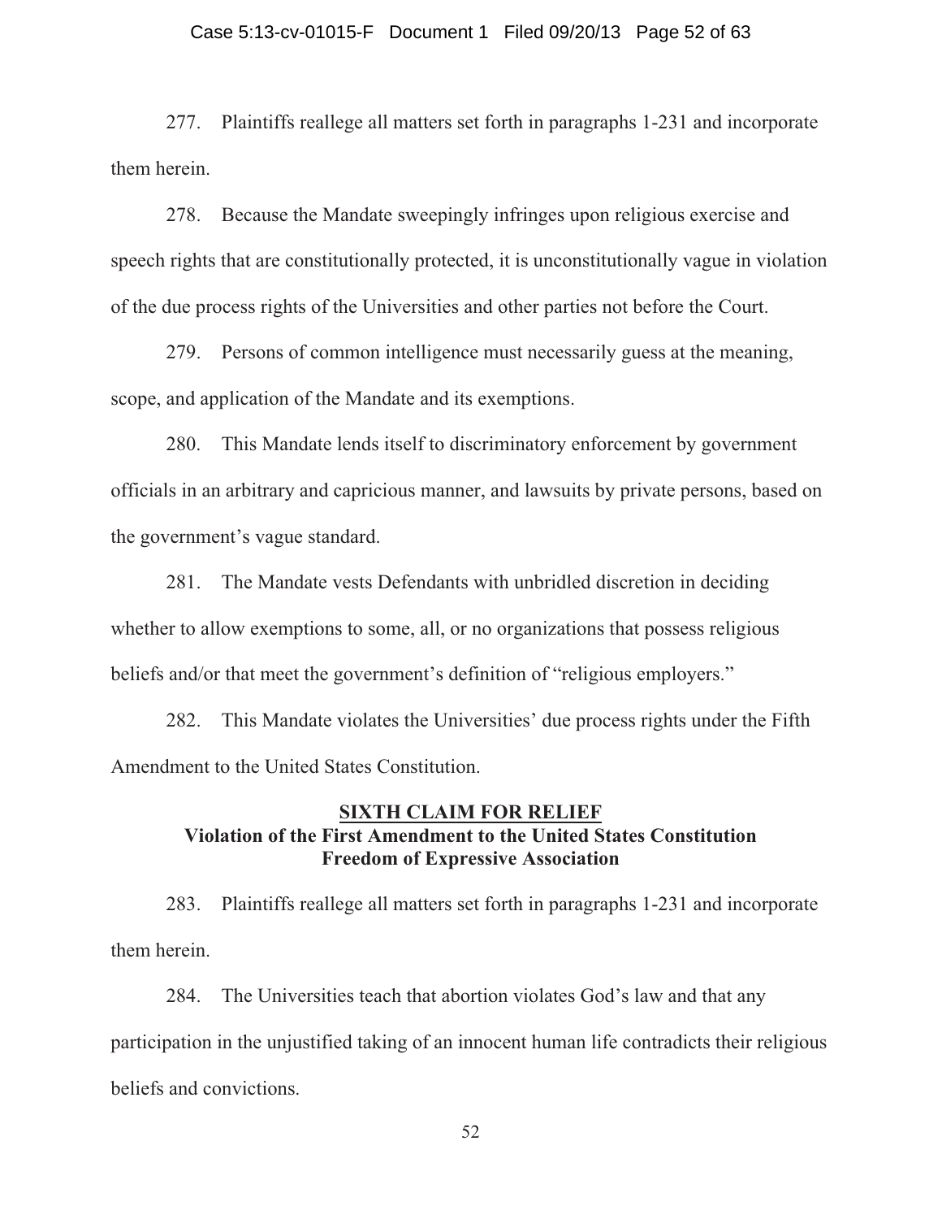277. Plaintiffs reallege all matters set forth in paragraphs 1-231 and incorporate them herein.

278. Because the Mandate sweepingly infringes upon religious exercise and speech rights that are constitutionally protected, it is unconstitutionally vague in violation of the due process rights of the Universities and other parties not before the Court.

279. Persons of common intelligence must necessarily guess at the meaning, scope, and application of the Mandate and its exemptions.

280. This Mandate lends itself to discriminatory enforcement by government officials in an arbitrary and capricious manner, and lawsuits by private persons, based on the government's vague standard.

281. The Mandate vests Defendants with unbridled discretion in deciding whether to allow exemptions to some, all, or no organizations that possess religious beliefs and/or that meet the government's definition of "religious employers."

282. This Mandate violates the Universities' due process rights under the Fifth Amendment to the United States Constitution.

## SIXTH CLAIM FOR RELIEF
### Violation of the First Amendment to the United States Constitution
### Freedom of Expressive Association

283. Plaintiffs reallege all matters set forth in paragraphs 1-231 and incorporate them herein.

284. The Universities teach that abortion violates God's law and that any participation in the unjustified taking of an innocent human life contradicts their religious beliefs and convictions.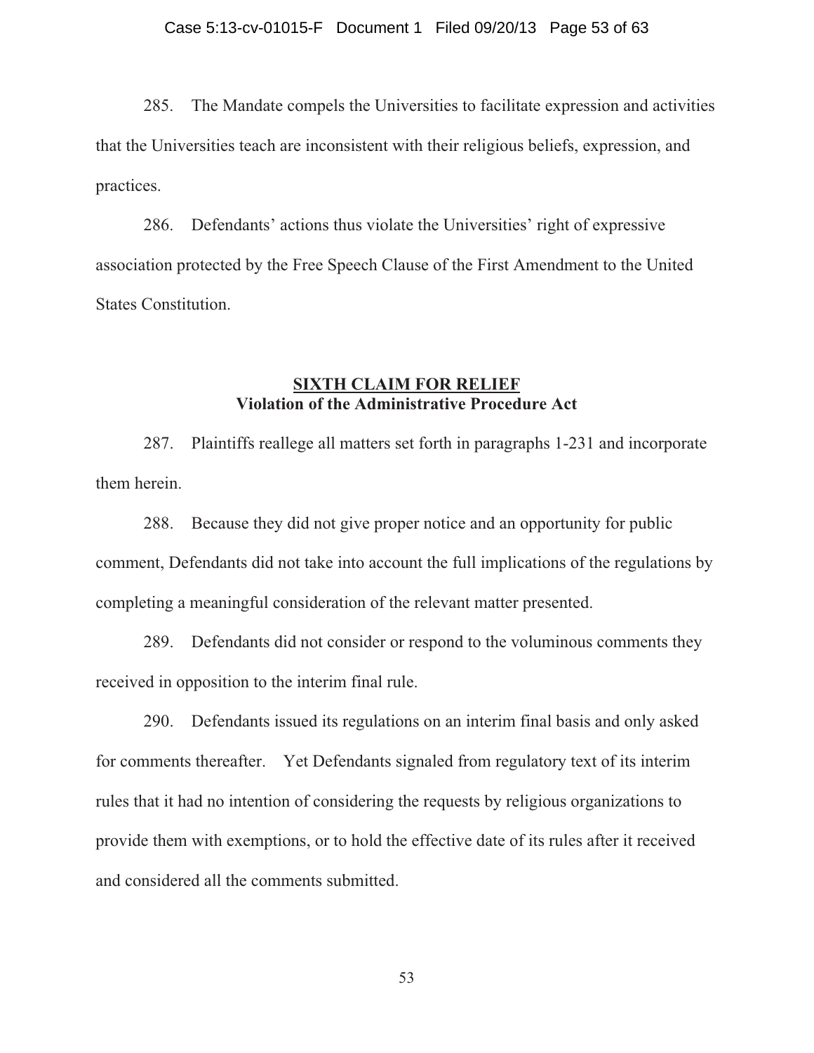285. The Mandate compels the Universities to facilitate expression and activities that the Universities teach are inconsistent with their religious beliefs, expression, and practices.

286. Defendants' actions thus violate the Universities' right of expressive association protected by the Free Speech Clause of the First Amendment to the United States Constitution.

## **SIXTH CLAIM FOR RELIEF**
## **Violation of the Administrative Procedure Act**

287. Plaintiffs reallege all matters set forth in paragraphs 1-231 and incorporate them herein.

288. Because they did not give proper notice and an opportunity for public comment, Defendants did not take into account the full implications of the regulations by completing a meaningful consideration of the relevant matter presented.

289. Defendants did not consider or respond to the voluminous comments they received in opposition to the interim final rule.

290. Defendants issued its regulations on an interim final basis and only asked for comments thereafter. Yet Defendants signaled from regulatory text of its interim rules that it had no intention of considering the requests by religious organizations to provide them with exemptions, or to hold the effective date of its rules after it received and considered all the comments submitted.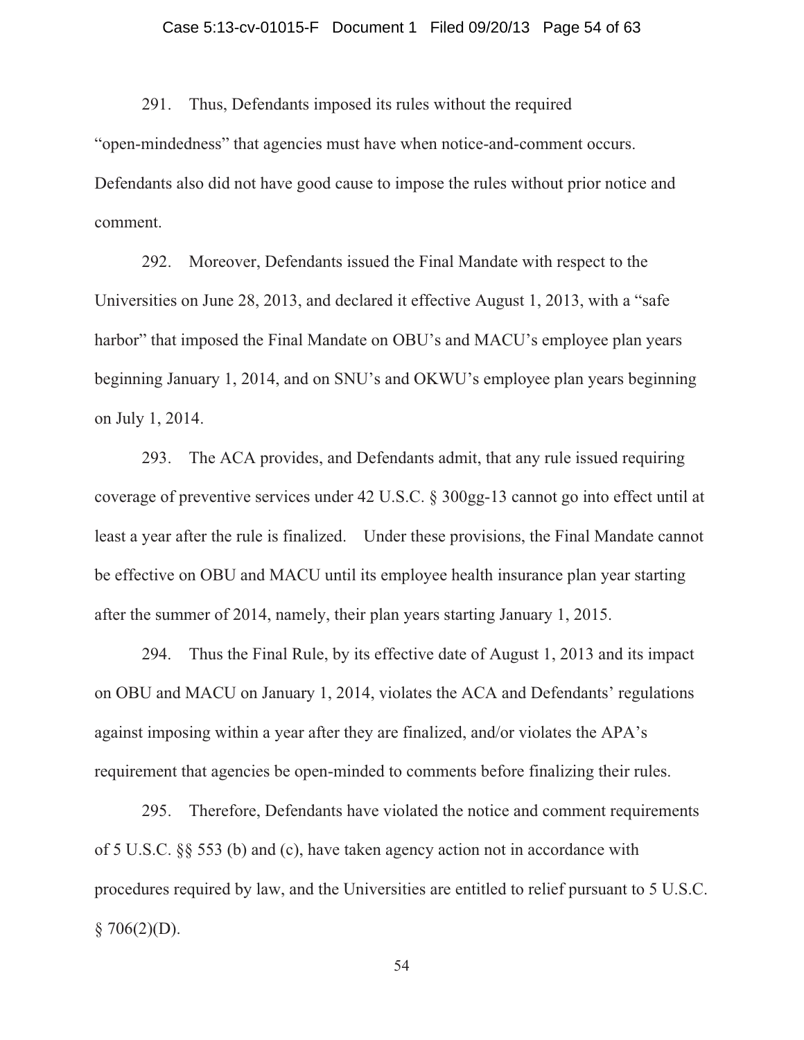291. Thus, Defendants imposed its rules without the required "open-mindedness" that agencies must have when notice-and-comment occurs. Defendants also did not have good cause to impose the rules without prior notice and comment.

292. Moreover, Defendants issued the Final Mandate with respect to the Universities on June 28, 2013, and declared it effective August 1, 2013, with a "safe harbor" that imposed the Final Mandate on OBU's and MACU's employee plan years beginning January 1, 2014, and on SNU's and OKWU's employee plan years beginning on July 1, 2014.

293. The ACA provides, and Defendants admit, that any rule issued requiring coverage of preventive services under 42 U.S.C. § 300gg-13 cannot go into effect until at least a year after the rule is finalized. Under these provisions, the Final Mandate cannot be effective on OBU and MACU until its employee health insurance plan year starting after the summer of 2014, namely, their plan years starting January 1, 2015.

294. Thus the Final Rule, by its effective date of August 1, 2013 and its impact on OBU and MACU on January 1, 2014, violates the ACA and Defendants' regulations against imposing within a year after they are finalized, and/or violates the APA's requirement that agencies be open-minded to comments before finalizing their rules.

295. Therefore, Defendants have violated the notice and comment requirements of 5 U.S.C. §§ 553 (b) and (c), have taken agency action not in accordance with procedures required by law, and the Universities are entitled to relief pursuant to 5 U.S.C. § 706(2)(D).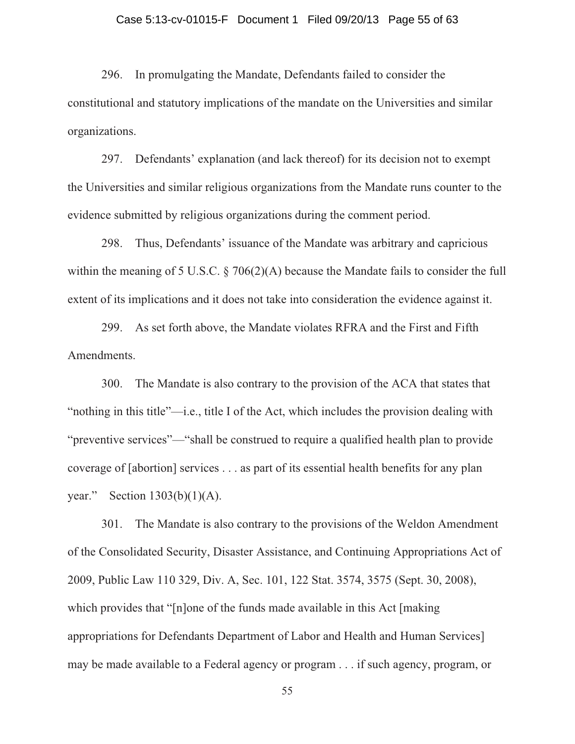296. In promulgating the Mandate, Defendants failed to consider the constitutional and statutory implications of the mandate on the Universities and similar organizations.

297. Defendants' explanation (and lack thereof) for its decision not to exempt the Universities and similar religious organizations from the Mandate runs counter to the evidence submitted by religious organizations during the comment period.

298. Thus, Defendants' issuance of the Mandate was arbitrary and capricious within the meaning of 5 U.S.C. § 706(2)(A) because the Mandate fails to consider the full extent of its implications and it does not take into consideration the evidence against it.

299. As set forth above, the Mandate violates RFRA and the First and Fifth Amendments.

300. The Mandate is also contrary to the provision of the ACA that states that "nothing in this title"—i.e., title I of the Act, which includes the provision dealing with "preventive services"—"shall be construed to require a qualified health plan to provide coverage of [abortion] services . . . as part of its essential health benefits for any plan year." Section 1303(b)(1)(A).

301. The Mandate is also contrary to the provisions of the Weldon Amendment of the Consolidated Security, Disaster Assistance, and Continuing Appropriations Act of 2009, Public Law 110 329, Div. A, Sec. 101, 122 Stat. 3574, 3575 (Sept. 30, 2008), which provides that "[n]one of the funds made available in this Act [making appropriations for Defendants Department of Labor and Health and Human Services] may be made available to a Federal agency or program . . . if such agency, program, or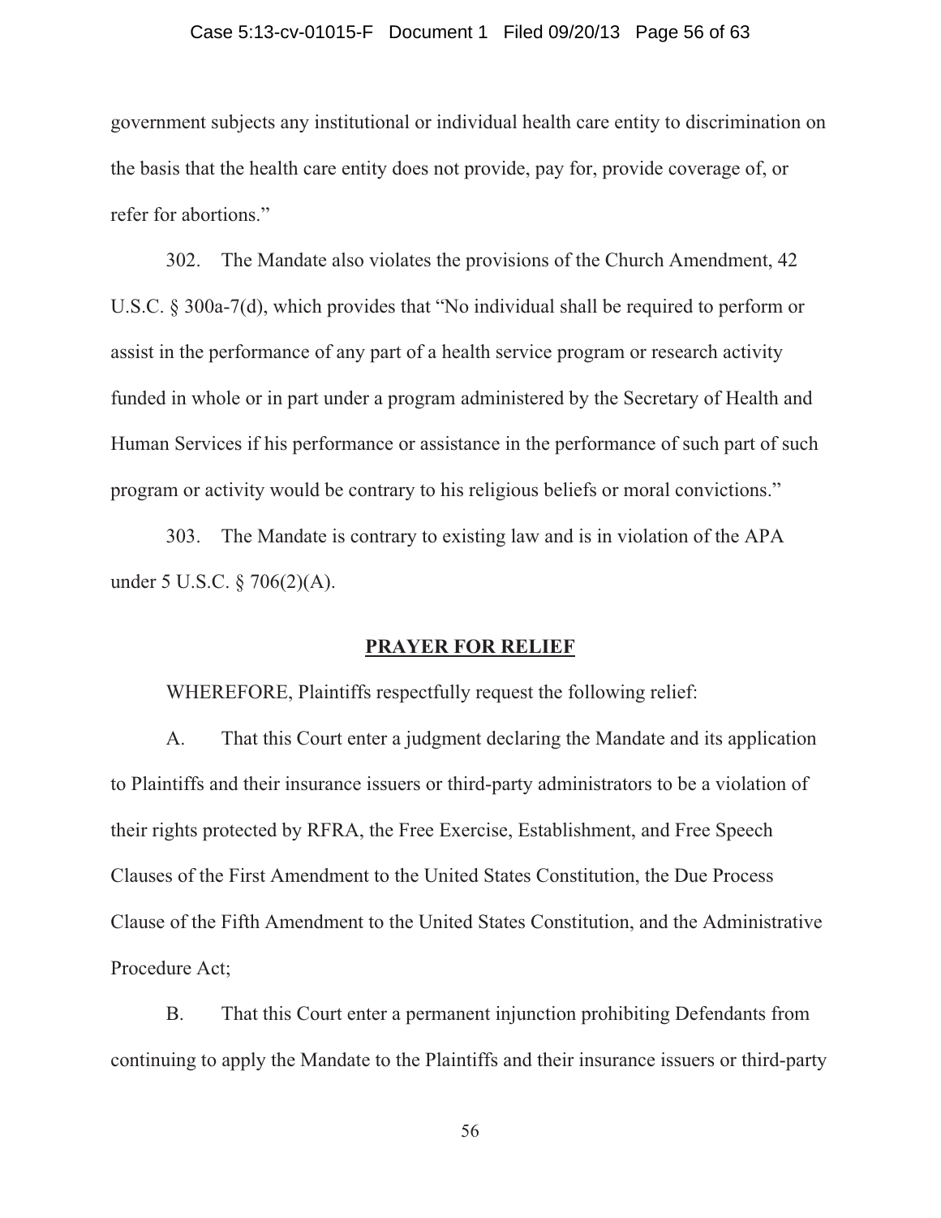government subjects any institutional or individual health care entity to discrimination on the basis that the health care entity does not provide, pay for, provide coverage of, or refer for abortions."

302. The Mandate also violates the provisions of the Church Amendment, 42 U.S.C. § 300a-7(d), which provides that "No individual shall be required to perform or assist in the performance of any part of a health service program or research activity funded in whole or in part under a program administered by the Secretary of Health and Human Services if his performance or assistance in the performance of such part of such program or activity would be contrary to his religious beliefs or moral convictions."

303. The Mandate is contrary to existing law and is in violation of the APA under 5 U.S.C. § 706(2)(A).

## PRAYER FOR RELIEF

WHEREFORE, Plaintiffs respectfully request the following relief:

A. That this Court enter a judgment declaring the Mandate and its application to Plaintiffs and their insurance issuers or third-party administrators to be a violation of their rights protected by RFRA, the Free Exercise, Establishment, and Free Speech Clauses of the First Amendment to the United States Constitution, the Due Process Clause of the Fifth Amendment to the United States Constitution, and the Administrative Procedure Act;

B. That this Court enter a permanent injunction prohibiting Defendants from continuing to apply the Mandate to the Plaintiffs and their insurance issuers or third-party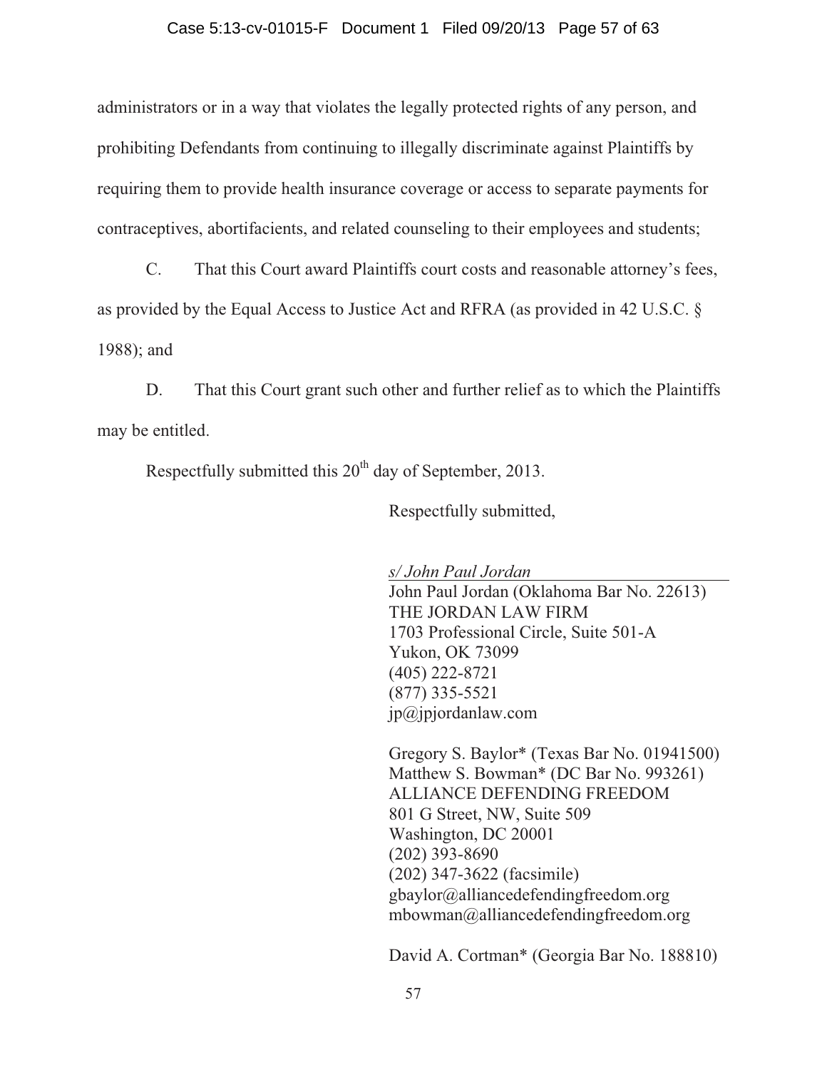administrators or in a way that violates the legally protected rights of any person, and prohibiting Defendants from continuing to illegally discriminate against Plaintiffs by requiring them to provide health insurance coverage or access to separate payments for contraceptives, abortifacients, and related counseling to their employees and students;

C. That this Court award Plaintiffs court costs and reasonable attorney's fees, as provided by the Equal Access to Justice Act and RFRA (as provided in 42 U.S.C. § 1988); and

D. That this Court grant such other and further relief as to which the Plaintiffs may be entitled.

Respectfully submitted this 20th day of September, 2013.

Respectfully submitted,

*s/ John Paul Jordan*
John Paul Jordan (Oklahoma Bar No. 22613)
THE JORDAN LAW FIRM
1703 Professional Circle, Suite 501-A
Yukon, OK 73099
(405) 222-8721
(877) 335-5521
jp@jpjordanlaw.com

Gregory S. Baylor* (Texas Bar No. 01941500)
Matthew S. Bowman* (DC Bar No. 993261)
ALLIANCE DEFENDING FREEDOM
801 G Street, NW, Suite 509
Washington, DC 20001
(202) 393-8690
(202) 347-3622 (facsimile)
gbaylor@alliancedefendingfreedom.org
mbowman@alliancedefendingfreedom.org

David A. Cortman* (Georgia Bar No. 188810)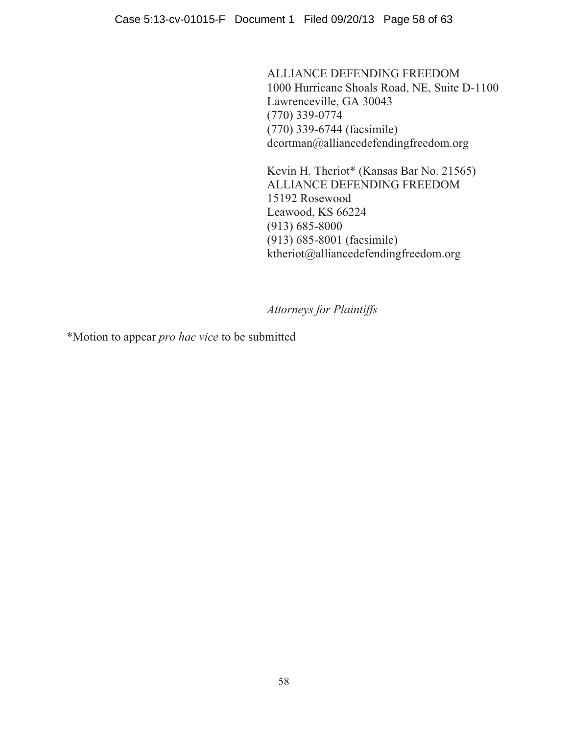ALLIANCE DEFENDING FREEDOM
1000 Hurricane Shoals Road, NE, Suite D-1100
Lawrenceville, GA 30043
(770) 339-0774
(770) 339-6744 (facsimile)
dcortman@alliancedefendingfreedom.org

Kevin H. Theriot* (Kansas Bar No. 21565)
ALLIANCE DEFENDING FREEDOM
15192 Rosewood
Leawood, KS 66224
(913) 685-8000
(913) 685-8001 (facsimile)
ktheriot@alliancedefendingfreedom.org

*Attorneys for Plaintiffs*

*Motion to appear *pro hac vice* to be submitted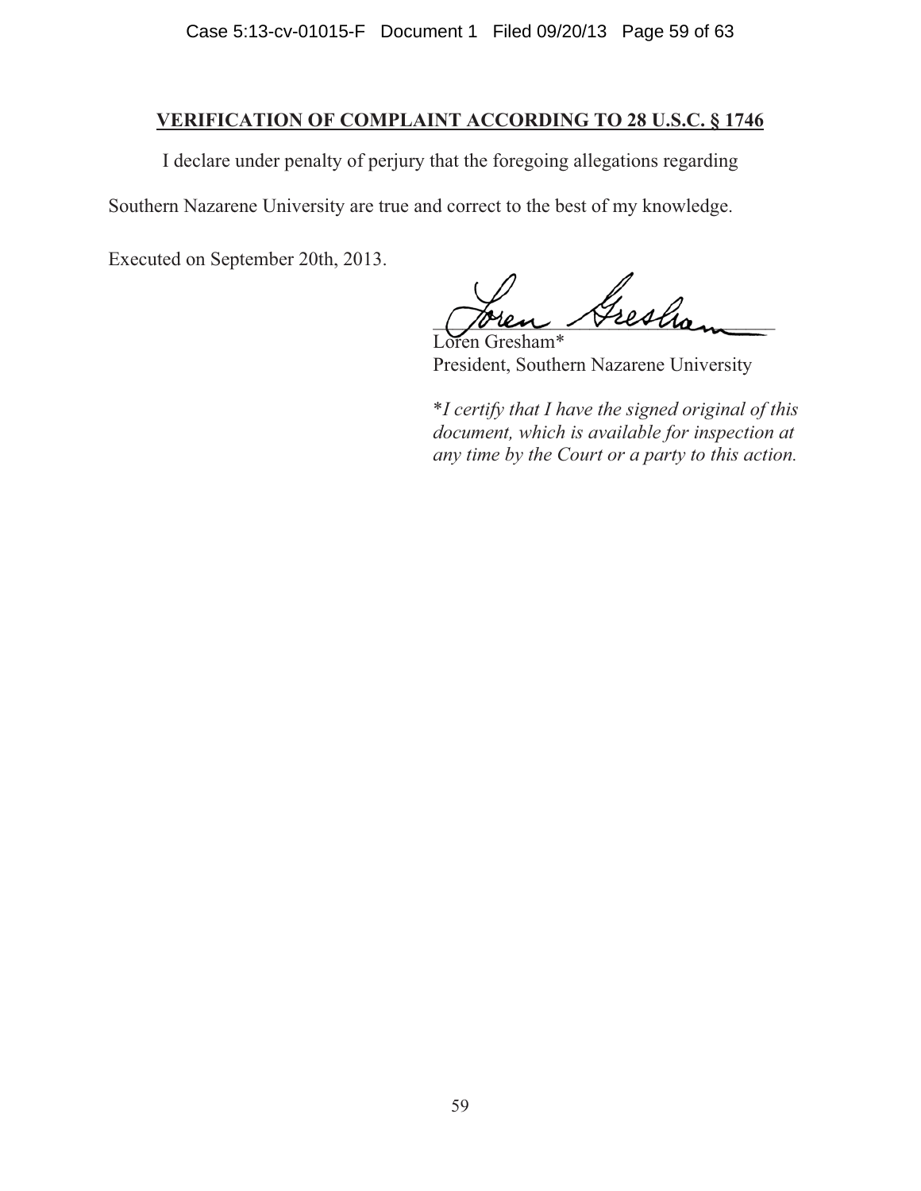## VERIFICATION OF COMPLAINT ACCORDING TO 28 U.S.C. § 1746

I declare under penalty of perjury that the foregoing allegations regarding Southern Nazarene University are true and correct to the best of my knowledge.

Executed on September 20th, 2013.

Loren Gresham*
President, Southern Nazarene University

\**I certify that I have the signed original of this document, which is available for inspection at any time by the Court or a party to this action.*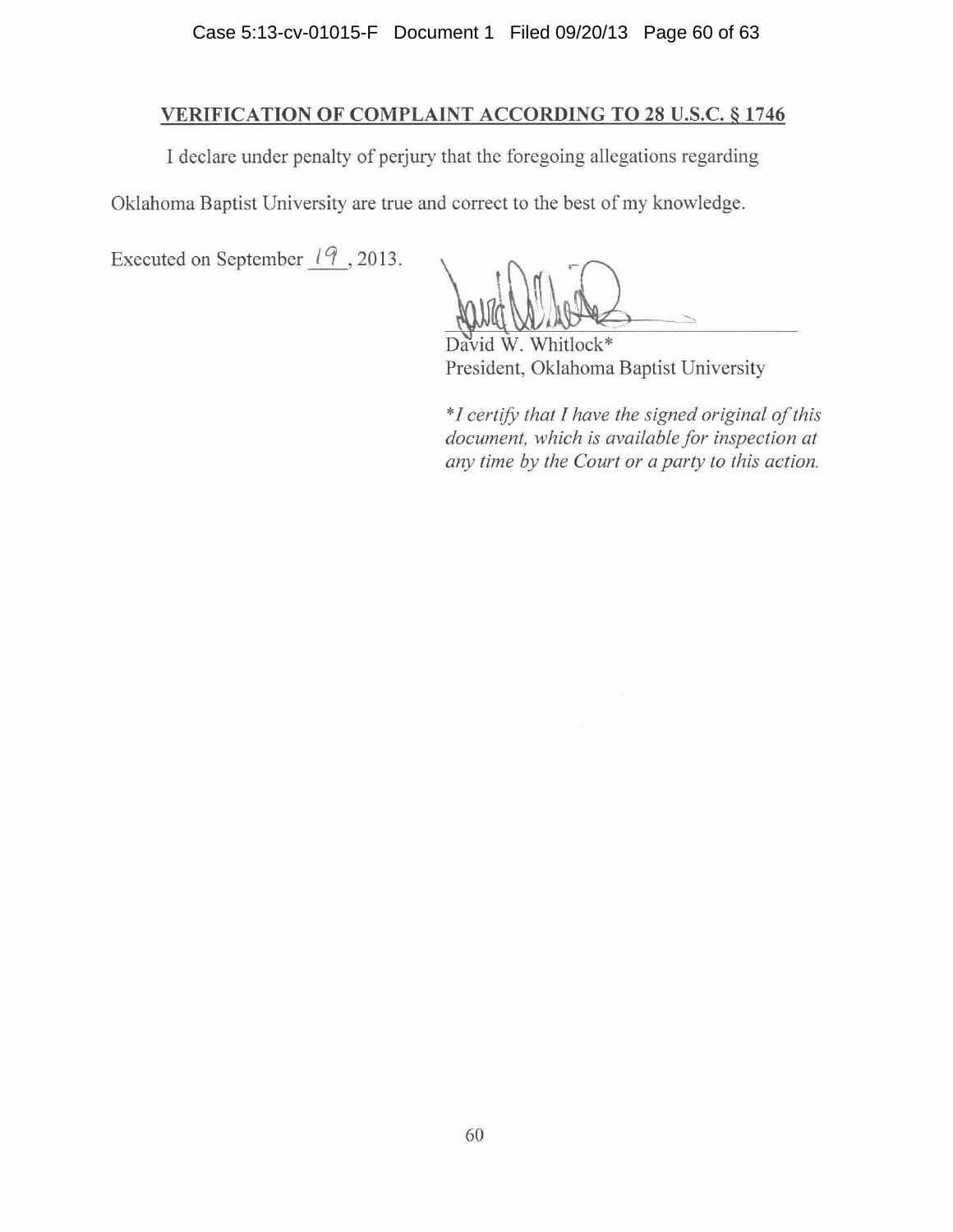## VERIFICATION OF COMPLAINT ACCORDING TO 28 U.S.C. § 1746

I declare under penalty of perjury that the foregoing allegations regarding Oklahoma Baptist University are true and correct to the best of my knowledge.

Executed on September 19, 2013.

David W. Whitlock*
President, Oklahoma Baptist University

*\*I certify that I have the signed original of this document, which is available for inspection at any time by the Court or a party to this action.*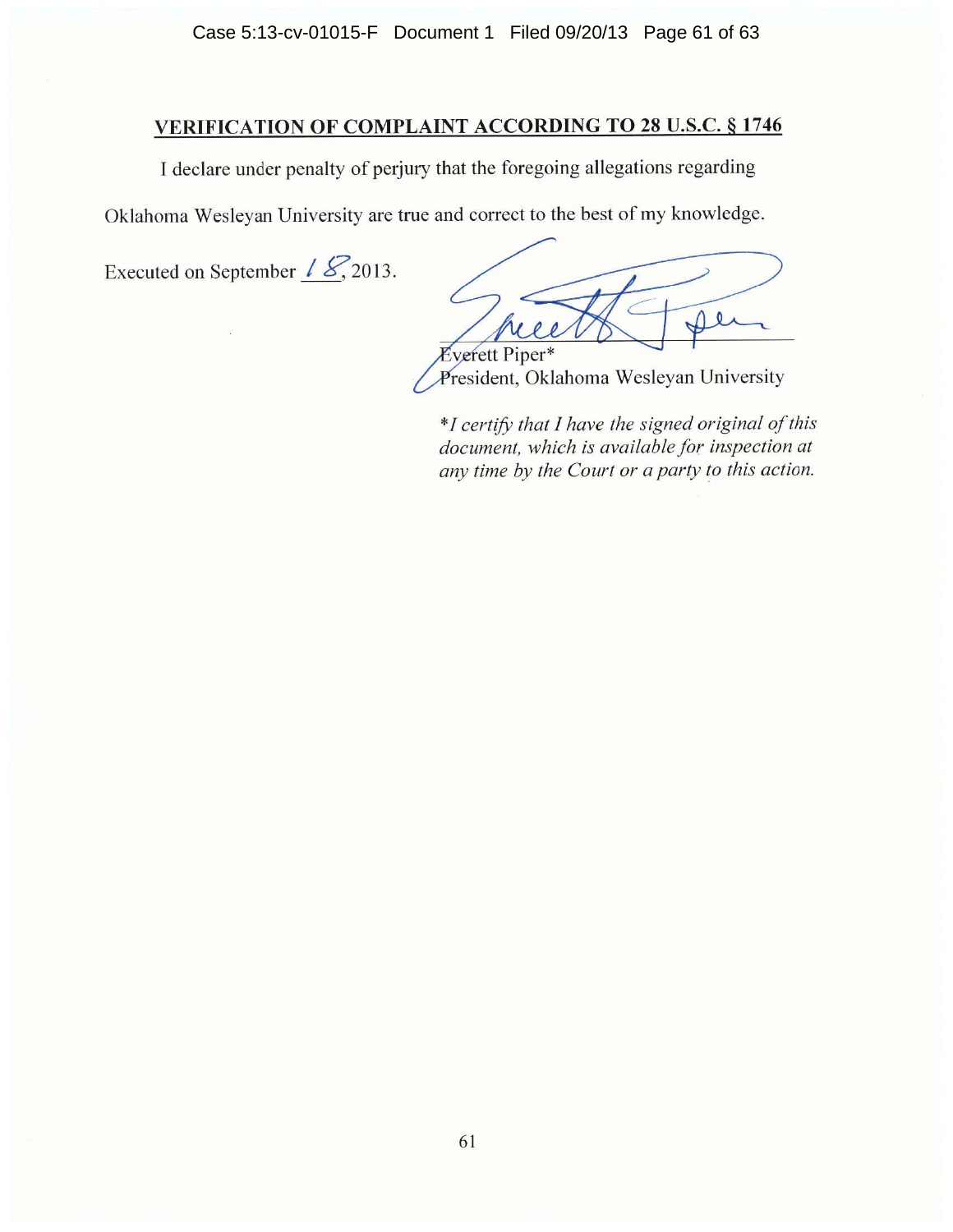## VERIFICATION OF COMPLAINT ACCORDING TO 28 U.S.C. § 1746

I declare under penalty of perjury that the foregoing allegations regarding Oklahoma Wesleyan University are true and correct to the best of my knowledge.

Executed on September 18, 2013.

Everett Piper*
President, Oklahoma Wesleyan University

**I certify that I have the signed original of this document, which is available for inspection at any time by the Court or a party to this action.*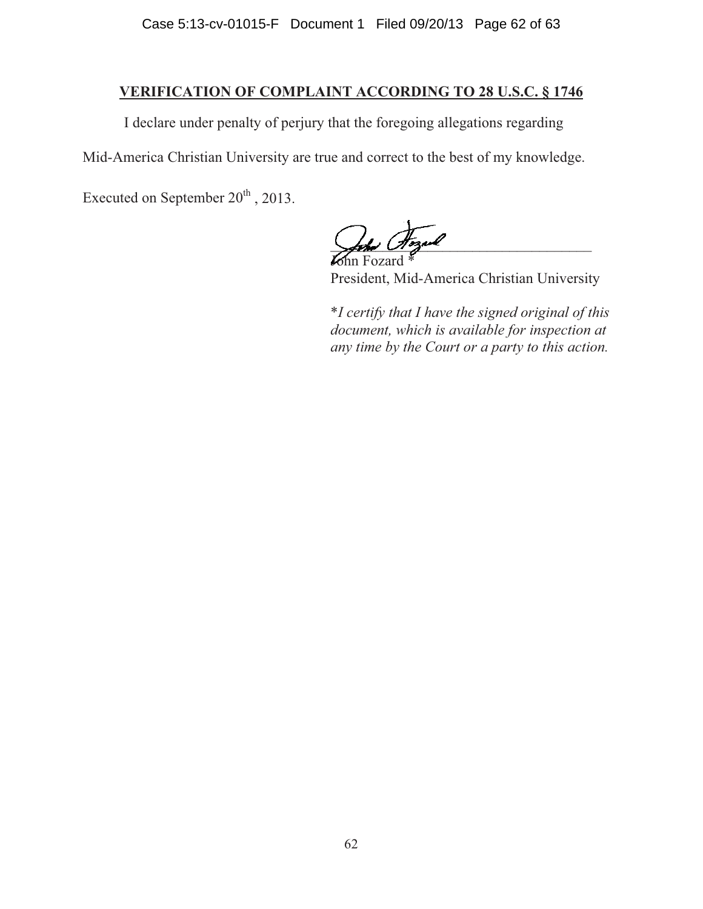## **VERIFICATION OF COMPLAINT ACCORDING TO 28 U.S.C. § 1746**

I declare under penalty of perjury that the foregoing allegations regarding Mid-America Christian University are true and correct to the best of my knowledge.

Executed on September 20th, 2013.

\_\_\_\_\_\_\_\_\_\_\_\_\_\_\_\_\_\_\_\_\_\_\_\_\_\_\_\_\_\_\_\_\_\_\_\_

John Fozard *
President, Mid-America Christian University

**I certify that I have the signed original of this document, which is available for inspection at any time by the Court or a party to this action.*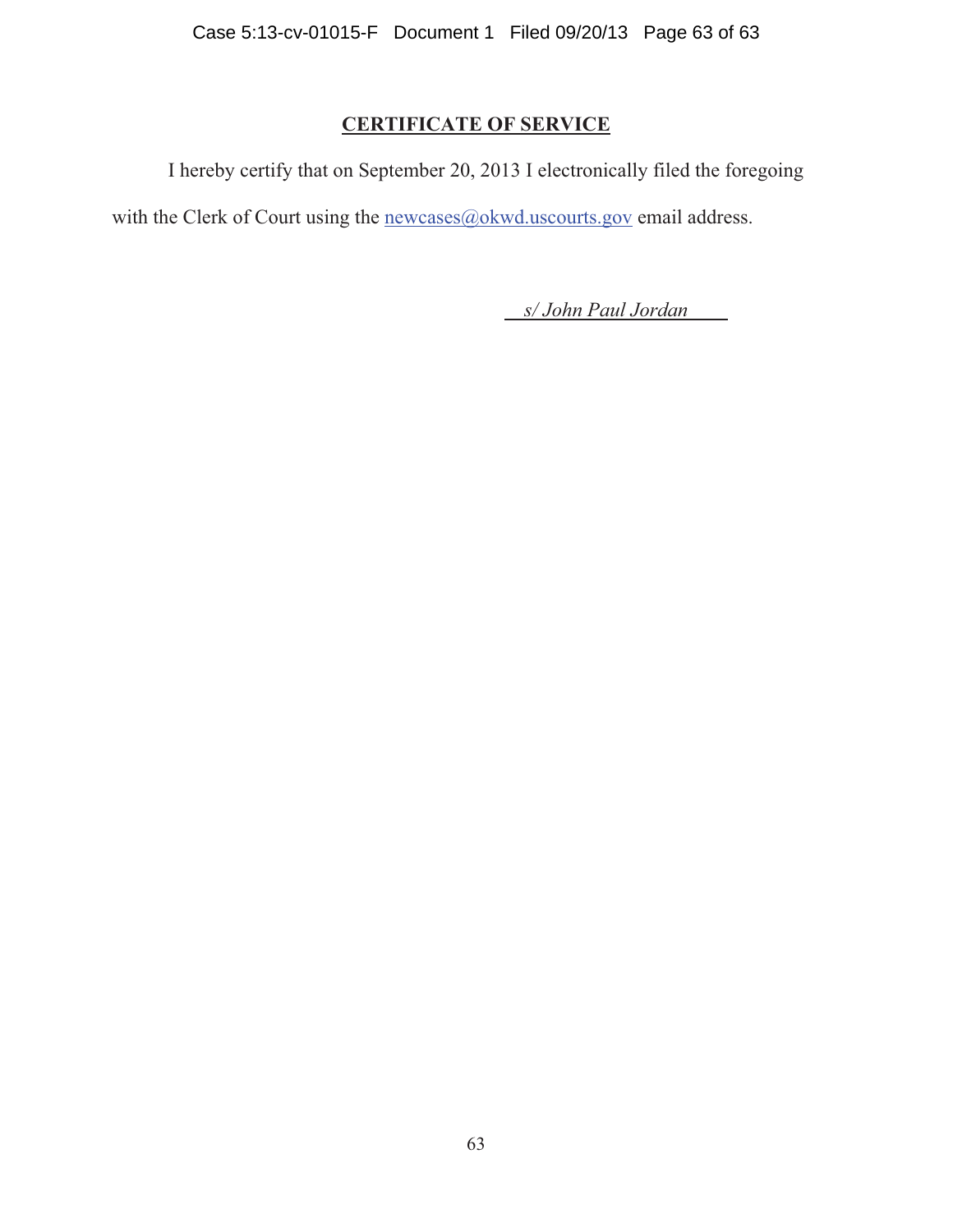## CERTIFICATE OF SERVICE

I hereby certify that on September 20, 2013 I electronically filed the foregoing with the Clerk of Court using the newcases@okwd.uscourts.gov email address.

*s/ John Paul Jordan*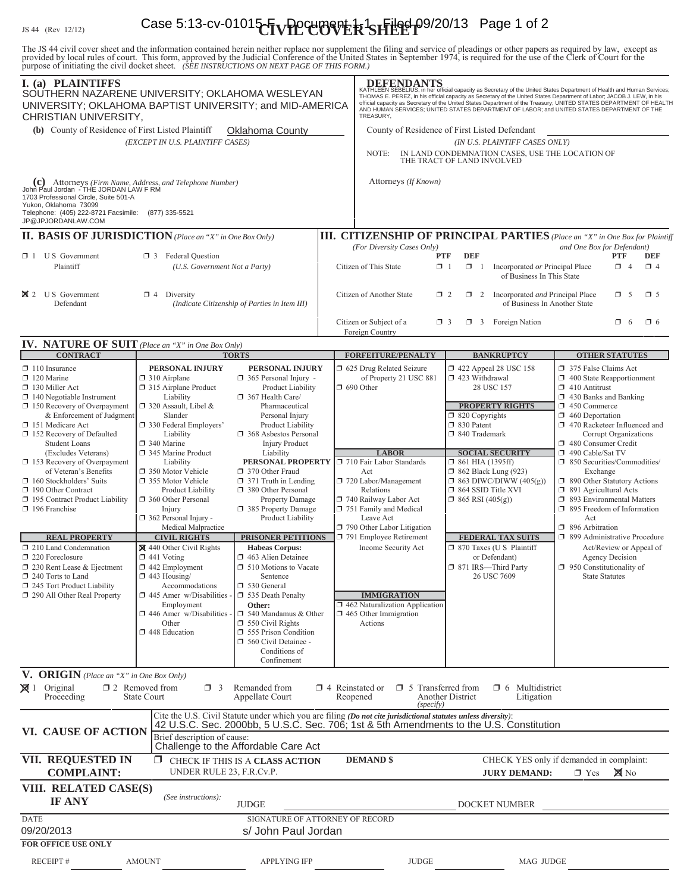JS 44 (Rev 12/12)

# CIVIL COVER SHEET

The JS 44 civil cover sheet and the information contained herein neither replace nor supplement the filing and service of pleadings or other papers as required by law, except as provided by local rules of court. This form, approved by the Judicial Conference of the United States in September 1974, is required for the use of the Clerk of Court for the purpose of initiating the civil docket sheet. *(SEE INSTRUCTIONS ON NEXT PAGE OF THIS FORM.)*

## I. (a) PLAINTIFFS

SOUTHERN NAZARENE UNIVERSITY; OKLAHOMA WESLEYAN UNIVERSITY; OKLAHOMA BAPTIST UNIVERSITY; and MID-AMERICA CHRISTIAN UNIVERSITY,

**(b)** County of Residence of First Listed Plaintiff: Oklahoma County
*(EXCEPT IN U.S. PLAINTIFF CASES)*

**(c)** Attorneys *(Firm Name, Address, and Telephone Number)*
John Paul Jordan - THE JORDAN LAW F RM
1703 Professional Circle, Suite 501-A
Yukon, Oklahoma 73099
Telephone: (405) 222-8721 Facsimile: (877) 335-5521
JP@JPJORDANLAW.COM

## DEFENDANTS

KATHLEEN SEBELIUS, in her official capacity as Secretary of the United States Department of Health and Human Services; THOMAS E. PEREZ, in his official capacity as Secretary of the United States Department of Labor; JACOB J. LEW, in his official capacity as Secretary of the United States Department of the Treasury; UNITED STATES DEPARTMENT OF HEALTH AND HUMAN SERVICES; UNITED STATES DEPARTMENT OF LABOR; and UNITED STATES DEPARTMENT OF THE TREASURY,

County of Residence of First Listed Defendant
*(IN U.S. PLAINTIFF CASES ONLY)*

NOTE: IN LAND CONDEMNATION CASES, USE THE LOCATION OF THE TRACT OF LAND INVOLVED

Attorneys *(If Known)*

## II. BASIS OF JURISDICTION *(Place an "X" in One Box Only)*

- ☐ 1 U S Government Plaintiff
- ☐ 3 Federal Question *(U.S. Government Not a Party)*
- ☒ 2 U S Government Defendant
- ☐ 4 Diversity *(Indicate Citizenship of Parties in Item III)*

## III. CITIZENSHIP OF PRINCIPAL PARTIES *(Place an "X" in One Box for Plaintiff and One Box for Defendant)*

*(For Diversity Cases Only)*

| | PTF | DEF | | PTF | DEF |
|---|---|---|---|---|---|
| Citizen of This State | ☐ 1 | ☐ 1 | Incorporated *or* Principal Place of Business In This State | ☐ 4 | ☐ 4 |
| Citizen of Another State | ☐ 2 | ☐ 2 | Incorporated *and* Principal Place of Business In Another State | ☐ 5 | ☐ 5 |
| Citizen or Subject of a Foreign Country | ☐ 3 | ☐ 3 | Foreign Nation | ☐ 6 | ☐ 6 |

## IV. NATURE OF SUIT *(Place an "X" in One Box Only)*

**CONTRACT**
- ☐ 110 Insurance
- ☐ 120 Marine
- ☐ 130 Miller Act
- ☐ 140 Negotiable Instrument
- ☐ 150 Recovery of Overpayment & Enforcement of Judgment
- ☐ 151 Medicare Act
- ☐ 152 Recovery of Defaulted Student Loans (Excludes Veterans)
- ☐ 153 Recovery of Overpayment of Veteran's Benefits
- ☐ 160 Stockholders' Suits
- ☐ 190 Other Contract
- ☐ 195 Contract Product Liability
- ☐ 196 Franchise

**REAL PROPERTY**
- ☐ 210 Land Condemnation
- ☐ 220 Foreclosure
- ☐ 230 Rent Lease & Ejectment
- ☐ 240 Torts to Land
- ☐ 245 Tort Product Liability
- ☐ 290 All Other Real Property

**TORTS — PERSONAL INJURY**
- ☐ 310 Airplane
- ☐ 315 Airplane Product Liability
- ☐ 320 Assault, Libel & Slander
- ☐ 330 Federal Employers' Liability
- ☐ 340 Marine
- ☐ 345 Marine Product Liability
- ☐ 350 Motor Vehicle
- ☐ 355 Motor Vehicle Product Liability
- ☐ 360 Other Personal Injury
- ☐ 362 Personal Injury - Medical Malpractice

**PERSONAL INJURY**
- ☐ 365 Personal Injury - Product Liability
- ☐ 367 Health Care/ Pharmaceutical Personal Injury Product Liability
- ☐ 368 Asbestos Personal Injury Product Liability

**PERSONAL PROPERTY**
- ☐ 370 Other Fraud
- ☐ 371 Truth in Lending
- ☐ 380 Other Personal Property Damage
- ☐ 385 Property Damage Product Liability

**CIVIL RIGHTS**
- ☒ 440 Other Civil Rights
- ☐ 441 Voting
- ☐ 442 Employment
- ☐ 443 Housing/ Accommodations
- ☐ 445 Amer w/Disabilities - Employment
- ☐ 446 Amer w/Disabilities - Other
- ☐ 448 Education

**PRISONER PETITIONS**
Habeas Corpus:
- ☐ 463 Alien Detainee
- ☐ 510 Motions to Vacate Sentence
- ☐ 530 General
- ☐ 535 Death Penalty

Other:
- ☐ 540 Mandamus & Other
- ☐ 550 Civil Rights
- ☐ 555 Prison Condition
- ☐ 560 Civil Detainee - Conditions of Confinement

**FORFEITURE/PENALTY**
- ☐ 625 Drug Related Seizure of Property 21 USC 881
- ☐ 690 Other

**LABOR**
- ☐ 710 Fair Labor Standards Act
- ☐ 720 Labor/Management Relations
- ☐ 740 Railway Labor Act
- ☐ 751 Family and Medical Leave Act
- ☐ 790 Other Labor Litigation
- ☐ 791 Employee Retirement Income Security Act

**IMMIGRATION**
- ☐ 462 Naturalization Application
- ☐ 465 Other Immigration Actions

**BANKRUPTCY**
- ☐ 422 Appeal 28 USC 158
- ☐ 423 Withdrawal 28 USC 157

**PROPERTY RIGHTS**
- ☐ 820 Copyrights
- ☐ 830 Patent
- ☐ 840 Trademark

**SOCIAL SECURITY**
- ☐ 861 HIA (1395ff)
- ☐ 862 Black Lung (923)
- ☐ 863 DIWC/DIWW (405(g))
- ☐ 864 SSID Title XVI
- ☐ 865 RSI (405(g))

**FEDERAL TAX SUITS**
- ☐ 870 Taxes (U S Plaintiff or Defendant)
- ☐ 871 IRS—Third Party 26 USC 7609

**OTHER STATUTES**
- ☐ 375 False Claims Act
- ☐ 400 State Reapportionment
- ☐ 410 Antitrust
- ☐ 430 Banks and Banking
- ☐ 450 Commerce
- ☐ 460 Deportation
- ☐ 470 Racketeer Influenced and Corrupt Organizations
- ☐ 480 Consumer Credit
- ☐ 490 Cable/Sat TV
- ☐ 850 Securities/Commodities/ Exchange
- ☐ 890 Other Statutory Actions
- ☐ 891 Agricultural Acts
- ☐ 893 Environmental Matters
- ☐ 895 Freedom of Information Act
- ☐ 896 Arbitration
- ☐ 899 Administrative Procedure Act/Review or Appeal of Agency Decision
- ☐ 950 Constitutionality of State Statutes

## V. ORIGIN *(Place an "X" in One Box Only)*

- ☒ 1 Original Proceeding
- ☐ 2 Removed from State Court
- ☐ 3 Remanded from Appellate Court
- ☐ 4 Reinstated or Reopened
- ☐ 5 Transferred from Another District *(specify)*
- ☐ 6 Multidistrict Litigation

## VI. CAUSE OF ACTION

Cite the U.S. Civil Statute under which you are filing *(Do not cite jurisdictional statutes unless diversity)*:
42 U.S.C. Sec. 2000bb, 5 U.S.C. Sec. 706; 1st & 5th Amendments to the U.S. Constitution

Brief description of cause:
Challenge to the Affordable Care Act

## VII. REQUESTED IN COMPLAINT:

☐ CHECK IF THIS IS A **CLASS ACTION** UNDER RULE 23, F.R.Cv.P.

**DEMAND $**

CHECK YES only if demanded in complaint:
**JURY DEMAND:** ☐ Yes ☒ No

## VIII. RELATED CASE(S) IF ANY

*(See instructions)*: JUDGE ______ DOCKET NUMBER ______

DATE: 09/20/2013

SIGNATURE OF ATTORNEY OF RECORD: s/ John Paul Jordan

**FOR OFFICE USE ONLY**

RECEIPT # ______ AMOUNT ______ APPLYING IFP ______ JUDGE ______ MAG JUDGE ______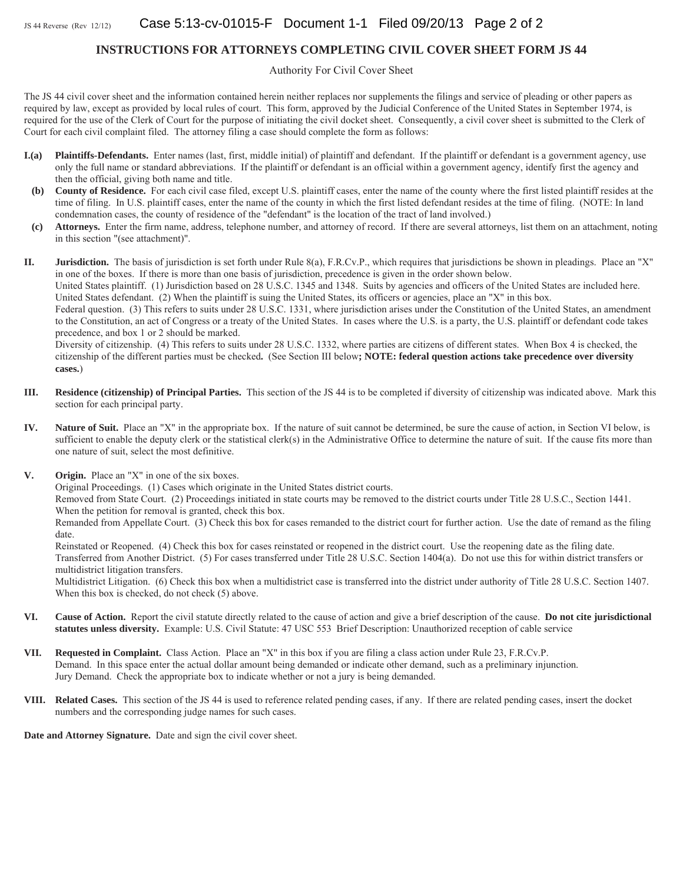# INSTRUCTIONS FOR ATTORNEYS COMPLETING CIVIL COVER SHEET FORM JS 44

Authority For Civil Cover Sheet

The JS 44 civil cover sheet and the information contained herein neither replaces nor supplements the filings and service of pleading or other papers as required by law, except as provided by local rules of court. This form, approved by the Judicial Conference of the United States in September 1974, is required for the use of the Clerk of Court for the purpose of initiating the civil docket sheet. Consequently, a civil cover sheet is submitted to the Clerk of Court for each civil complaint filed. The attorney filing a case should complete the form as follows:

**I.(a)** **Plaintiffs-Defendants.** Enter names (last, first, middle initial) of plaintiff and defendant. If the plaintiff or defendant is a government agency, use only the full name or standard abbreviations. If the plaintiff or defendant is an official within a government agency, identify first the agency and then the official, giving both name and title.

**(b)** **County of Residence.** For each civil case filed, except U.S. plaintiff cases, enter the name of the county where the first listed plaintiff resides at the time of filing. In U.S. plaintiff cases, enter the name of the county in which the first listed defendant resides at the time of filing. (NOTE: In land condemnation cases, the county of residence of the "defendant" is the location of the tract of land involved.)

**(c)** **Attorneys.** Enter the firm name, address, telephone number, and attorney of record. If there are several attorneys, list them on an attachment, noting in this section "(see attachment)".

**II.** **Jurisdiction.** The basis of jurisdiction is set forth under Rule 8(a), F.R.Cv.P., which requires that jurisdictions be shown in pleadings. Place an "X" in one of the boxes. If there is more than one basis of jurisdiction, precedence is given in the order shown below.
United States plaintiff. (1) Jurisdiction based on 28 U.S.C. 1345 and 1348. Suits by agencies and officers of the United States are included here.
United States defendant. (2) When the plaintiff is suing the United States, its officers or agencies, place an "X" in this box.
Federal question. (3) This refers to suits under 28 U.S.C. 1331, where jurisdiction arises under the Constitution of the United States, an amendment to the Constitution, an act of Congress or a treaty of the United States. In cases where the U.S. is a party, the U.S. plaintiff or defendant code takes precedence, and box 1 or 2 should be marked.
Diversity of citizenship. (4) This refers to suits under 28 U.S.C. 1332, where parties are citizens of different states. When Box 4 is checked, the citizenship of the different parties must be checked**.** (See Section III below**; NOTE: federal question actions take precedence over diversity cases.**)

**III.** **Residence (citizenship) of Principal Parties.** This section of the JS 44 is to be completed if diversity of citizenship was indicated above. Mark this section for each principal party.

**IV.** **Nature of Suit.** Place an "X" in the appropriate box. If the nature of suit cannot be determined, be sure the cause of action, in Section VI below, is sufficient to enable the deputy clerk or the statistical clerk(s) in the Administrative Office to determine the nature of suit. If the cause fits more than one nature of suit, select the most definitive.

**V.** **Origin.** Place an "X" in one of the six boxes.
Original Proceedings. (1) Cases which originate in the United States district courts.
Removed from State Court. (2) Proceedings initiated in state courts may be removed to the district courts under Title 28 U.S.C., Section 1441. When the petition for removal is granted, check this box.
Remanded from Appellate Court. (3) Check this box for cases remanded to the district court for further action. Use the date of remand as the filing date.
Reinstated or Reopened. (4) Check this box for cases reinstated or reopened in the district court. Use the reopening date as the filing date.
Transferred from Another District. (5) For cases transferred under Title 28 U.S.C. Section 1404(a). Do not use this for within district transfers or multidistrict litigation transfers.
Multidistrict Litigation. (6) Check this box when a multidistrict case is transferred into the district under authority of Title 28 U.S.C. Section 1407. When this box is checked, do not check (5) above.

**VI.** **Cause of Action.** Report the civil statute directly related to the cause of action and give a brief description of the cause. **Do not cite jurisdictional statutes unless diversity.** Example: U.S. Civil Statute: 47 USC 553 Brief Description: Unauthorized reception of cable service

**VII.** **Requested in Complaint.** Class Action. Place an "X" in this box if you are filing a class action under Rule 23, F.R.Cv.P.
Demand. In this space enter the actual dollar amount being demanded or indicate other demand, such as a preliminary injunction.
Jury Demand. Check the appropriate box to indicate whether or not a jury is being demanded.

**VIII.** **Related Cases.** This section of the JS 44 is used to reference related pending cases, if any. If there are related pending cases, insert the docket numbers and the corresponding judge names for such cases.

**Date and Attorney Signature.** Date and sign the civil cover sheet.